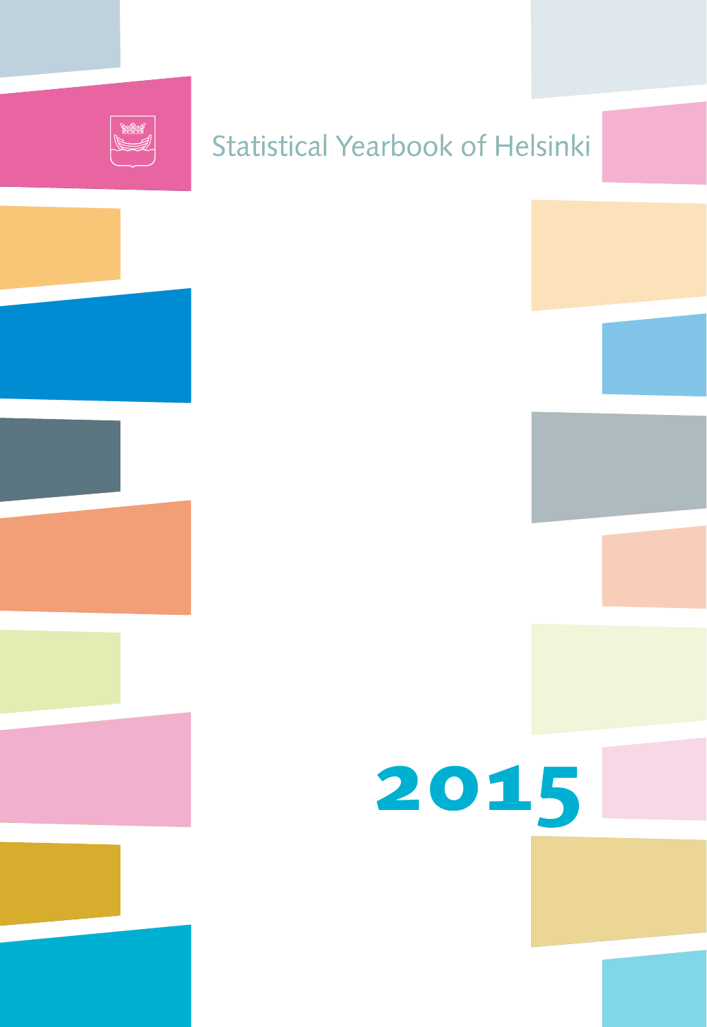# Statistical Yearbook of Helsinki

# 2015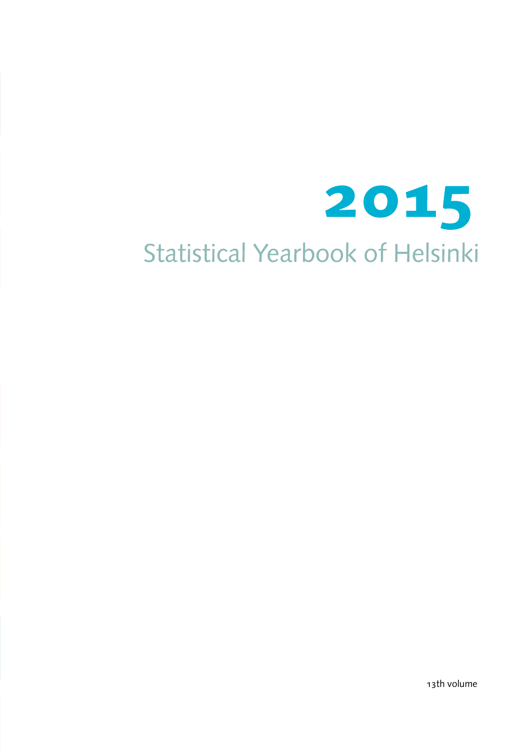# 2015

## Statistical Yearbook of Helsinki

13th volume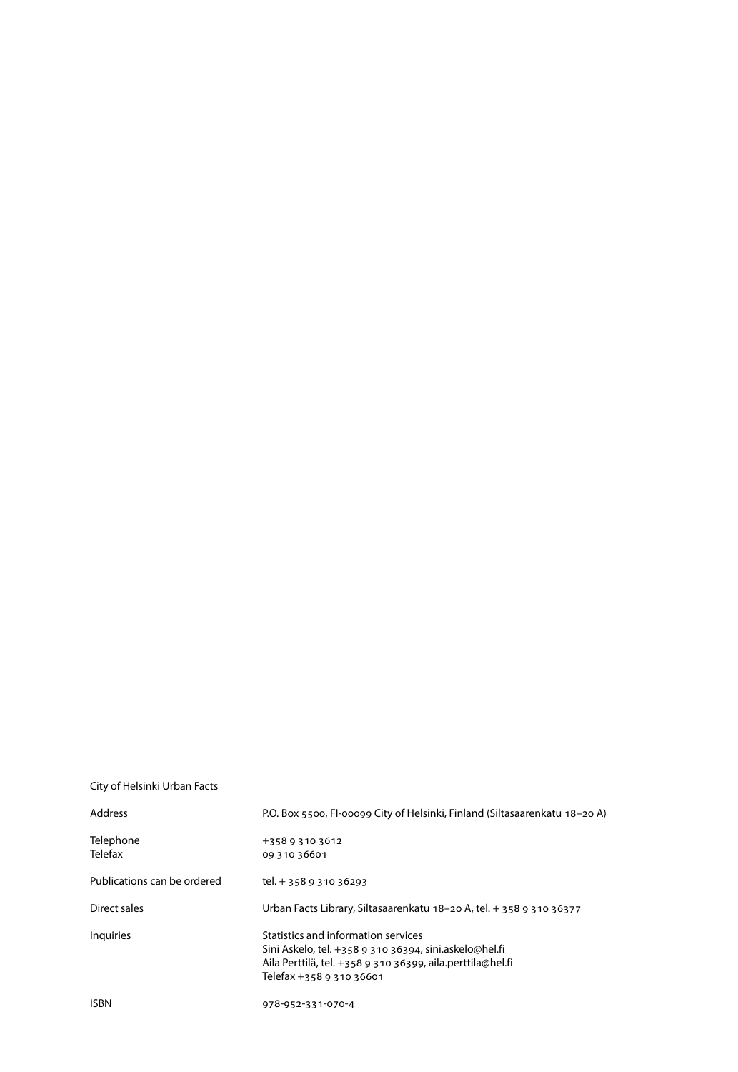City of Helsinki Urban Facts

| | |
|---|---|
| Address | P.O. Box 5500, FI-00099 City of Helsinki, Finland (Siltasaarenkatu 18–20 A) |
| Telephone<br>Telefax | +358 9 310 3612<br>09 310 36601 |
| Publications can be ordered | tel. + 358 9 310 36293 |
| Direct sales | Urban Facts Library, Siltasaarenkatu 18–20 A, tel. + 358 9 310 36377 |
| Inquiries | Statistics and information services<br>Sini Askelo, tel. +358 9 310 36394, sini.askelo@hel.fi<br>Aila Perttilä, tel. +358 9 310 36399, aila.perttila@hel.fi<br>Telefax +358 9 310 36601 |
| ISBN | 978-952-331-070-4 |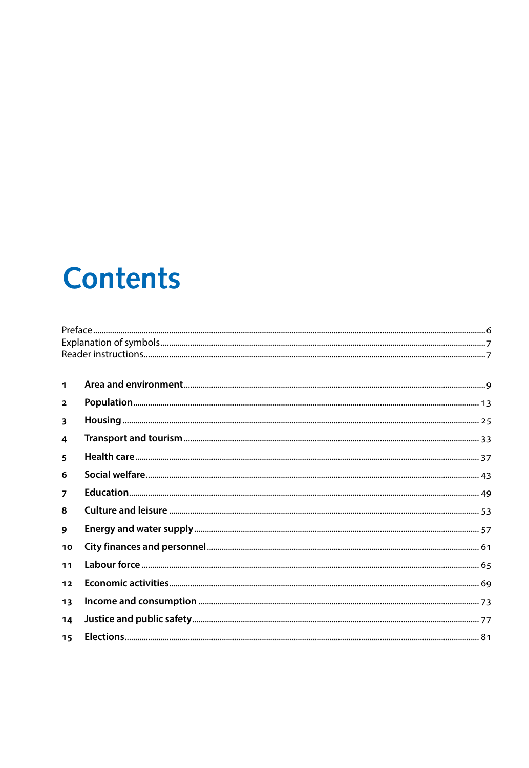# Contents

Preface ..... 6
Explanation of symbols ..... 7
Reader instructions ..... 7

1 **Area and environment** ..... 9
2 **Population** ..... 13
3 **Housing** ..... 25
4 **Transport and tourism** ..... 33
5 **Health care** ..... 37
6 **Social welfare** ..... 43
7 **Education** ..... 49
8 **Culture and leisure** ..... 53
9 **Energy and water supply** ..... 57
10 **City finances and personnel** ..... 61
11 **Labour force** ..... 65
12 **Economic activities** ..... 69
13 **Income and consumption** ..... 73
14 **Justice and public safety** ..... 77
15 **Elections** ..... 81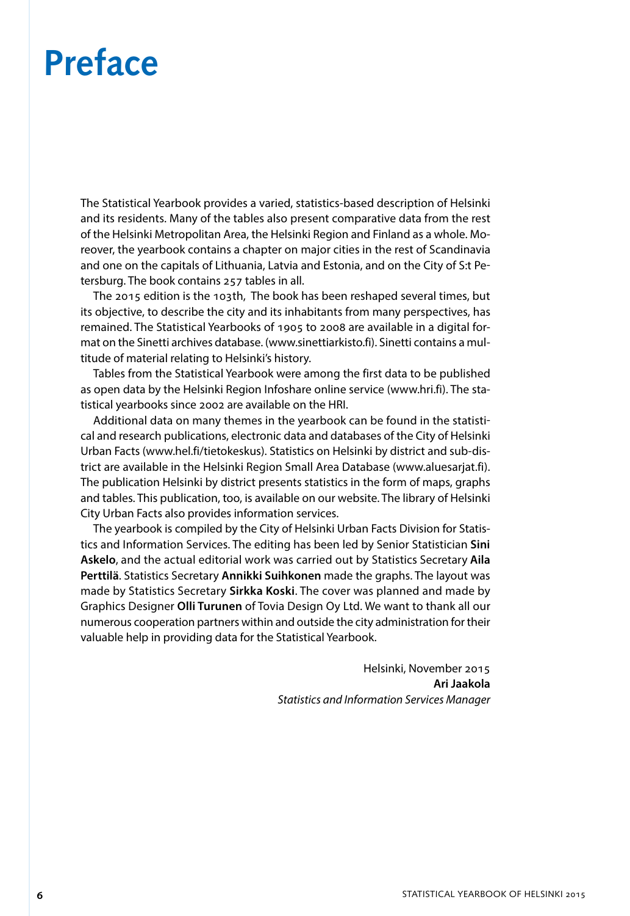# Preface

The Statistical Yearbook provides a varied, statistics-based description of Helsinki and its residents. Many of the tables also present comparative data from the rest of the Helsinki Metropolitan Area, the Helsinki Region and Finland as a whole. Moreover, the yearbook contains a chapter on major cities in the rest of Scandinavia and one on the capitals of Lithuania, Latvia and Estonia, and on the City of S:t Petersburg. The book contains 257 tables in all.

The 2015 edition is the 103th, The book has been reshaped several times, but its objective, to describe the city and its inhabitants from many perspectives, has remained. The Statistical Yearbooks of 1905 to 2008 are available in a digital format on the Sinetti archives database. (www.sinettiarkisto.fi). Sinetti contains a multitude of material relating to Helsinki's history.

Tables from the Statistical Yearbook were among the first data to be published as open data by the Helsinki Region Infoshare online service (www.hri.fi). The statistical yearbooks since 2002 are available on the HRI.

Additional data on many themes in the yearbook can be found in the statistical and research publications, electronic data and databases of the City of Helsinki Urban Facts (www.hel.fi/tietokeskus). Statistics on Helsinki by district and sub-district are available in the Helsinki Region Small Area Database (www.aluesarjat.fi). The publication Helsinki by district presents statistics in the form of maps, graphs and tables. This publication, too, is available on our website. The library of Helsinki City Urban Facts also provides information services.

The yearbook is compiled by the City of Helsinki Urban Facts Division for Statistics and Information Services. The editing has been led by Senior Statistician **Sini Askelo**, and the actual editorial work was carried out by Statistics Secretary **Aila Perttilä**. Statistics Secretary **Annikki Suihkonen** made the graphs. The layout was made by Statistics Secretary **Sirkka Koski**. The cover was planned and made by Graphics Designer **Olli Turunen** of Tovia Design Oy Ltd. We want to thank all our numerous cooperation partners within and outside the city administration for their valuable help in providing data for the Statistical Yearbook.

Helsinki, November 2015
**Ari Jaakola**
*Statistics and Information Services Manager*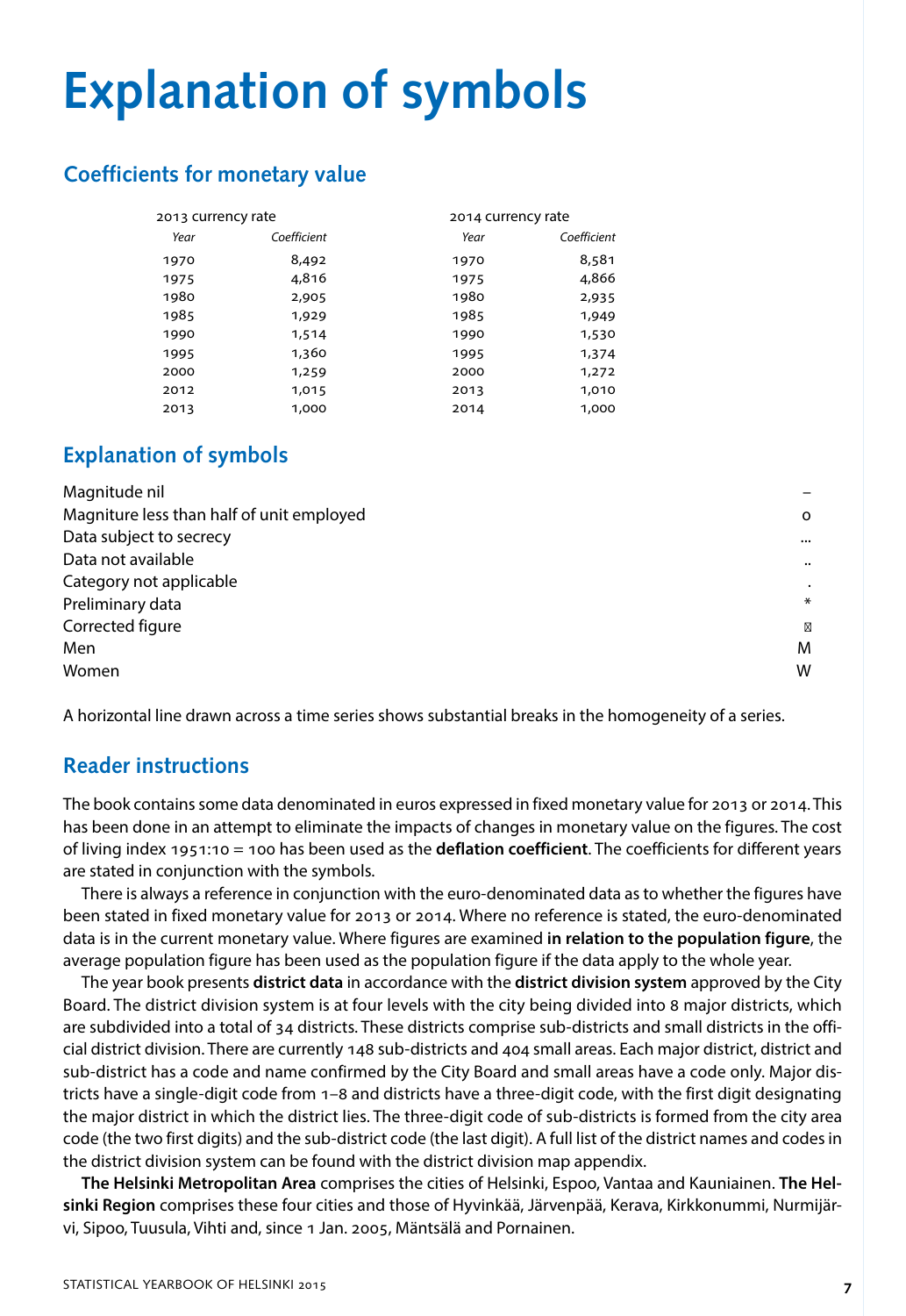# Explanation of symbols

## Coefficients for monetary value

| 2013 currency rate | | 2014 currency rate | |
|---|---|---|---|
| *Year* | *Coefficient* | *Year* | *Coefficient* |
| 1970 | 8,492 | 1970 | 8,581 |
| 1975 | 4,816 | 1975 | 4,866 |
| 1980 | 2,905 | 1980 | 2,935 |
| 1985 | 1,929 | 1985 | 1,949 |
| 1990 | 1,514 | 1990 | 1,530 |
| 1995 | 1,360 | 1995 | 1,374 |
| 2000 | 1,259 | 2000 | 1,272 |
| 2012 | 1,015 | 2013 | 1,010 |
| 2013 | 1,000 | 2014 | 1,000 |

## Explanation of symbols

| | |
|---|---|
| Magnitude nil | – |
| Magniture less than half of unit employed | o |
| Data subject to secrecy | ... |
| Data not available | .. |
| Category not applicable | . |
| Preliminary data | * |
| Corrected figure | ⊠ |
| Men | M |
| Women | W |

A horizontal line drawn across a time series shows substantial breaks in the homogeneity of a series.

## Reader instructions

The book contains some data denominated in euros expressed in fixed monetary value for 2013 or 2014. This has been done in an attempt to eliminate the impacts of changes in monetary value on the figures. The cost of living index 1951:10 = 100 has been used as the **deflation coefficient**. The coefficients for different years are stated in conjunction with the symbols.

There is always a reference in conjunction with the euro-denominated data as to whether the figures have been stated in fixed monetary value for 2013 or 2014. Where no reference is stated, the euro-denominated data is in the current monetary value. Where figures are examined **in relation to the population figure**, the average population figure has been used as the population figure if the data apply to the whole year.

The year book presents **district data** in accordance with the **district division system** approved by the City Board. The district division system is at four levels with the city being divided into 8 major districts, which are subdivided into a total of 34 districts. These districts comprise sub-districts and small districts in the official district division. There are currently 148 sub-districts and 404 small areas. Each major district, district and sub-district has a code and name confirmed by the City Board and small areas have a code only. Major districts have a single-digit code from 1–8 and districts have a three-digit code, with the first digit designating the major district in which the district lies. The three-digit code of sub-districts is formed from the city area code (the two first digits) and the sub-district code (the last digit). A full list of the district names and codes in the district division system can be found with the district division map appendix.

**The Helsinki Metropolitan Area** comprises the cities of Helsinki, Espoo, Vantaa and Kauniainen. **The Helsinki Region** comprises these four cities and those of Hyvinkää, Järvenpää, Kerava, Kirkkonummi, Nurmijärvi, Sipoo, Tuusula, Vihti and, since 1 Jan. 2005, Mäntsälä and Pornainen.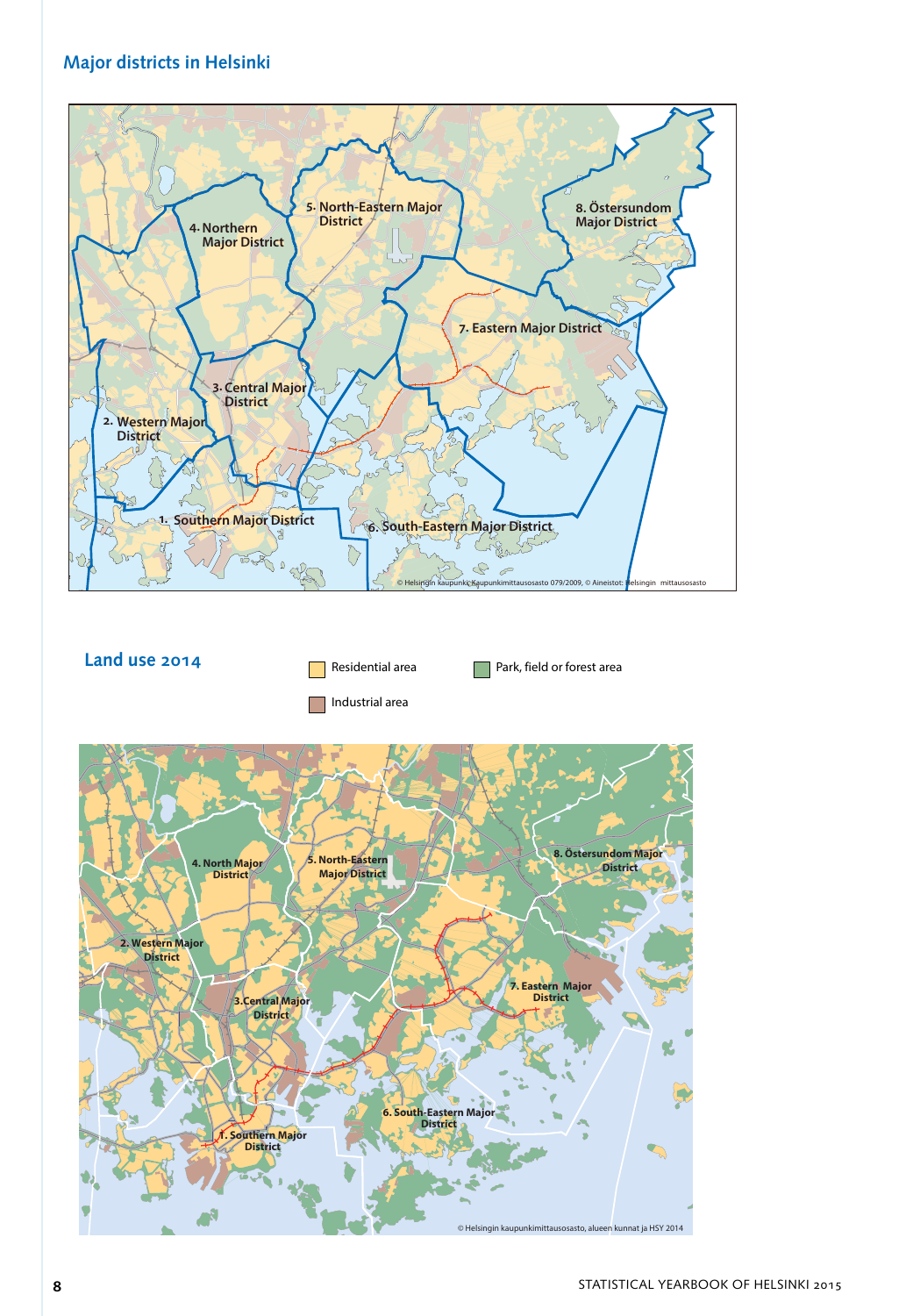## Major districts in Helsinki

1. Southern Major District
2. Western Major District
3. Central Major District
4. Northern Major District
5. North-Eastern Major District
6. South-Eastern Major District
7. Eastern Major District
8. Östersundom Major District

© Helsingin kaupunki, Kaupunkimittausosasto 079/2009, © Aineistot: Helsingin mittausosasto

## Land use 2014

Residential area

Park, field or forest area

Industrial area

1. Southern Major District
2. Western Major District
3. Central Major District
4. North Major District
5. North-Eastern Major District
6. South-Eastern Major District
7. Eastern Major District
8. Östersundom Major District

© Helsingin kaupunkimittausosasto, alueen kunnat ja HSY 2014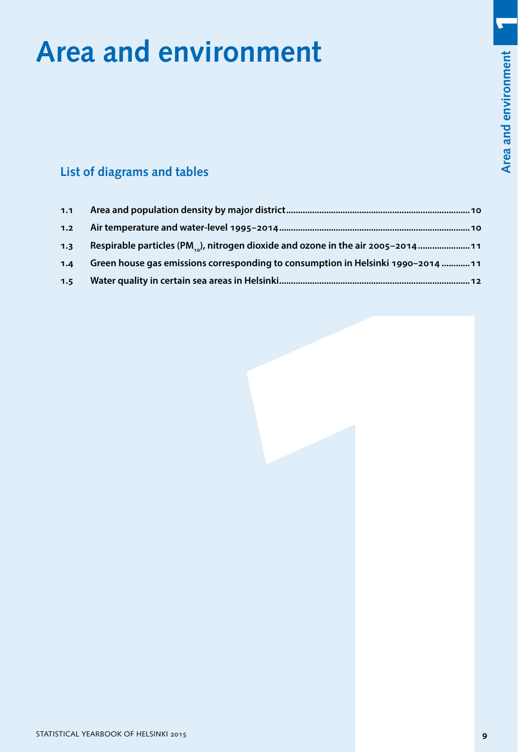# Area and environment

## List of diagrams and tables

| | | |
|---|---|---|
| 1.1 | Area and population density by major district | 10 |
| 1.2 | Air temperature and water-level 1995–2014 | 10 |
| 1.3 | Respirable particles ($PM_{10}$), nitrogen dioxide and ozone in the air 2005–2014 | 11 |
| 1.4 | Green house gas emissions corresponding to consumption in Helsinki 1990–2014 | 11 |
| 1.5 | Water quality in certain sea areas in Helsinki | 12 |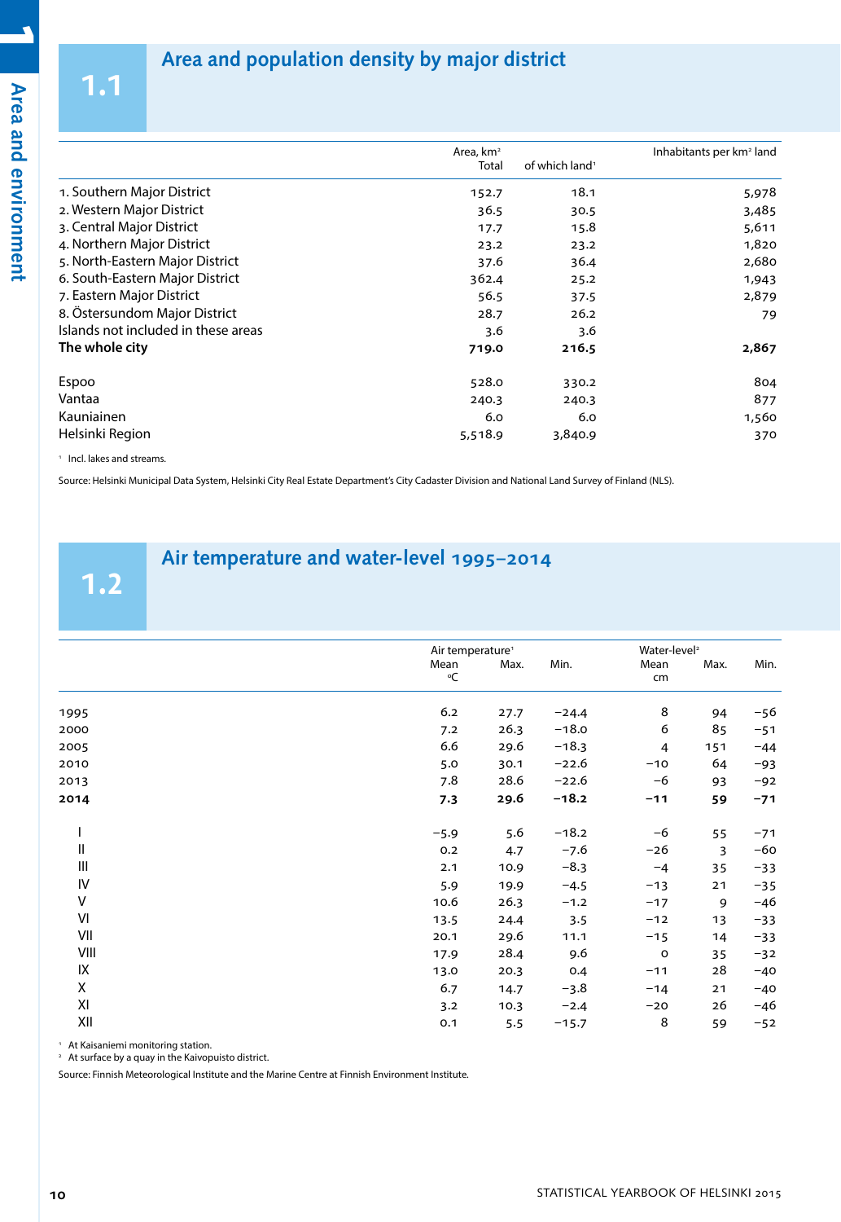## 1.1 Area and population density by major district

| | Area, km² Total | of which land[1] | Inhabitants per km² land |
|---|---|---|---|
| 1. Southern Major District | 152.7 | 18.1 | 5,978 |
| 2. Western Major District | 36.5 | 30.5 | 3,485 |
| 3. Central Major District | 17.7 | 15.8 | 5,611 |
| 4. Northern Major District | 23.2 | 23.2 | 1,820 |
| 5. North-Eastern Major District | 37.6 | 36.4 | 2,680 |
| 6. South-Eastern Major District | 362.4 | 25.2 | 1,943 |
| 7. Eastern Major District | 56.5 | 37.5 | 2,879 |
| 8. Östersundom Major District | 28.7 | 26.2 | 79 |
| Islands not included in these areas | 3.6 | 3.6 | |
| **The whole city** | **719.0** | **216.5** | **2,867** |
| | | | |
| Espoo | 528.0 | 330.2 | 804 |
| Vantaa | 240.3 | 240.3 | 877 |
| Kauniainen | 6.0 | 6.0 | 1,560 |
| Helsinki Region | 5,518.9 | 3,840.9 | 370 |

[1] Incl. lakes and streams.

Source: Helsinki Municipal Data System, Helsinki City Real Estate Department's City Cadaster Division and National Land Survey of Finland (NLS).

## 1.2 Air temperature and water-level 1995–2014

| | Air temperature[1] Mean °C | Max. | Min. | Water-level[2] Mean cm | Max. | Min. |
|---|---|---|---|---|---|---|
| 1995 | 6.2 | 27.7 | −24.4 | 8 | 94 | −56 |
| 2000 | 7.2 | 26.3 | −18.0 | 6 | 85 | −51 |
| 2005 | 6.6 | 29.6 | −18.3 | 4 | 151 | −44 |
| 2010 | 5.0 | 30.1 | −22.6 | −10 | 64 | −93 |
| 2013 | 7.8 | 28.6 | −22.6 | −6 | 93 | −92 |
| **2014** | **7.3** | **29.6** | **−18.2** | **−11** | **59** | **−71** |
| | | | | | | |
| I | −5.9 | 5.6 | −18.2 | −6 | 55 | −71 |
| II | 0.2 | 4.7 | −7.6 | −26 | 3 | −60 |
| III | 2.1 | 10.9 | −8.3 | −4 | 35 | −33 |
| IV | 5.9 | 19.9 | −4.5 | −13 | 21 | −35 |
| V | 10.6 | 26.3 | −1.2 | −17 | 9 | −46 |
| VI | 13.5 | 24.4 | 3.5 | −12 | 13 | −33 |
| VII | 20.1 | 29.6 | 11.1 | −15 | 14 | −33 |
| VIII | 17.9 | 28.4 | 9.6 | 0 | 35 | −32 |
| IX | 13.0 | 20.3 | 0.4 | −11 | 28 | −40 |
| X | 6.7 | 14.7 | −3.8 | −14 | 21 | −40 |
| XI | 3.2 | 10.3 | −2.4 | −20 | 26 | −46 |
| XII | 0.1 | 5.5 | −15.7 | 8 | 59 | −52 |

[1] At Kaisaniemi monitoring station.
[2] At surface by a quay in the Kaivopuisto district.

Source: Finnish Meteorological Institute and the Marine Centre at Finnish Environment Institute.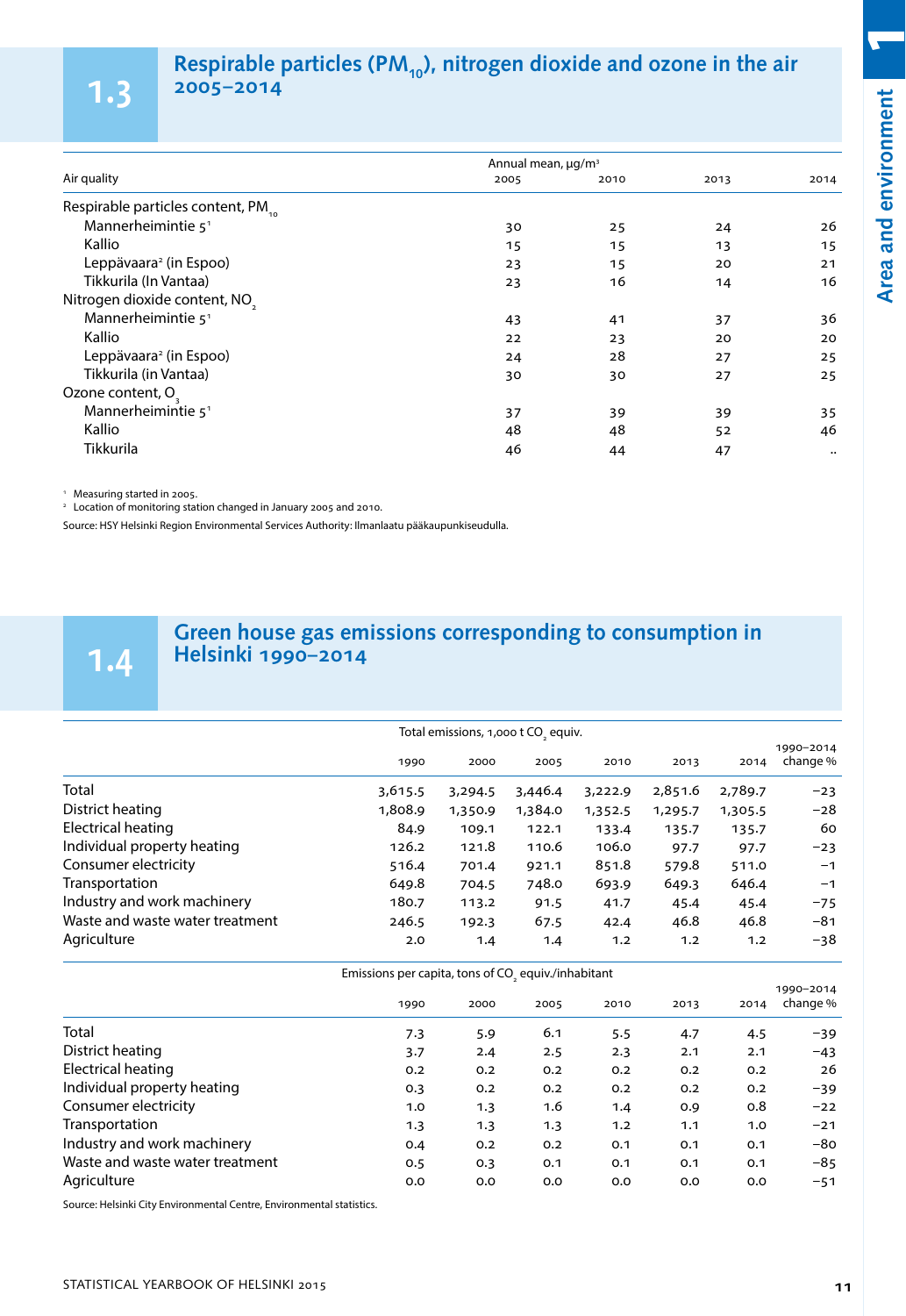## 1.3 Respirable particles ($PM_{10}$), nitrogen dioxide and ozone in the air 2005–2014

| Air quality | Annual mean, µg/m³ 2005 | 2010 | 2013 | 2014 |
|---|---|---|---|---|
| Respirable particles content, $PM_{10}$ | | | | |
| Mannerheimintie 5[1] | 30 | 25 | 24 | 26 |
| Kallio | 15 | 15 | 13 | 15 |
| Leppävaara[2] (in Espoo) | 23 | 15 | 20 | 21 |
| Tikkurila (In Vantaa) | 23 | 16 | 14 | 16 |
| Nitrogen dioxide content, $NO_2$ | | | | |
| Mannerheimintie 5[1] | 43 | 41 | 37 | 36 |
| Kallio | 22 | 23 | 20 | 20 |
| Leppävaara[2] (in Espoo) | 24 | 28 | 27 | 25 |
| Tikkurila (in Vantaa) | 30 | 30 | 27 | 25 |
| Ozone content, $O_3$ | | | | |
| Mannerheimintie 5[1] | 37 | 39 | 39 | 35 |
| Kallio | 48 | 48 | 52 | 46 |
| Tikkurila | 46 | 44 | 47 | .. |

[1] Measuring started in 2005.
[2] Location of monitoring station changed in January 2005 and 2010.

Source: HSY Helsinki Region Environmental Services Authority: Ilmanlaatu pääkaupunkiseudulla.

## 1.4 Green house gas emissions corresponding to consumption in Helsinki 1990–2014

| | Total emissions, 1,000 t $CO_2$ equiv. 1990 | 2000 | 2005 | 2010 | 2013 | 2014 | 1990–2014 change % |
|---|---|---|---|---|---|---|---|
| Total | 3,615.5 | 3,294.5 | 3,446.4 | 3,222.9 | 2,851.6 | 2,789.7 | −23 |
| District heating | 1,808.9 | 1,350.9 | 1,384.0 | 1,352.5 | 1,295.7 | 1,305.5 | −28 |
| Electrical heating | 84.9 | 109.1 | 122.1 | 133.4 | 135.7 | 135.7 | 60 |
| Individual property heating | 126.2 | 121.8 | 110.6 | 106.0 | 97.7 | 97.7 | −23 |
| Consumer electricity | 516.4 | 701.4 | 921.1 | 851.8 | 579.8 | 511.0 | −1 |
| Transportation | 649.8 | 704.5 | 748.0 | 693.9 | 649.3 | 646.4 | −1 |
| Industry and work machinery | 180.7 | 113.2 | 91.5 | 41.7 | 45.4 | 45.4 | −75 |
| Waste and waste water treatment | 246.5 | 192.3 | 67.5 | 42.4 | 46.8 | 46.8 | −81 |
| Agriculture | 2.0 | 1.4 | 1.4 | 1.2 | 1.2 | 1.2 | −38 |

| | Emissions per capita, tons of $CO_2$ equiv./inhabitant 1990 | 2000 | 2005 | 2010 | 2013 | 2014 | 1990–2014 change % |
|---|---|---|---|---|---|---|---|
| Total | 7.3 | 5.9 | 6.1 | 5.5 | 4.7 | 4.5 | −39 |
| District heating | 3.7 | 2.4 | 2.5 | 2.3 | 2.1 | 2.1 | −43 |
| Electrical heating | 0.2 | 0.2 | 0.2 | 0.2 | 0.2 | 0.2 | 26 |
| Individual property heating | 0.3 | 0.2 | 0.2 | 0.2 | 0.2 | 0.2 | −39 |
| Consumer electricity | 1.0 | 1.3 | 1.6 | 1.4 | 0.9 | 0.8 | −22 |
| Transportation | 1.3 | 1.3 | 1.3 | 1.2 | 1.1 | 1.0 | −21 |
| Industry and work machinery | 0.4 | 0.2 | 0.2 | 0.1 | 0.1 | 0.1 | −80 |
| Waste and waste water treatment | 0.5 | 0.3 | 0.1 | 0.1 | 0.1 | 0.1 | −85 |
| Agriculture | 0.0 | 0.0 | 0.0 | 0.0 | 0.0 | 0.0 | −51 |

Source: Helsinki City Environmental Centre, Environmental statistics.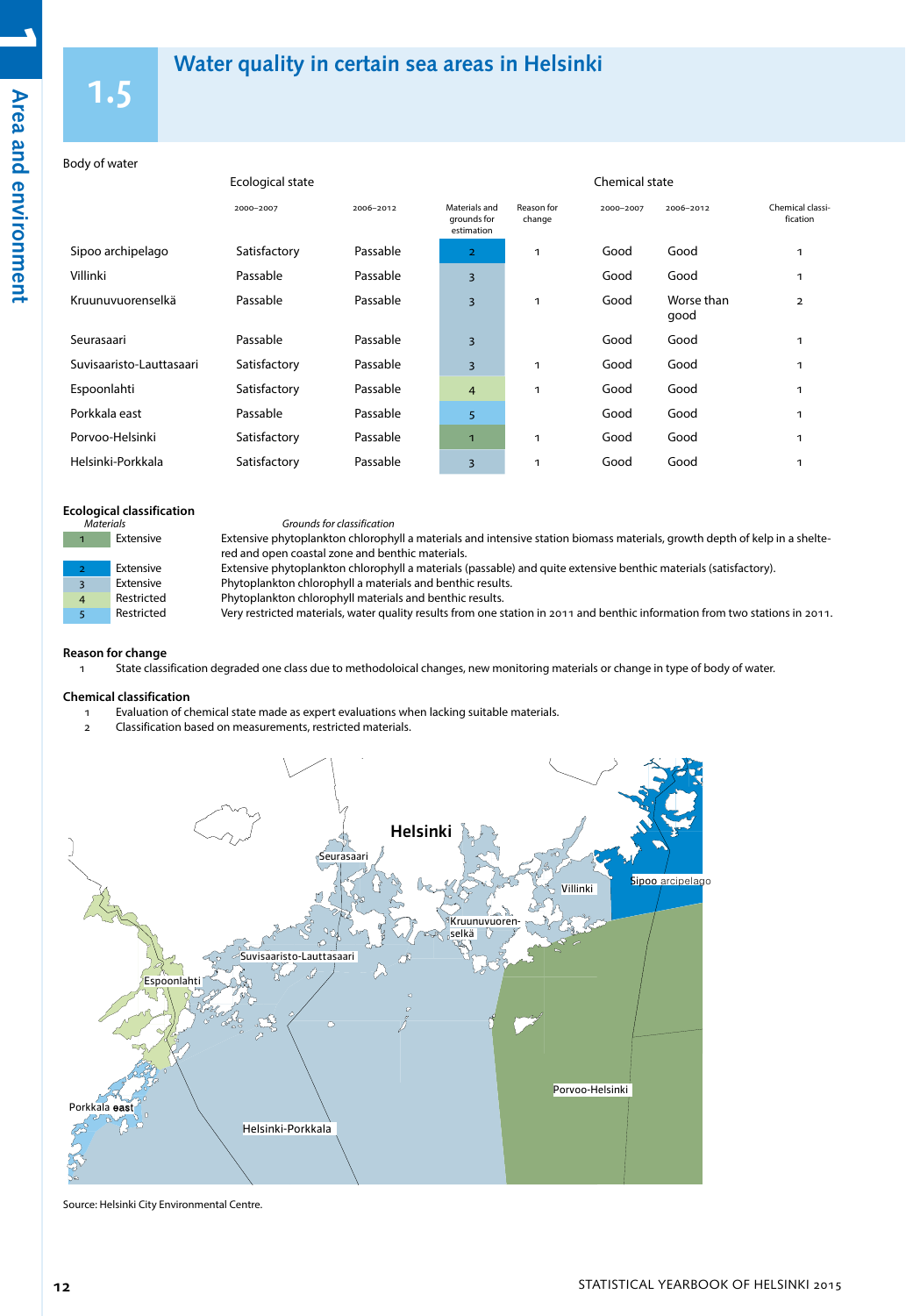# 1.5 Water quality in certain sea areas in Helsinki

| Body of water | Ecological state | | | | Chemical state | | |
|---|---|---|---|---|---|---|---|
| | 2000–2007 | 2006–2012 | Materials and grounds for estimation | Reason for change | 2000–2007 | 2006–2012 | Chemical classification |
| Sipoo archipelago | Satisfactory | Passable | 2 | 1 | Good | Good | 1 |
| Villinki | Passable | Passable | 3 | | Good | Good | 1 |
| Kruunuvuorenselkä | Passable | Passable | 3 | 1 | Good | Worse than good | 2 |
| Seurasaari | Passable | Passable | 3 | | Good | Good | 1 |
| Suvisaaristo-Lauttasaari | Satisfactory | Passable | 3 | 1 | Good | Good | 1 |
| Espoonlahti | Satisfactory | Passable | 4 | 1 | Good | Good | 1 |
| Porkkala east | Passable | Passable | 5 | | Good | Good | 1 |
| Porvoo-Helsinki | Satisfactory | Passable | 1 | 1 | Good | Good | 1 |
| Helsinki-Porkkala | Satisfactory | Passable | 3 | 1 | Good | Good | 1 |

**Ecological classification**

| *Materials* | | *Grounds for classification* |
|---|---|---|
| 1 | Extensive | Extensive phytoplankton chlorophyll a materials and intensive station biomass materials, growth depth of kelp in a sheltered and open coastal zone and benthic materials. |
| 2 | Extensive | Extensive phytoplankton chlorophyll a materials (passable) and quite extensive benthic materials (satisfactory). |
| 3 | Extensive | Phytoplankton chlorophyll a materials and benthic results. |
| 4 | Restricted | Phytoplankton chlorophyll materials and benthic results. |
| 5 | Restricted | Very restricted materials, water quality results from one station in 2011 and benthic information from two stations in 2011. |

**Reason for change**

1 State classification degraded one class due to methodoloical changes, new monitoring materials or change in type of body of water.

**Chemical classification**

1 Evaluation of chemical state made as expert evaluations when lacking suitable materials.
2 Classification based on measurements, restricted materials.

Source: Helsinki City Environmental Centre.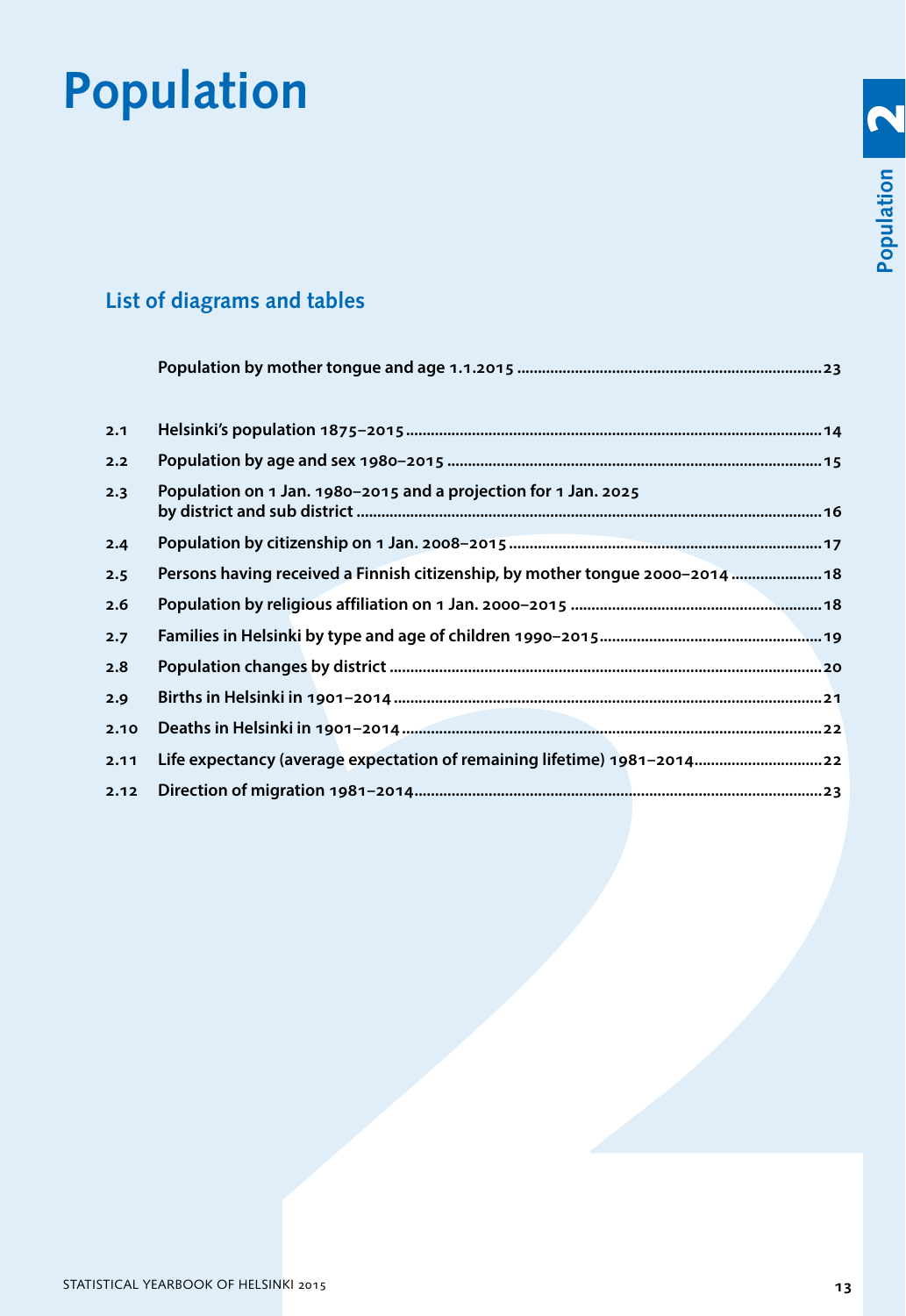# Population

## List of diagrams and tables

| | | |
|---|---|---|
| | Population by mother tongue and age 1.1.2015 | 23 |
| 2.1 | Helsinki's population 1875–2015 | 14 |
| 2.2 | Population by age and sex 1980–2015 | 15 |
| 2.3 | Population on 1 Jan. 1980–2015 and a projection for 1 Jan. 2025 by district and sub district | 16 |
| 2.4 | Population by citizenship on 1 Jan. 2008–2015 | 17 |
| 2.5 | Persons having received a Finnish citizenship, by mother tongue 2000–2014 | 18 |
| 2.6 | Population by religious affiliation on 1 Jan. 2000–2015 | 18 |
| 2.7 | Families in Helsinki by type and age of children 1990–2015 | 19 |
| 2.8 | Population changes by district | 20 |
| 2.9 | Births in Helsinki in 1901–2014 | 21 |
| 2.10 | Deaths in Helsinki in 1901–2014 | 22 |
| 2.11 | Life expectancy (average expectation of remaining lifetime) 1981–2014 | 22 |
| 2.12 | Direction of migration 1981–2014 | 23 |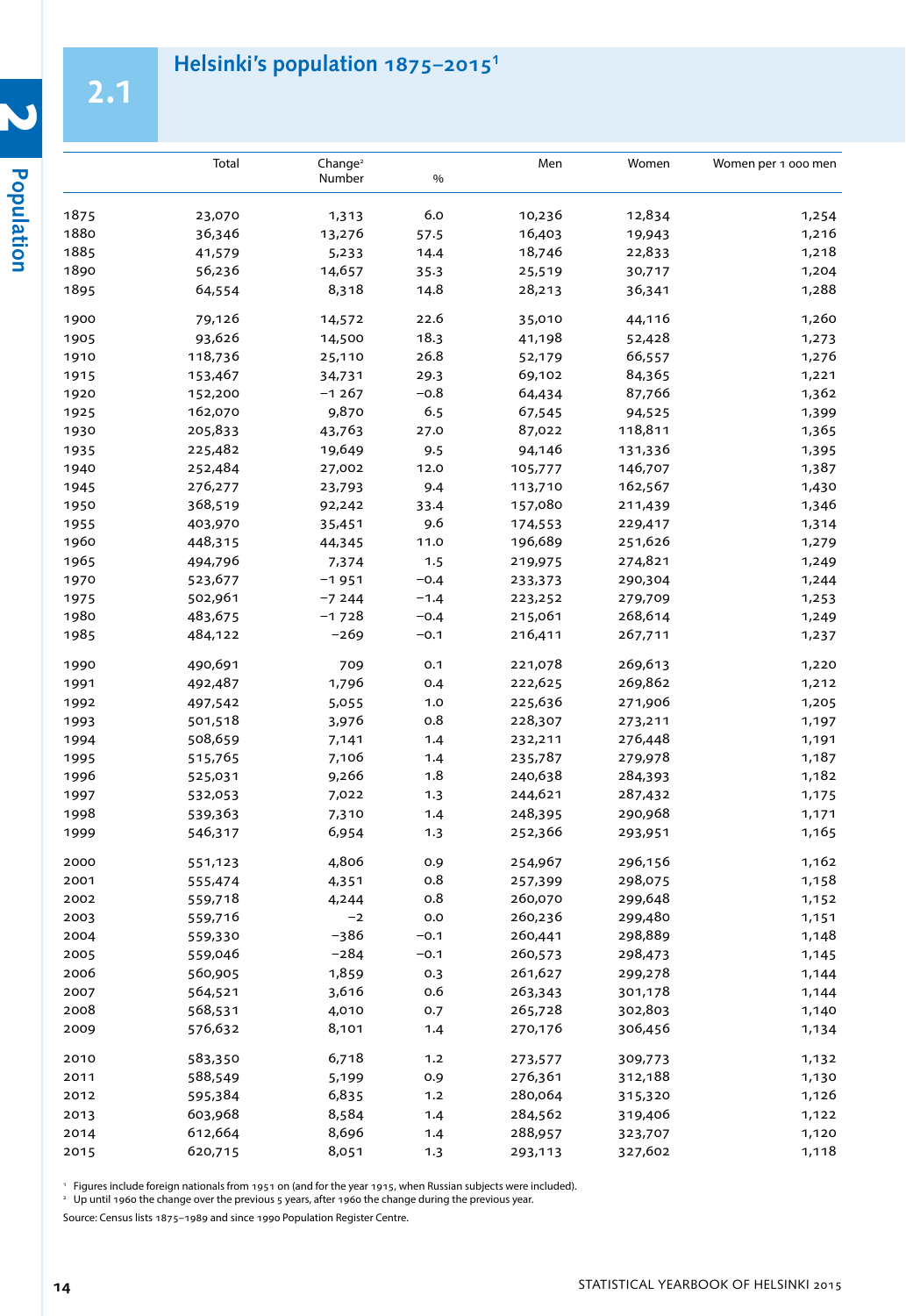## 2.1 Helsinki's population 1875–2015[1]

| | Total | Change[2] Number | % | Men | Women | Women per 1 000 men |
|---|---|---|---|---|---|---|
| 1875 | 23,070 | 1,313 | 6.0 | 10,236 | 12,834 | 1,254 |
| 1880 | 36,346 | 13,276 | 57.5 | 16,403 | 19,943 | 1,216 |
| 1885 | 41,579 | 5,233 | 14.4 | 18,746 | 22,833 | 1,218 |
| 1890 | 56,236 | 14,657 | 35.3 | 25,519 | 30,717 | 1,204 |
| 1895 | 64,554 | 8,318 | 14.8 | 28,213 | 36,341 | 1,288 |
| 1900 | 79,126 | 14,572 | 22.6 | 35,010 | 44,116 | 1,260 |
| 1905 | 93,626 | 14,500 | 18.3 | 41,198 | 52,428 | 1,273 |
| 1910 | 118,736 | 25,110 | 26.8 | 52,179 | 66,557 | 1,276 |
| 1915 | 153,467 | 34,731 | 29.3 | 69,102 | 84,365 | 1,221 |
| 1920 | 152,200 | −1 267 | −0.8 | 64,434 | 87,766 | 1,362 |
| 1925 | 162,070 | 9,870 | 6.5 | 67,545 | 94,525 | 1,399 |
| 1930 | 205,833 | 43,763 | 27.0 | 87,022 | 118,811 | 1,365 |
| 1935 | 225,482 | 19,649 | 9.5 | 94,146 | 131,336 | 1,395 |
| 1940 | 252,484 | 27,002 | 12.0 | 105,777 | 146,707 | 1,387 |
| 1945 | 276,277 | 23,793 | 9.4 | 113,710 | 162,567 | 1,430 |
| 1950 | 368,519 | 92,242 | 33.4 | 157,080 | 211,439 | 1,346 |
| 1955 | 403,970 | 35,451 | 9.6 | 174,553 | 229,417 | 1,314 |
| 1960 | 448,315 | 44,345 | 11.0 | 196,689 | 251,626 | 1,279 |
| 1965 | 494,796 | 7,374 | 1.5 | 219,975 | 274,821 | 1,249 |
| 1970 | 523,677 | −1 951 | −0.4 | 233,373 | 290,304 | 1,244 |
| 1975 | 502,961 | −7 244 | −1.4 | 223,252 | 279,709 | 1,253 |
| 1980 | 483,675 | −1 728 | −0.4 | 215,061 | 268,614 | 1,249 |
| 1985 | 484,122 | −269 | −0.1 | 216,411 | 267,711 | 1,237 |
| 1990 | 490,691 | 709 | 0.1 | 221,078 | 269,613 | 1,220 |
| 1991 | 492,487 | 1,796 | 0.4 | 222,625 | 269,862 | 1,212 |
| 1992 | 497,542 | 5,055 | 1.0 | 225,636 | 271,906 | 1,205 |
| 1993 | 501,518 | 3,976 | 0.8 | 228,307 | 273,211 | 1,197 |
| 1994 | 508,659 | 7,141 | 1.4 | 232,211 | 276,448 | 1,191 |
| 1995 | 515,765 | 7,106 | 1.4 | 235,787 | 279,978 | 1,187 |
| 1996 | 525,031 | 9,266 | 1.8 | 240,638 | 284,393 | 1,182 |
| 1997 | 532,053 | 7,022 | 1.3 | 244,621 | 287,432 | 1,175 |
| 1998 | 539,363 | 7,310 | 1.4 | 248,395 | 290,968 | 1,171 |
| 1999 | 546,317 | 6,954 | 1.3 | 252,366 | 293,951 | 1,165 |
| 2000 | 551,123 | 4,806 | 0.9 | 254,967 | 296,156 | 1,162 |
| 2001 | 555,474 | 4,351 | 0.8 | 257,399 | 298,075 | 1,158 |
| 2002 | 559,718 | 4,244 | 0.8 | 260,070 | 299,648 | 1,152 |
| 2003 | 559,716 | −2 | 0.0 | 260,236 | 299,480 | 1,151 |
| 2004 | 559,330 | −386 | −0.1 | 260,441 | 298,889 | 1,148 |
| 2005 | 559,046 | −284 | −0.1 | 260,573 | 298,473 | 1,145 |
| 2006 | 560,905 | 1,859 | 0.3 | 261,627 | 299,278 | 1,144 |
| 2007 | 564,521 | 3,616 | 0.6 | 263,343 | 301,178 | 1,144 |
| 2008 | 568,531 | 4,010 | 0.7 | 265,728 | 302,803 | 1,140 |
| 2009 | 576,632 | 8,101 | 1.4 | 270,176 | 306,456 | 1,134 |
| 2010 | 583,350 | 6,718 | 1.2 | 273,577 | 309,773 | 1,132 |
| 2011 | 588,549 | 5,199 | 0.9 | 276,361 | 312,188 | 1,130 |
| 2012 | 595,384 | 6,835 | 1.2 | 280,064 | 315,320 | 1,126 |
| 2013 | 603,968 | 8,584 | 1.4 | 284,562 | 319,406 | 1,122 |
| 2014 | 612,664 | 8,696 | 1.4 | 288,957 | 323,707 | 1,120 |
| 2015 | 620,715 | 8,051 | 1.3 | 293,113 | 327,602 | 1,118 |

[1] Figures include foreign nationals from 1951 on (and for the year 1915, when Russian subjects were included).
[2] Up until 1960 the change over the previous 5 years, after 1960 the change during the previous year.

Source: Census lists 1875–1989 and since 1990 Population Register Centre.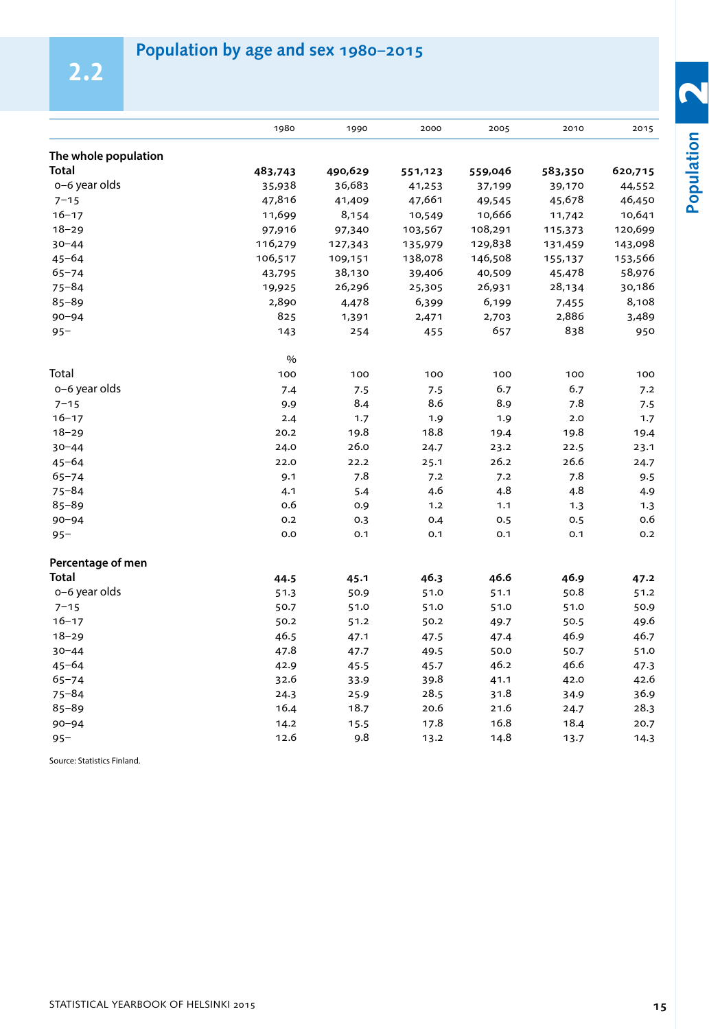## 2.2 Population by age and sex 1980–2015

| | 1980 | 1990 | 2000 | 2005 | 2010 | 2015 |
|---|---|---|---|---|---|---|
| **The whole population** | | | | | | |
| **Total** | **483,743** | **490,629** | **551,123** | **559,046** | **583,350** | **620,715** |
| 0–6 year olds | 35,938 | 36,683 | 41,253 | 37,199 | 39,170 | 44,552 |
| 7–15 | 47,816 | 41,409 | 47,661 | 49,545 | 45,678 | 46,450 |
| 16–17 | 11,699 | 8,154 | 10,549 | 10,666 | 11,742 | 10,641 |
| 18–29 | 97,916 | 97,340 | 103,567 | 108,291 | 115,373 | 120,699 |
| 30–44 | 116,279 | 127,343 | 135,979 | 129,838 | 131,459 | 143,098 |
| 45–64 | 106,517 | 109,151 | 138,078 | 146,508 | 155,137 | 153,566 |
| 65–74 | 43,795 | 38,130 | 39,406 | 40,509 | 45,478 | 58,976 |
| 75–84 | 19,925 | 26,296 | 25,305 | 26,931 | 28,134 | 30,186 |
| 85–89 | 2,890 | 4,478 | 6,399 | 6,199 | 7,455 | 8,108 |
| 90–94 | 825 | 1,391 | 2,471 | 2,703 | 2,886 | 3,489 |
| 95– | 143 | 254 | 455 | 657 | 838 | 950 |
| | % | | | | | |
| Total | 100 | 100 | 100 | 100 | 100 | 100 |
| 0–6 year olds | 7.4 | 7.5 | 7.5 | 6.7 | 6.7 | 7.2 |
| 7–15 | 9.9 | 8.4 | 8.6 | 8.9 | 7.8 | 7.5 |
| 16–17 | 2.4 | 1.7 | 1.9 | 1.9 | 2.0 | 1.7 |
| 18–29 | 20.2 | 19.8 | 18.8 | 19.4 | 19.8 | 19.4 |
| 30–44 | 24.0 | 26.0 | 24.7 | 23.2 | 22.5 | 23.1 |
| 45–64 | 22.0 | 22.2 | 25.1 | 26.2 | 26.6 | 24.7 |
| 65–74 | 9.1 | 7.8 | 7.2 | 7.2 | 7.8 | 9.5 |
| 75–84 | 4.1 | 5.4 | 4.6 | 4.8 | 4.8 | 4.9 |
| 85–89 | 0.6 | 0.9 | 1.2 | 1.1 | 1.3 | 1.3 |
| 90–94 | 0.2 | 0.3 | 0.4 | 0.5 | 0.5 | 0.6 |
| 95– | 0.0 | 0.1 | 0.1 | 0.1 | 0.1 | 0.2 |
| **Percentage of men** | | | | | | |
| **Total** | **44.5** | **45.1** | **46.3** | **46.6** | **46.9** | **47.2** |
| 0–6 year olds | 51.3 | 50.9 | 51.0 | 51.1 | 50.8 | 51.2 |
| 7–15 | 50.7 | 51.0 | 51.0 | 51.0 | 51.0 | 50.9 |
| 16–17 | 50.2 | 51.2 | 50.2 | 49.7 | 50.5 | 49.6 |
| 18–29 | 46.5 | 47.1 | 47.5 | 47.4 | 46.9 | 46.7 |
| 30–44 | 47.8 | 47.7 | 49.5 | 50.0 | 50.7 | 51.0 |
| 45–64 | 42.9 | 45.5 | 45.7 | 46.2 | 46.6 | 47.3 |
| 65–74 | 32.6 | 33.9 | 39.8 | 41.1 | 42.0 | 42.6 |
| 75–84 | 24.3 | 25.9 | 28.5 | 31.8 | 34.9 | 36.9 |
| 85–89 | 16.4 | 18.7 | 20.6 | 21.6 | 24.7 | 28.3 |
| 90–94 | 14.2 | 15.5 | 17.8 | 16.8 | 18.4 | 20.7 |
| 95– | 12.6 | 9.8 | 13.2 | 14.8 | 13.7 | 14.3 |

Source: Statistics Finland.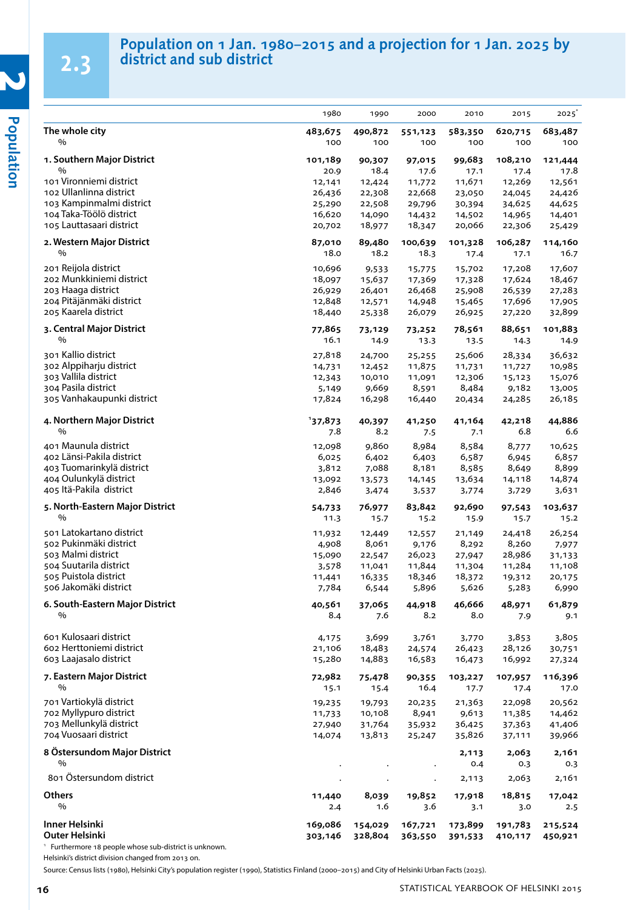## 2.3 Population on 1 Jan. 1980–2015 and a projection for 1 Jan. 2025 by district and sub district

| | 1980 | 1990 | 2000 | 2010 | 2015 | 2025* |
|---|---|---|---|---|---|---|
| **The whole city** | **483,675** | **490,872** | **551,123** | **583,350** | **620,715** | **683,487** |
| % | 100 | 100 | 100 | 100 | 100 | 100 |
| **1. Southern Major District** | **101,189** | **90,307** | **97,015** | **99,683** | **108,210** | **121,444** |
| % | 20.9 | 18.4 | 17.6 | 17.1 | 17.4 | 17.8 |
| 101 Vironniemi district | 12,141 | 12,424 | 11,772 | 11,671 | 12,269 | 12,561 |
| 102 Ullanlinna district | 26,436 | 22,308 | 22,668 | 23,050 | 24,045 | 24,426 |
| 103 Kampinmalmi district | 25,290 | 22,508 | 29,796 | 30,394 | 34,625 | 44,625 |
| 104 Taka-Töölö district | 16,620 | 14,090 | 14,432 | 14,502 | 14,965 | 14,401 |
| 105 Lauttasaari district | 20,702 | 18,977 | 18,347 | 20,066 | 22,306 | 25,429 |
| **2. Western Major District** | **87,010** | **89,480** | **100,639** | **101,328** | **106,287** | **114,160** |
| % | 18.0 | 18.2 | 18.3 | 17.4 | 17.1 | 16.7 |
| 201 Reijola district | 10,696 | 9,533 | 15,775 | 15,702 | 17,208 | 17,607 |
| 202 Munkkiniemi district | 18,097 | 15,637 | 17,369 | 17,328 | 17,624 | 18,467 |
| 203 Haaga district | 26,929 | 26,401 | 26,468 | 25,908 | 26,539 | 27,283 |
| 204 Pitäjänmäki district | 12,848 | 12,571 | 14,948 | 15,465 | 17,696 | 17,905 |
| 205 Kaarela district | 18,440 | 25,338 | 26,079 | 26,925 | 27,220 | 32,899 |
| **3. Central Major District** | **77,865** | **73,129** | **73,252** | **78,561** | **88,651** | **101,883** |
| % | 16.1 | 14.9 | 13.3 | 13.5 | 14.3 | 14.9 |
| 301 Kallio district | 27,818 | 24,700 | 25,255 | 25,606 | 28,334 | 36,632 |
| 302 Alppiharju district | 14,731 | 12,452 | 11,875 | 11,731 | 11,727 | 10,985 |
| 303 Vallila district | 12,343 | 10,010 | 11,091 | 12,306 | 15,123 | 15,076 |
| 304 Pasila district | 5,149 | 9,669 | 8,591 | 8,484 | 9,182 | 13,005 |
| 305 Vanhakaupunki district | 17,824 | 16,298 | 16,440 | 20,434 | 24,285 | 26,185 |
| **4. Northern Major District** | **[1]37,873** | **40,397** | **41,250** | **41,164** | **42,218** | **44,886** |
| % | 7.8 | 8.2 | 7.5 | 7.1 | 6.8 | 6.6 |
| 401 Maunula district | 12,098 | 9,860 | 8,984 | 8,584 | 8,777 | 10,625 |
| 402 Länsi-Pakila district | 6,025 | 6,402 | 6,403 | 6,587 | 6,945 | 6,857 |
| 403 Tuomarinkylä district | 3,812 | 7,088 | 8,181 | 8,585 | 8,649 | 8,899 |
| 404 Oulunkylä district | 13,092 | 13,573 | 14,145 | 13,634 | 14,118 | 14,874 |
| 405 Itä-Pakila district | 2,846 | 3,474 | 3,537 | 3,774 | 3,729 | 3,631 |
| **5. North-Eastern Major District** | **54,733** | **76,977** | **83,842** | **92,690** | **97,543** | **103,637** |
| % | 11.3 | 15.7 | 15.2 | 15.9 | 15.7 | 15.2 |
| 501 Latokartano district | 11,932 | 12,449 | 12,557 | 21,149 | 24,418 | 26,254 |
| 502 Pukinmäki district | 4,908 | 8,061 | 9,176 | 8,292 | 8,260 | 7,977 |
| 503 Malmi district | 15,090 | 22,547 | 26,023 | 27,947 | 28,986 | 31,133 |
| 504 Suutarila district | 3,578 | 11,041 | 11,844 | 11,304 | 11,284 | 11,108 |
| 505 Puistola district | 11,441 | 16,335 | 18,346 | 18,372 | 19,312 | 20,175 |
| 506 Jakomäki district | 7,784 | 6,544 | 5,896 | 5,626 | 5,283 | 6,990 |
| **6. South-Eastern Major District** | **40,561** | **37,065** | **44,918** | **46,666** | **48,971** | **61,879** |
| % | 8.4 | 7.6 | 8.2 | 8.0 | 7.9 | 9.1 |
| 601 Kulosaari district | 4,175 | 3,699 | 3,761 | 3,770 | 3,853 | 3,805 |
| 602 Herttoniemi district | 21,106 | 18,483 | 24,574 | 26,423 | 28,126 | 30,751 |
| 603 Laajasalo district | 15,280 | 14,883 | 16,583 | 16,473 | 16,992 | 27,324 |
| **7. Eastern Major District** | **72,982** | **75,478** | **90,355** | **103,227** | **107,957** | **116,396** |
| % | 15.1 | 15.4 | 16.4 | 17.7 | 17.4 | 17.0 |
| 701 Vartiokylä district | 19,235 | 19,793 | 20,235 | 21,363 | 22,098 | 20,562 |
| 702 Myllypuro district | 11,733 | 10,108 | 8,941 | 9,613 | 11,385 | 14,462 |
| 703 Mellunkylä district | 27,940 | 31,764 | 35,932 | 36,425 | 37,363 | 41,406 |
| 704 Vuosaari district | 14,074 | 13,813 | 25,247 | 35,826 | 37,111 | 39,966 |
| **8 Östersundom Major District** | | | | **2,113** | **2,063** | **2,161** |
| % | . | . | . | 0.4 | 0.3 | 0.3 |
| 801 Östersundom district | . | . | . | 2,113 | 2,063 | 2,161 |
| **Others** | **11,440** | **8,039** | **19,852** | **17,918** | **18,815** | **17,042** |
| % | 2.4 | 1.6 | 3.6 | 3.1 | 3.0 | 2.5 |
| **Inner Helsinki** | **169,086** | **154,029** | **167,721** | **173,899** | **191,783** | **215,524** |
| **Outer Helsinki** | **303,146** | **328,804** | **363,550** | **391,533** | **410,117** | **450,921** |

[1] Furthermore 18 people whose sub-district is unknown.

Helsinki's district division changed from 2013 on.

Source: Census lists (1980), Helsinki City's population register (1990), Statistics Finland (2000–2015) and City of Helsinki Urban Facts (2025).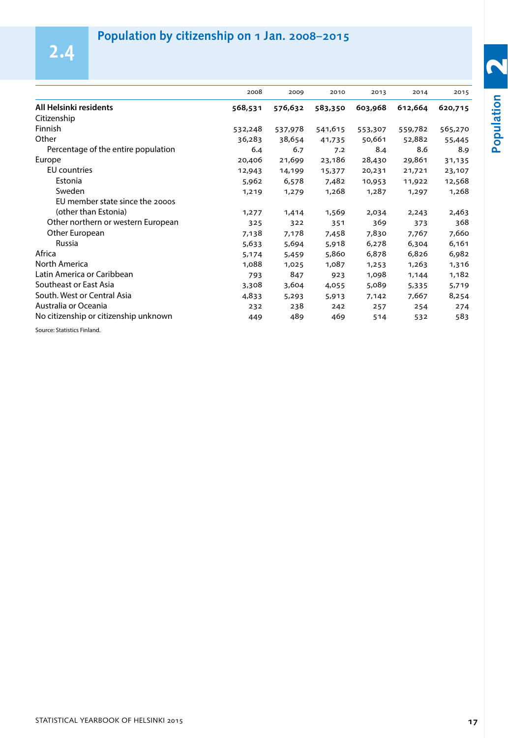## 2.4 Population by citizenship on 1 Jan. 2008–2015

| | 2008 | 2009 | 2010 | 2013 | 2014 | 2015 |
|---|---|---|---|---|---|---|
| **All Helsinki residents** | **568,531** | **576,632** | **583,350** | **603,968** | **612,664** | **620,715** |
| Citizenship | | | | | | |
| Finnish | 532,248 | 537,978 | 541,615 | 553,307 | 559,782 | 565,270 |
| Other | 36,283 | 38,654 | 41,735 | 50,661 | 52,882 | 55,445 |
| Percentage of the entire population | 6.4 | 6.7 | 7.2 | 8.4 | 8.6 | 8.9 |
| Europe | 20,406 | 21,699 | 23,186 | 28,430 | 29,861 | 31,135 |
| EU countries | 12,943 | 14,199 | 15,377 | 20,231 | 21,721 | 23,107 |
| Estonia | 5,962 | 6,578 | 7,482 | 10,953 | 11,922 | 12,568 |
| Sweden | 1,219 | 1,279 | 1,268 | 1,287 | 1,297 | 1,268 |
| EU member state since the 2000s (other than Estonia) | 1,277 | 1,414 | 1,569 | 2,034 | 2,243 | 2,463 |
| Other northern or western European | 325 | 322 | 351 | 369 | 373 | 368 |
| Other European | 7,138 | 7,178 | 7,458 | 7,830 | 7,767 | 7,660 |
| Russia | 5,633 | 5,694 | 5,918 | 6,278 | 6,304 | 6,161 |
| Africa | 5,174 | 5,459 | 5,860 | 6,878 | 6,826 | 6,982 |
| North America | 1,088 | 1,025 | 1,087 | 1,253 | 1,263 | 1,316 |
| Latin America or Caribbean | 793 | 847 | 923 | 1,098 | 1,144 | 1,182 |
| Southeast or East Asia | 3,308 | 3,604 | 4,055 | 5,089 | 5,335 | 5,719 |
| South. West or Central Asia | 4,833 | 5,293 | 5,913 | 7,142 | 7,667 | 8,254 |
| Australia or Oceania | 232 | 238 | 242 | 257 | 254 | 274 |
| No citizenship or citizenship unknown | 449 | 489 | 469 | 514 | 532 | 583 |

Source: Statistics Finland.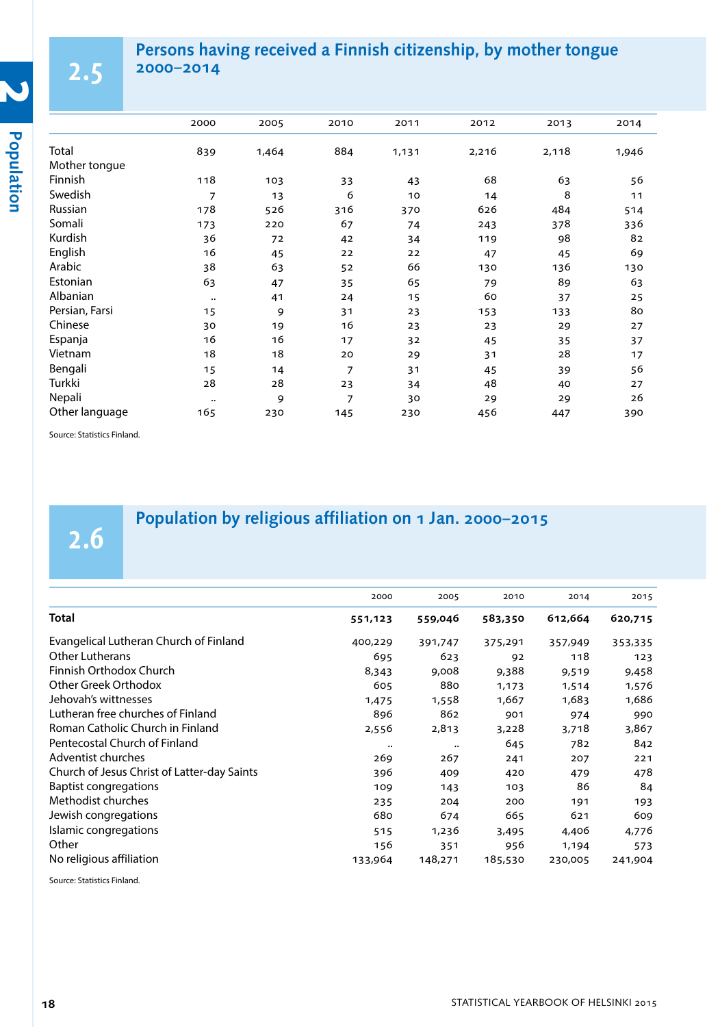## 2.5 Persons having received a Finnish citizenship, by mother tongue 2000–2014

| | 2000 | 2005 | 2010 | 2011 | 2012 | 2013 | 2014 |
|---|---|---|---|---|---|---|---|
| Total | 839 | 1,464 | 884 | 1,131 | 2,216 | 2,118 | 1,946 |
| Mother tongue | | | | | | | |
| Finnish | 118 | 103 | 33 | 43 | 68 | 63 | 56 |
| Swedish | 7 | 13 | 6 | 10 | 14 | 8 | 11 |
| Russian | 178 | 526 | 316 | 370 | 626 | 484 | 514 |
| Somali | 173 | 220 | 67 | 74 | 243 | 378 | 336 |
| Kurdish | 36 | 72 | 42 | 34 | 119 | 98 | 82 |
| English | 16 | 45 | 22 | 22 | 47 | 45 | 69 |
| Arabic | 38 | 63 | 52 | 66 | 130 | 136 | 130 |
| Estonian | 63 | 47 | 35 | 65 | 79 | 89 | 63 |
| Albanian | .. | 41 | 24 | 15 | 60 | 37 | 25 |
| Persian, Farsi | 15 | 9 | 31 | 23 | 153 | 133 | 80 |
| Chinese | 30 | 19 | 16 | 23 | 23 | 29 | 27 |
| Espanja | 16 | 16 | 17 | 32 | 45 | 35 | 37 |
| Vietnam | 18 | 18 | 20 | 29 | 31 | 28 | 17 |
| Bengali | 15 | 14 | 7 | 31 | 45 | 39 | 56 |
| Turkki | 28 | 28 | 23 | 34 | 48 | 40 | 27 |
| Nepali | .. | 9 | 7 | 30 | 29 | 29 | 26 |
| Other language | 165 | 230 | 145 | 230 | 456 | 447 | 390 |

Source: Statistics Finland.

## 2.6 Population by religious affiliation on 1 Jan. 2000–2015

| | 2000 | 2005 | 2010 | 2014 | 2015 |
|---|---|---|---|---|---|
| **Total** | **551,123** | **559,046** | **583,350** | **612,664** | **620,715** |
| Evangelical Lutheran Church of Finland | 400,229 | 391,747 | 375,291 | 357,949 | 353,335 |
| Other Lutherans | 695 | 623 | 92 | 118 | 123 |
| Finnish Orthodox Church | 8,343 | 9,008 | 9,388 | 9,519 | 9,458 |
| Other Greek Orthodox | 605 | 880 | 1,173 | 1,514 | 1,576 |
| Jehovah's wittnesses | 1,475 | 1,558 | 1,667 | 1,683 | 1,686 |
| Lutheran free churches of Finland | 896 | 862 | 901 | 974 | 990 |
| Roman Catholic Church in Finland | 2,556 | 2,813 | 3,228 | 3,718 | 3,867 |
| Pentecostal Church of Finland | .. | .. | 645 | 782 | 842 |
| Adventist churches | 269 | 267 | 241 | 207 | 221 |
| Church of Jesus Christ of Latter-day Saints | 396 | 409 | 420 | 479 | 478 |
| Baptist congregations | 109 | 143 | 103 | 86 | 84 |
| Methodist churches | 235 | 204 | 200 | 191 | 193 |
| Jewish congregations | 680 | 674 | 665 | 621 | 609 |
| Islamic congregations | 515 | 1,236 | 3,495 | 4,406 | 4,776 |
| Other | 156 | 351 | 956 | 1,194 | 573 |
| No religious affiliation | 133,964 | 148,271 | 185,530 | 230,005 | 241,904 |

Source: Statistics Finland.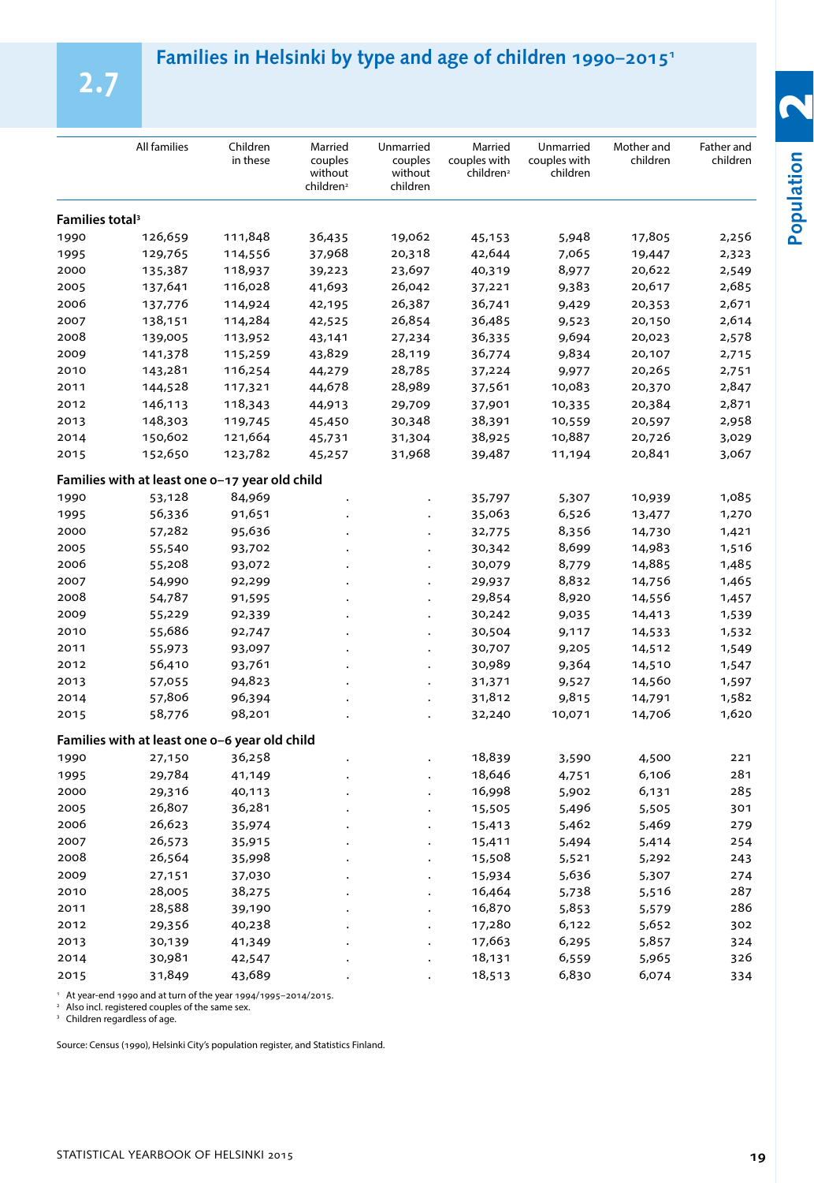## 2.7 Families in Helsinki by type and age of children 1990–2015[1]

| | All families | Children in these | Married couples without children[2] | Unmarried couples without children | Married couples with children[2] | Unmarried couples with children | Mother and children | Father and children |
|---|---|---|---|---|---|---|---|---|
| **Families total[3]** | | | | | | | | |
| 1990 | 126,659 | 111,848 | 36,435 | 19,062 | 45,153 | 5,948 | 17,805 | 2,256 |
| 1995 | 129,765 | 114,556 | 37,968 | 20,318 | 42,644 | 7,065 | 19,447 | 2,323 |
| 2000 | 135,387 | 118,937 | 39,223 | 23,697 | 40,319 | 8,977 | 20,622 | 2,549 |
| 2005 | 137,641 | 116,028 | 41,693 | 26,042 | 37,221 | 9,383 | 20,617 | 2,685 |
| 2006 | 137,776 | 114,924 | 42,195 | 26,387 | 36,741 | 9,429 | 20,353 | 2,671 |
| 2007 | 138,151 | 114,284 | 42,525 | 26,854 | 36,485 | 9,523 | 20,150 | 2,614 |
| 2008 | 139,005 | 113,952 | 43,141 | 27,234 | 36,335 | 9,694 | 20,023 | 2,578 |
| 2009 | 141,378 | 115,259 | 43,829 | 28,119 | 36,774 | 9,834 | 20,107 | 2,715 |
| 2010 | 143,281 | 116,254 | 44,279 | 28,785 | 37,224 | 9,977 | 20,265 | 2,751 |
| 2011 | 144,528 | 117,321 | 44,678 | 28,989 | 37,561 | 10,083 | 20,370 | 2,847 |
| 2012 | 146,113 | 118,343 | 44,913 | 29,709 | 37,901 | 10,335 | 20,384 | 2,871 |
| 2013 | 148,303 | 119,745 | 45,450 | 30,348 | 38,391 | 10,559 | 20,597 | 2,958 |
| 2014 | 150,602 | 121,664 | 45,731 | 31,304 | 38,925 | 10,887 | 20,726 | 3,029 |
| 2015 | 152,650 | 123,782 | 45,257 | 31,968 | 39,487 | 11,194 | 20,841 | 3,067 |
| **Families with at least one 0–17 year old child** | | | | | | | | |
| 1990 | 53,128 | 84,969 | . | . | 35,797 | 5,307 | 10,939 | 1,085 |
| 1995 | 56,336 | 91,651 | . | . | 35,063 | 6,526 | 13,477 | 1,270 |
| 2000 | 57,282 | 95,636 | . | . | 32,775 | 8,356 | 14,730 | 1,421 |
| 2005 | 55,540 | 93,702 | . | . | 30,342 | 8,699 | 14,983 | 1,516 |
| 2006 | 55,208 | 93,072 | . | . | 30,079 | 8,779 | 14,885 | 1,485 |
| 2007 | 54,990 | 92,299 | . | . | 29,937 | 8,832 | 14,756 | 1,465 |
| 2008 | 54,787 | 91,595 | . | . | 29,854 | 8,920 | 14,556 | 1,457 |
| 2009 | 55,229 | 92,339 | . | . | 30,242 | 9,035 | 14,413 | 1,539 |
| 2010 | 55,686 | 92,747 | . | . | 30,504 | 9,117 | 14,533 | 1,532 |
| 2011 | 55,973 | 93,097 | . | . | 30,707 | 9,205 | 14,512 | 1,549 |
| 2012 | 56,410 | 93,761 | . | . | 30,989 | 9,364 | 14,510 | 1,547 |
| 2013 | 57,055 | 94,823 | . | . | 31,371 | 9,527 | 14,560 | 1,597 |
| 2014 | 57,806 | 96,394 | . | . | 31,812 | 9,815 | 14,791 | 1,582 |
| 2015 | 58,776 | 98,201 | . | . | 32,240 | 10,071 | 14,706 | 1,620 |
| **Families with at least one 0–6 year old child** | | | | | | | | |
| 1990 | 27,150 | 36,258 | . | . | 18,839 | 3,590 | 4,500 | 221 |
| 1995 | 29,784 | 41,149 | . | . | 18,646 | 4,751 | 6,106 | 281 |
| 2000 | 29,316 | 40,113 | . | . | 16,998 | 5,902 | 6,131 | 285 |
| 2005 | 26,807 | 36,281 | . | . | 15,505 | 5,496 | 5,505 | 301 |
| 2006 | 26,623 | 35,974 | . | . | 15,413 | 5,462 | 5,469 | 279 |
| 2007 | 26,573 | 35,915 | . | . | 15,411 | 5,494 | 5,414 | 254 |
| 2008 | 26,564 | 35,998 | . | . | 15,508 | 5,521 | 5,292 | 243 |
| 2009 | 27,151 | 37,030 | . | . | 15,934 | 5,636 | 5,307 | 274 |
| 2010 | 28,005 | 38,275 | . | . | 16,464 | 5,738 | 5,516 | 287 |
| 2011 | 28,588 | 39,190 | . | . | 16,870 | 5,853 | 5,579 | 286 |
| 2012 | 29,356 | 40,238 | . | . | 17,280 | 6,122 | 5,652 | 302 |
| 2013 | 30,139 | 41,349 | . | . | 17,663 | 6,295 | 5,857 | 324 |
| 2014 | 30,981 | 42,547 | . | . | 18,131 | 6,559 | 5,965 | 326 |
| 2015 | 31,849 | 43,689 | . | . | 18,513 | 6,830 | 6,074 | 334 |

[1] At year-end 1990 and at turn of the year 1994/1995–2014/2015.
[2] Also incl. registered couples of the same sex.
[3] Children regardless of age.

Source: Census (1990), Helsinki City's population register, and Statistics Finland.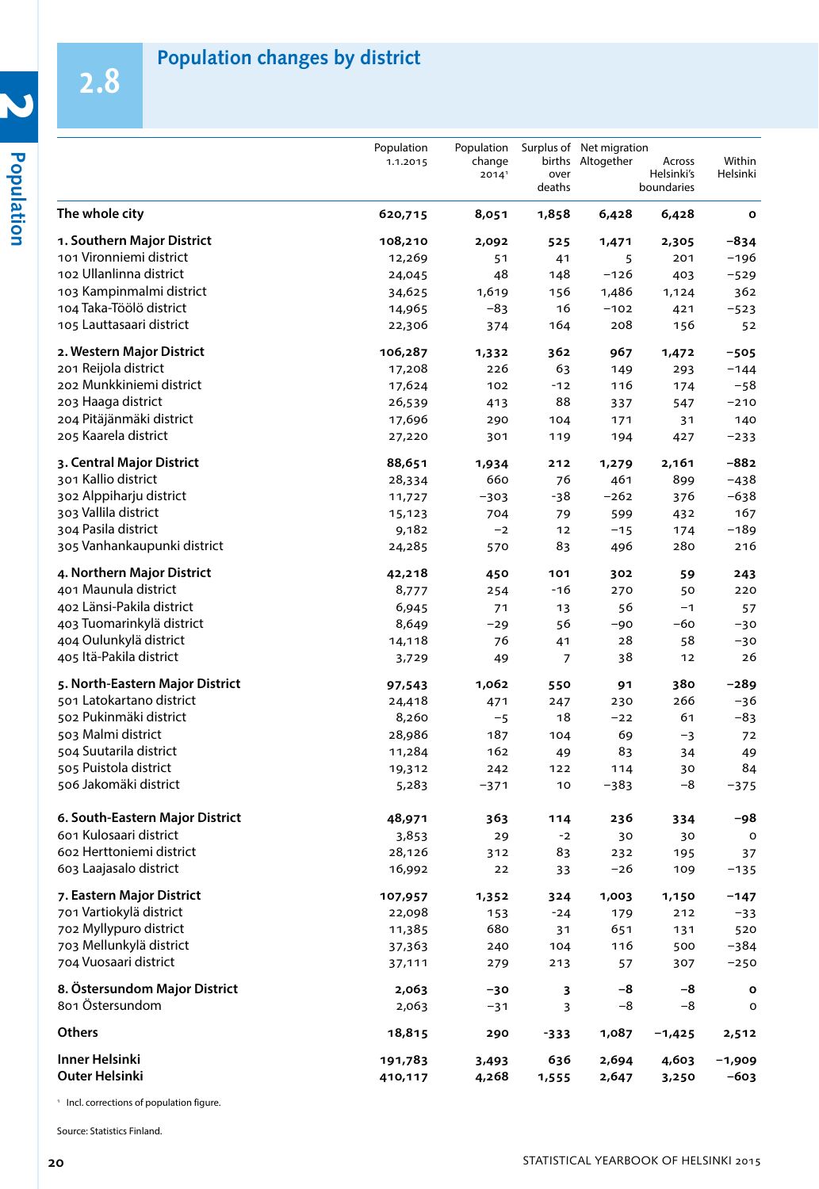## 2.8 Population changes by district

| | Population 1.1.2015 | Population change 2014[1] | Surplus of births over deaths | Net migration Altogether | Across Helsinki's boundaries | Within Helsinki |
|---|---|---|---|---|---|---|
| **The whole city** | **620,715** | **8,051** | **1,858** | **6,428** | **6,428** | **0** |
| **1. Southern Major District** | **108,210** | **2,092** | **525** | **1,471** | **2,305** | **−834** |
| 101 Vironniemi district | 12,269 | 51 | 41 | 5 | 201 | −196 |
| 102 Ullanlinna district | 24,045 | 48 | 148 | −126 | 403 | −529 |
| 103 Kampinmalmi district | 34,625 | 1,619 | 156 | 1,486 | 1,124 | 362 |
| 104 Taka-Töölö district | 14,965 | −83 | 16 | −102 | 421 | −523 |
| 105 Lauttasaari district | 22,306 | 374 | 164 | 208 | 156 | 52 |
| **2. Western Major District** | **106,287** | **1,332** | **362** | **967** | **1,472** | **−505** |
| 201 Reijola district | 17,208 | 226 | 63 | 149 | 293 | −144 |
| 202 Munkkiniemi district | 17,624 | 102 | -12 | 116 | 174 | −58 |
| 203 Haaga district | 26,539 | 413 | 88 | 337 | 547 | −210 |
| 204 Pitäjänmäki district | 17,696 | 290 | 104 | 171 | 31 | 140 |
| 205 Kaarela district | 27,220 | 301 | 119 | 194 | 427 | −233 |
| **3. Central Major District** | **88,651** | **1,934** | **212** | **1,279** | **2,161** | **−882** |
| 301 Kallio district | 28,334 | 660 | 76 | 461 | 899 | −438 |
| 302 Alppiharju district | 11,727 | −303 | -38 | −262 | 376 | −638 |
| 303 Vallila district | 15,123 | 704 | 79 | 599 | 432 | 167 |
| 304 Pasila district | 9,182 | −2 | 12 | −15 | 174 | −189 |
| 305 Vanhankaupunki district | 24,285 | 570 | 83 | 496 | 280 | 216 |
| **4. Northern Major District** | **42,218** | **450** | **101** | **302** | **59** | **243** |
| 401 Maunula district | 8,777 | 254 | -16 | 270 | 50 | 220 |
| 402 Länsi-Pakila district | 6,945 | 71 | 13 | 56 | −1 | 57 |
| 403 Tuomarinkylä district | 8,649 | −29 | 56 | −90 | −60 | −30 |
| 404 Oulunkylä district | 14,118 | 76 | 41 | 28 | 58 | −30 |
| 405 Itä-Pakila district | 3,729 | 49 | 7 | 38 | 12 | 26 |
| **5. North-Eastern Major District** | **97,543** | **1,062** | **550** | **91** | **380** | **−289** |
| 501 Latokartano district | 24,418 | 471 | 247 | 230 | 266 | −36 |
| 502 Pukinmäki district | 8,260 | −5 | 18 | −22 | 61 | −83 |
| 503 Malmi district | 28,986 | 187 | 104 | 69 | −3 | 72 |
| 504 Suutarila district | 11,284 | 162 | 49 | 83 | 34 | 49 |
| 505 Puistola district | 19,312 | 242 | 122 | 114 | 30 | 84 |
| 506 Jakomäki district | 5,283 | −371 | 10 | −383 | −8 | −375 |
| **6. South-Eastern Major District** | **48,971** | **363** | **114** | **236** | **334** | **−98** |
| 601 Kulosaari district | 3,853 | 29 | -2 | 30 | 30 | 0 |
| 602 Herttoniemi district | 28,126 | 312 | 83 | 232 | 195 | 37 |
| 603 Laajasalo district | 16,992 | 22 | 33 | −26 | 109 | −135 |
| **7. Eastern Major District** | **107,957** | **1,352** | **324** | **1,003** | **1,150** | **−147** |
| 701 Vartiokylä district | 22,098 | 153 | -24 | 179 | 212 | −33 |
| 702 Myllypuro district | 11,385 | 680 | 31 | 651 | 131 | 520 |
| 703 Mellunkylä district | 37,363 | 240 | 104 | 116 | 500 | −384 |
| 704 Vuosaari district | 37,111 | 279 | 213 | 57 | 307 | −250 |
| **8. Östersundom Major District** | **2,063** | **−30** | **3** | **−8** | **−8** | **0** |
| 801 Östersundom | 2,063 | −31 | 3 | −8 | −8 | 0 |
| **Others** | **18,815** | **290** | **-333** | **1,087** | **−1,425** | **2,512** |
| **Inner Helsinki** | **191,783** | **3,493** | **636** | **2,694** | **4,603** | **−1,909** |
| **Outer Helsinki** | **410,117** | **4,268** | **1,555** | **2,647** | **3,250** | **−603** |

[1] Incl. corrections of population figure.

Source: Statistics Finland.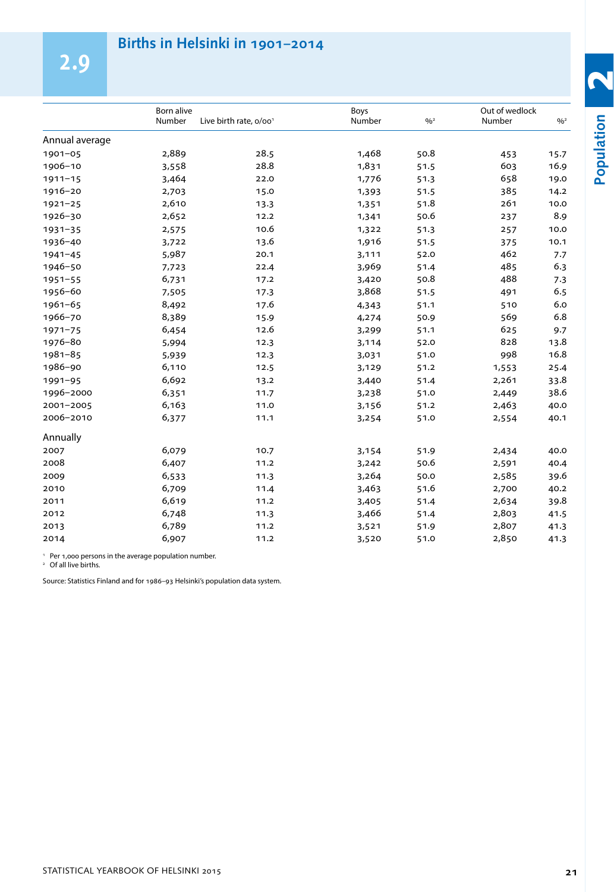## 2.9 Births in Helsinki in 1901–2014

| | Born alive | | Boys | | Out of wedlock | |
|---|---|---|---|---|---|---|
| | Number | Live birth rate, o/oo[1] | Number | %[2] | Number | %[2] |
| **Annual average** | | | | | | |
| 1901–05 | 2,889 | 28.5 | 1,468 | 50.8 | 453 | 15.7 |
| 1906–10 | 3,558 | 28.8 | 1,831 | 51.5 | 603 | 16.9 |
| 1911–15 | 3,464 | 22.0 | 1,776 | 51.3 | 658 | 19.0 |
| 1916–20 | 2,703 | 15.0 | 1,393 | 51.5 | 385 | 14.2 |
| 1921–25 | 2,610 | 13.3 | 1,351 | 51.8 | 261 | 10.0 |
| 1926–30 | 2,652 | 12.2 | 1,341 | 50.6 | 237 | 8.9 |
| 1931–35 | 2,575 | 10.6 | 1,322 | 51.3 | 257 | 10.0 |
| 1936–40 | 3,722 | 13.6 | 1,916 | 51.5 | 375 | 10.1 |
| 1941–45 | 5,987 | 20.1 | 3,111 | 52.0 | 462 | 7.7 |
| 1946–50 | 7,723 | 22.4 | 3,969 | 51.4 | 485 | 6.3 |
| 1951–55 | 6,731 | 17.2 | 3,420 | 50.8 | 488 | 7.3 |
| 1956–60 | 7,505 | 17.3 | 3,868 | 51.5 | 491 | 6.5 |
| 1961–65 | 8,492 | 17.6 | 4,343 | 51.1 | 510 | 6.0 |
| 1966–70 | 8,389 | 15.9 | 4,274 | 50.9 | 569 | 6.8 |
| 1971–75 | 6,454 | 12.6 | 3,299 | 51.1 | 625 | 9.7 |
| 1976–80 | 5,994 | 12.3 | 3,114 | 52.0 | 828 | 13.8 |
| 1981–85 | 5,939 | 12.3 | 3,031 | 51.0 | 998 | 16.8 |
| 1986–90 | 6,110 | 12.5 | 3,129 | 51.2 | 1,553 | 25.4 |
| 1991–95 | 6,692 | 13.2 | 3,440 | 51.4 | 2,261 | 33.8 |
| 1996–2000 | 6,351 | 11.7 | 3,238 | 51.0 | 2,449 | 38.6 |
| 2001–2005 | 6,163 | 11.0 | 3,156 | 51.2 | 2,463 | 40.0 |
| 2006–2010 | 6,377 | 11.1 | 3,254 | 51.0 | 2,554 | 40.1 |
| **Annually** | | | | | | |
| 2007 | 6,079 | 10.7 | 3,154 | 51.9 | 2,434 | 40.0 |
| 2008 | 6,407 | 11.2 | 3,242 | 50.6 | 2,591 | 40.4 |
| 2009 | 6,533 | 11.3 | 3,264 | 50.0 | 2,585 | 39.6 |
| 2010 | 6,709 | 11.4 | 3,463 | 51.6 | 2,700 | 40.2 |
| 2011 | 6,619 | 11.2 | 3,405 | 51.4 | 2,634 | 39.8 |
| 2012 | 6,748 | 11.3 | 3,466 | 51.4 | 2,803 | 41.5 |
| 2013 | 6,789 | 11.2 | 3,521 | 51.9 | 2,807 | 41.3 |
| 2014 | 6,907 | 11.2 | 3,520 | 51.0 | 2,850 | 41.3 |

[1] Per 1,000 persons in the average population number.
[2] Of all live births.

Source: Statistics Finland and for 1986–93 Helsinki's population data system.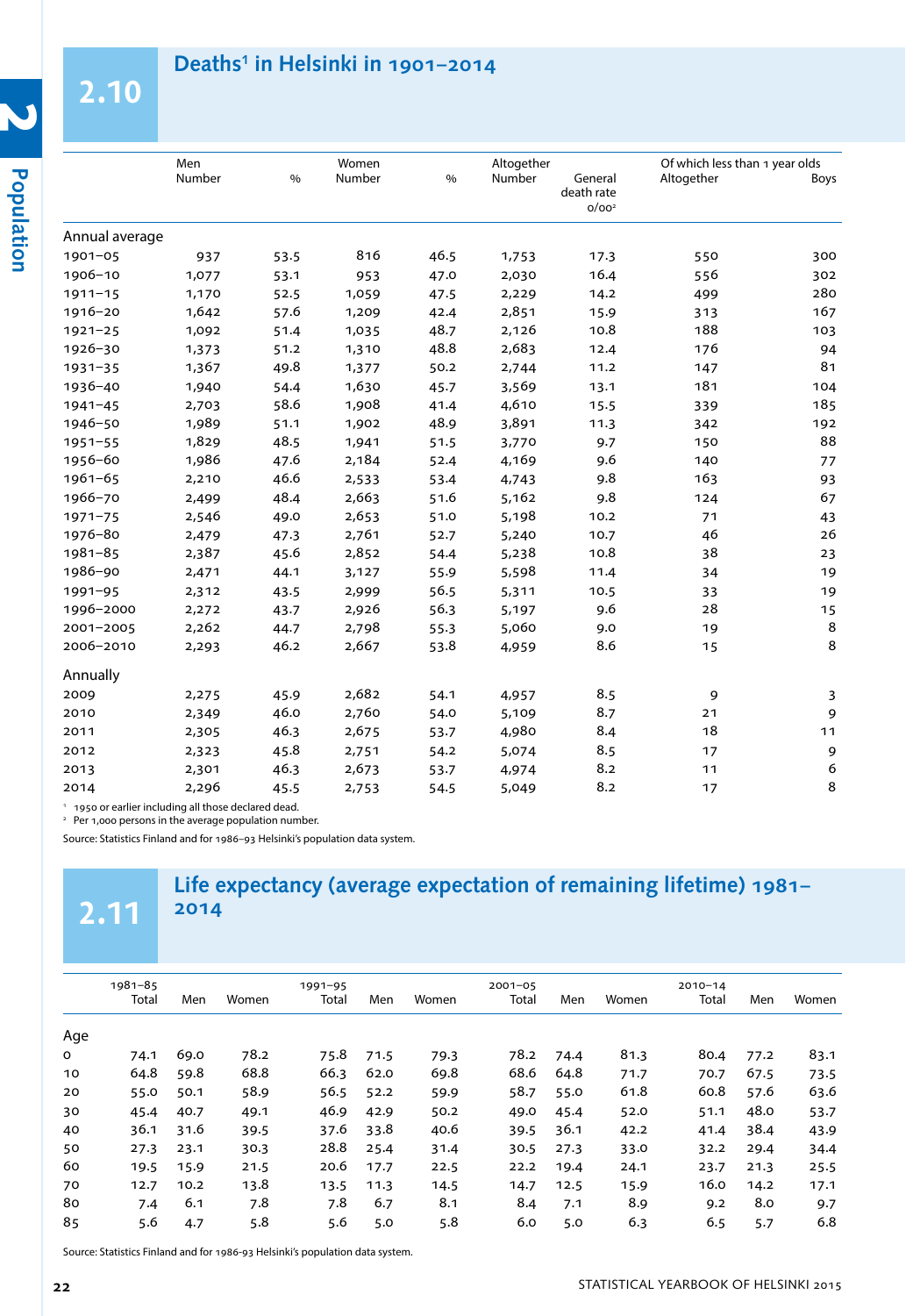## 2.10 Deaths[1] in Helsinki in 1901–2014

| | Men Number | % | Women Number | % | Altogether Number | General death rate o/oo[2] | Of which less than 1 year olds Altogether | Boys |
|---|---|---|---|---|---|---|---|---|
| **Annual average** | | | | | | | | |
| 1901–05 | 937 | 53.5 | 816 | 46.5 | 1,753 | 17.3 | 550 | 300 |
| 1906–10 | 1,077 | 53.1 | 953 | 47.0 | 2,030 | 16.4 | 556 | 302 |
| 1911–15 | 1,170 | 52.5 | 1,059 | 47.5 | 2,229 | 14.2 | 499 | 280 |
| 1916–20 | 1,642 | 57.6 | 1,209 | 42.4 | 2,851 | 15.9 | 313 | 167 |
| 1921–25 | 1,092 | 51.4 | 1,035 | 48.7 | 2,126 | 10.8 | 188 | 103 |
| 1926–30 | 1,373 | 51.2 | 1,310 | 48.8 | 2,683 | 12.4 | 176 | 94 |
| 1931–35 | 1,367 | 49.8 | 1,377 | 50.2 | 2,744 | 11.2 | 147 | 81 |
| 1936–40 | 1,940 | 54.4 | 1,630 | 45.7 | 3,569 | 13.1 | 181 | 104 |
| 1941–45 | 2,703 | 58.6 | 1,908 | 41.4 | 4,610 | 15.5 | 339 | 185 |
| 1946–50 | 1,989 | 51.1 | 1,902 | 48.9 | 3,891 | 11.3 | 342 | 192 |
| 1951–55 | 1,829 | 48.5 | 1,941 | 51.5 | 3,770 | 9.7 | 150 | 88 |
| 1956–60 | 1,986 | 47.6 | 2,184 | 52.4 | 4,169 | 9.6 | 140 | 77 |
| 1961–65 | 2,210 | 46.6 | 2,533 | 53.4 | 4,743 | 9.8 | 163 | 93 |
| 1966–70 | 2,499 | 48.4 | 2,663 | 51.6 | 5,162 | 9.8 | 124 | 67 |
| 1971–75 | 2,546 | 49.0 | 2,653 | 51.0 | 5,198 | 10.2 | 71 | 43 |
| 1976–80 | 2,479 | 47.3 | 2,761 | 52.7 | 5,240 | 10.7 | 46 | 26 |
| 1981–85 | 2,387 | 45.6 | 2,852 | 54.4 | 5,238 | 10.8 | 38 | 23 |
| 1986–90 | 2,471 | 44.1 | 3,127 | 55.9 | 5,598 | 11.4 | 34 | 19 |
| 1991–95 | 2,312 | 43.5 | 2,999 | 56.5 | 5,311 | 10.5 | 33 | 19 |
| 1996–2000 | 2,272 | 43.7 | 2,926 | 56.3 | 5,197 | 9.6 | 28 | 15 |
| 2001–2005 | 2,262 | 44.7 | 2,798 | 55.3 | 5,060 | 9.0 | 19 | 8 |
| 2006–2010 | 2,293 | 46.2 | 2,667 | 53.8 | 4,959 | 8.6 | 15 | 8 |
| **Annually** | | | | | | | | |
| 2009 | 2,275 | 45.9 | 2,682 | 54.1 | 4,957 | 8.5 | 9 | 3 |
| 2010 | 2,349 | 46.0 | 2,760 | 54.0 | 5,109 | 8.7 | 21 | 9 |
| 2011 | 2,305 | 46.3 | 2,675 | 53.7 | 4,980 | 8.4 | 18 | 11 |
| 2012 | 2,323 | 45.8 | 2,751 | 54.2 | 5,074 | 8.5 | 17 | 9 |
| 2013 | 2,301 | 46.3 | 2,673 | 53.7 | 4,974 | 8.2 | 11 | 6 |
| 2014 | 2,296 | 45.5 | 2,753 | 54.5 | 5,049 | 8.2 | 17 | 8 |

[1] 1950 or earlier including all those declared dead.
[2] Per 1,000 persons in the average population number.

Source: Statistics Finland and for 1986–93 Helsinki's population data system.

## 2.11 Life expectancy (average expectation of remaining lifetime) 1981–2014

| | 1981–85 | | | 1991–95 | | | 2001–05 | | | 2010–14 | | |
|---|---|---|---|---|---|---|---|---|---|---|---|---|
| | Total | Men | Women | Total | Men | Women | Total | Men | Women | Total | Men | Women |
| **Age** | | | | | | | | | | | | |
| 0 | 74.1 | 69.0 | 78.2 | 75.8 | 71.5 | 79.3 | 78.2 | 74.4 | 81.3 | 80.4 | 77.2 | 83.1 |
| 10 | 64.8 | 59.8 | 68.8 | 66.3 | 62.0 | 69.8 | 68.6 | 64.8 | 71.7 | 70.7 | 67.5 | 73.5 |
| 20 | 55.0 | 50.1 | 58.9 | 56.5 | 52.2 | 59.9 | 58.7 | 55.0 | 61.8 | 60.8 | 57.6 | 63.6 |
| 30 | 45.4 | 40.7 | 49.1 | 46.9 | 42.9 | 50.2 | 49.0 | 45.4 | 52.0 | 51.1 | 48.0 | 53.7 |
| 40 | 36.1 | 31.6 | 39.5 | 37.6 | 33.8 | 40.6 | 39.5 | 36.1 | 42.2 | 41.4 | 38.4 | 43.9 |
| 50 | 27.3 | 23.1 | 30.3 | 28.8 | 25.4 | 31.4 | 30.5 | 27.3 | 33.0 | 32.2 | 29.4 | 34.4 |
| 60 | 19.5 | 15.9 | 21.5 | 20.6 | 17.7 | 22.5 | 22.2 | 19.4 | 24.1 | 23.7 | 21.3 | 25.5 |
| 70 | 12.7 | 10.2 | 13.8 | 13.5 | 11.3 | 14.5 | 14.7 | 12.5 | 15.9 | 16.0 | 14.2 | 17.1 |
| 80 | 7.4 | 6.1 | 7.8 | 7.8 | 6.7 | 8.1 | 8.4 | 7.1 | 8.9 | 9.2 | 8.0 | 9.7 |
| 85 | 5.6 | 4.7 | 5.8 | 5.6 | 5.0 | 5.8 | 6.0 | 5.0 | 6.3 | 6.5 | 5.7 | 6.8 |

Source: Statistics Finland and for 1986-93 Helsinki's population data system.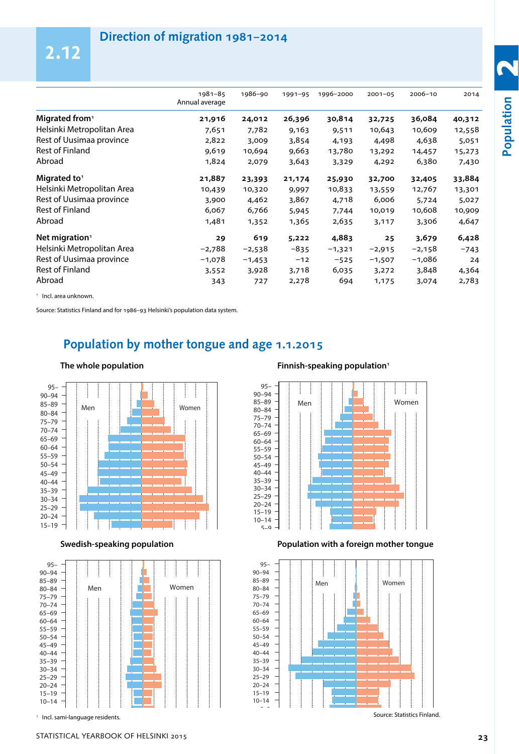## 2.12 Direction of migration 1981–2014

| | 1981–85 Annual average | 1986–90 | 1991–95 | 1996–2000 | 2001–05 | 2006–10 | 2014 |
|---|---|---|---|---|---|---|---|
| **Migrated from**[1] | **21,916** | **24,012** | **26,396** | **30,814** | **32,725** | **36,084** | **40,312** |
| Helsinki Metropolitan Area | 7,651 | 7,782 | 9,163 | 9,511 | 10,643 | 10,609 | 12,558 |
| Rest of Uusimaa province | 2,822 | 3,009 | 3,854 | 4,193 | 4,498 | 4,638 | 5,051 |
| Rest of Finland | 9,619 | 10,694 | 9,663 | 13,780 | 13,292 | 14,457 | 15,273 |
| Abroad | 1,824 | 2,079 | 3,643 | 3,329 | 4,292 | 6,380 | 7,430 |
| **Migrated to**[1] | **21,887** | **23,393** | **21,174** | **25,930** | **32,700** | **32,405** | **33,884** |
| Helsinki Metropolitan Area | 10,439 | 10,320 | 9,997 | 10,833 | 13,559 | 12,767 | 13,301 |
| Rest of Uusimaa province | 3,900 | 4,462 | 3,867 | 4,718 | 6,006 | 5,724 | 5,027 |
| Rest of Finland | 6,067 | 6,766 | 5,945 | 7,744 | 10,019 | 10,608 | 10,909 |
| Abroad | 1,481 | 1,352 | 1,365 | 2,635 | 3,117 | 3,306 | 4,647 |
| **Net migration**[1] | **29** | **619** | **5,222** | **4,883** | **25** | **3,679** | **6,428** |
| Helsinki Metropolitan Area | −2,788 | −2,538 | −835 | −1,321 | −2,915 | −2,158 | −743 |
| Rest of Uusimaa province | −1,078 | −1,453 | −12 | −525 | −1,507 | −1,086 | 24 |
| Rest of Finland | 3,552 | 3,928 | 3,718 | 6,035 | 3,272 | 3,848 | 4,364 |
| Abroad | 343 | 727 | 2,278 | 694 | 1,175 | 3,074 | 2,783 |

[1] Incl. area unknown.

Source: Statistics Finland and for 1986–93 Helsinki's population data system.

## Population by mother tongue and age 1.1.2015

**The whole population**

**Finnish-speaking population**[1]

**Swedish-speaking population**

**Population with a foreign mother tongue**

[1] Incl. sami-language residents.

Source: Statistics Finland.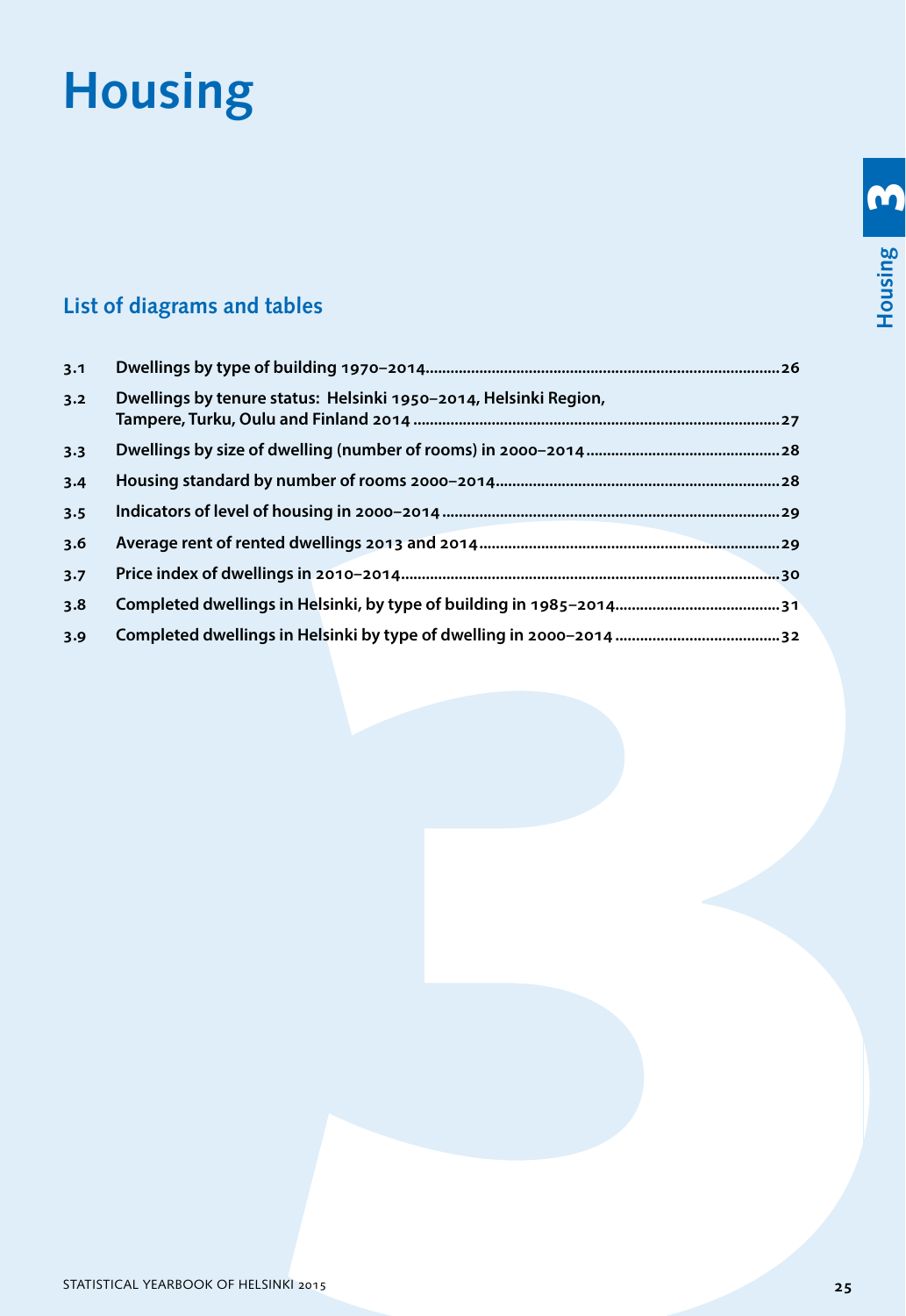# Housing

## List of diagrams and tables

| | | |
|---|---|---|
| 3.1 | Dwellings by type of building 1970–2014 | 26 |
| 3.2 | Dwellings by tenure status: Helsinki 1950–2014, Helsinki Region, Tampere, Turku, Oulu and Finland 2014 | 27 |
| 3.3 | Dwellings by size of dwelling (number of rooms) in 2000–2014 | 28 |
| 3.4 | Housing standard by number of rooms 2000–2014 | 28 |
| 3.5 | Indicators of level of housing in 2000–2014 | 29 |
| 3.6 | Average rent of rented dwellings 2013 and 2014 | 29 |
| 3.7 | Price index of dwellings in 2010–2014 | 30 |
| 3.8 | Completed dwellings in Helsinki, by type of building in 1985–2014 | 31 |
| 3.9 | Completed dwellings in Helsinki by type of dwelling in 2000–2014 | 32 |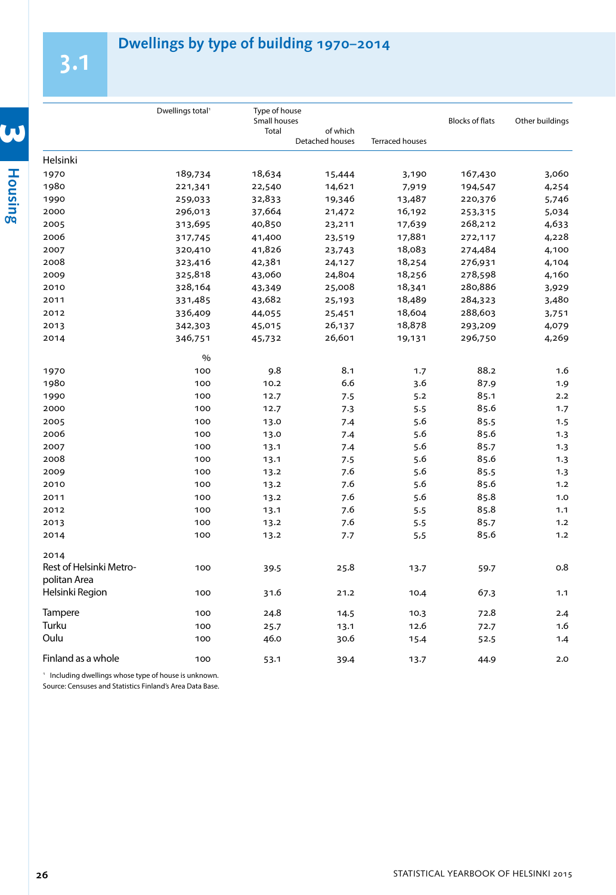# 3.1 Dwellings by type of building 1970–2014

| | Dwellings total[1] | Type of house | | | Blocks of flats | Other buildings |
|---|---|---|---|---|---|---|
| | | Small houses | | | | |
| | | Total | of which Detached houses | Terraced houses | | |
| **Helsinki** | | | | | | |
| 1970 | 189,734 | 18,634 | 15,444 | 3,190 | 167,430 | 3,060 |
| 1980 | 221,341 | 22,540 | 14,621 | 7,919 | 194,547 | 4,254 |
| 1990 | 259,033 | 32,833 | 19,346 | 13,487 | 220,376 | 5,746 |
| 2000 | 296,013 | 37,664 | 21,472 | 16,192 | 253,315 | 5,034 |
| 2005 | 313,695 | 40,850 | 23,211 | 17,639 | 268,212 | 4,633 |
| 2006 | 317,745 | 41,400 | 23,519 | 17,881 | 272,117 | 4,228 |
| 2007 | 320,410 | 41,826 | 23,743 | 18,083 | 274,484 | 4,100 |
| 2008 | 323,416 | 42,381 | 24,127 | 18,254 | 276,931 | 4,104 |
| 2009 | 325,818 | 43,060 | 24,804 | 18,256 | 278,598 | 4,160 |
| 2010 | 328,164 | 43,349 | 25,008 | 18,341 | 280,886 | 3,929 |
| 2011 | 331,485 | 43,682 | 25,193 | 18,489 | 284,323 | 3,480 |
| 2012 | 336,409 | 44,055 | 25,451 | 18,604 | 288,603 | 3,751 |
| 2013 | 342,303 | 45,015 | 26,137 | 18,878 | 293,209 | 4,079 |
| 2014 | 346,751 | 45,732 | 26,601 | 19,131 | 296,750 | 4,269 |
| | % | | | | | |
| 1970 | 100 | 9.8 | 8.1 | 1.7 | 88.2 | 1.6 |
| 1980 | 100 | 10.2 | 6.6 | 3.6 | 87.9 | 1.9 |
| 1990 | 100 | 12.7 | 7.5 | 5.2 | 85.1 | 2.2 |
| 2000 | 100 | 12.7 | 7.3 | 5.5 | 85.6 | 1.7 |
| 2005 | 100 | 13.0 | 7.4 | 5.6 | 85.5 | 1.5 |
| 2006 | 100 | 13.0 | 7.4 | 5.6 | 85.6 | 1.3 |
| 2007 | 100 | 13.1 | 7.4 | 5.6 | 85.7 | 1.3 |
| 2008 | 100 | 13.1 | 7.5 | 5.6 | 85.6 | 1.3 |
| 2009 | 100 | 13.2 | 7.6 | 5.6 | 85.5 | 1.3 |
| 2010 | 100 | 13.2 | 7.6 | 5.6 | 85.6 | 1.2 |
| 2011 | 100 | 13.2 | 7.6 | 5.6 | 85.8 | 1.0 |
| 2012 | 100 | 13.1 | 7.6 | 5.5 | 85.8 | 1.1 |
| 2013 | 100 | 13.2 | 7.6 | 5.5 | 85.7 | 1.2 |
| 2014 | 100 | 13.2 | 7.7 | 5,5 | 85.6 | 1.2 |
| 2014 | | | | | | |
| Rest of Helsinki Metropolitan Area | 100 | 39.5 | 25.8 | 13.7 | 59.7 | 0.8 |
| Helsinki Region | 100 | 31.6 | 21.2 | 10.4 | 67.3 | 1.1 |
| Tampere | 100 | 24.8 | 14.5 | 10.3 | 72.8 | 2.4 |
| Turku | 100 | 25.7 | 13.1 | 12.6 | 72.7 | 1.6 |
| Oulu | 100 | 46.0 | 30.6 | 15.4 | 52.5 | 1.4 |
| Finland as a whole | 100 | 53.1 | 39.4 | 13.7 | 44.9 | 2.0 |

[1] Including dwellings whose type of house is unknown.
Source: Censuses and Statistics Finland's Area Data Base.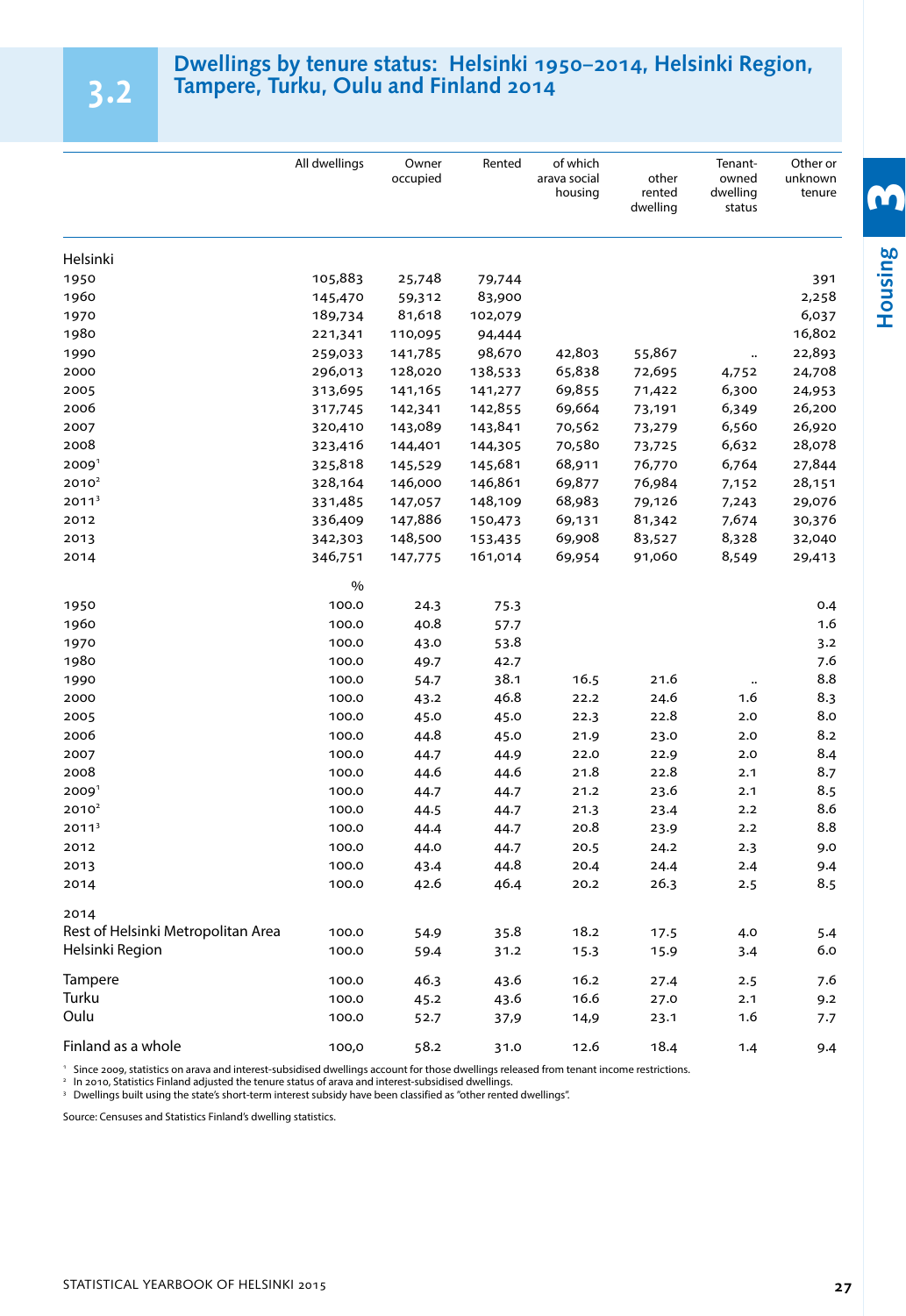# 3.2 Dwellings by tenure status: Helsinki 1950–2014, Helsinki Region, Tampere, Turku, Oulu and Finland 2014

| | All dwellings | Owner occupied | Rented | of which arava social housing | other rented dwelling | Tenant-owned dwelling status | Other or unknown tenure |
|---|---|---|---|---|---|---|---|
| **Helsinki** | | | | | | | |
| 1950 | 105,883 | 25,748 | 79,744 | | | | 391 |
| 1960 | 145,470 | 59,312 | 83,900 | | | | 2,258 |
| 1970 | 189,734 | 81,618 | 102,079 | | | | 6,037 |
| 1980 | 221,341 | 110,095 | 94,444 | | | | 16,802 |
| 1990 | 259,033 | 141,785 | 98,670 | 42,803 | 55,867 | .. | 22,893 |
| 2000 | 296,013 | 128,020 | 138,533 | 65,838 | 72,695 | 4,752 | 24,708 |
| 2005 | 313,695 | 141,165 | 141,277 | 69,855 | 71,422 | 6,300 | 24,953 |
| 2006 | 317,745 | 142,341 | 142,855 | 69,664 | 73,191 | 6,349 | 26,200 |
| 2007 | 320,410 | 143,089 | 143,841 | 70,562 | 73,279 | 6,560 | 26,920 |
| 2008 | 323,416 | 144,401 | 144,305 | 70,580 | 73,725 | 6,632 | 28,078 |
| 2009[1] | 325,818 | 145,529 | 145,681 | 68,911 | 76,770 | 6,764 | 27,844 |
| 2010[2] | 328,164 | 146,000 | 146,861 | 69,877 | 76,984 | 7,152 | 28,151 |
| 2011[3] | 331,485 | 147,057 | 148,109 | 68,983 | 79,126 | 7,243 | 29,076 |
| 2012 | 336,409 | 147,886 | 150,473 | 69,131 | 81,342 | 7,674 | 30,376 |
| 2013 | 342,303 | 148,500 | 153,435 | 69,908 | 83,527 | 8,328 | 32,040 |
| 2014 | 346,751 | 147,775 | 161,014 | 69,954 | 91,060 | 8,549 | 29,413 |
| | % | | | | | | |
| 1950 | 100.0 | 24.3 | 75.3 | | | | 0.4 |
| 1960 | 100.0 | 40.8 | 57.7 | | | | 1.6 |
| 1970 | 100.0 | 43.0 | 53.8 | | | | 3.2 |
| 1980 | 100.0 | 49.7 | 42.7 | | | | 7.6 |
| 1990 | 100.0 | 54.7 | 38.1 | 16.5 | 21.6 | .. | 8.8 |
| 2000 | 100.0 | 43.2 | 46.8 | 22.2 | 24.6 | 1.6 | 8.3 |
| 2005 | 100.0 | 45.0 | 45.0 | 22.3 | 22.8 | 2.0 | 8.0 |
| 2006 | 100.0 | 44.8 | 45.0 | 21.9 | 23.0 | 2.0 | 8.2 |
| 2007 | 100.0 | 44.7 | 44.9 | 22.0 | 22.9 | 2.0 | 8.4 |
| 2008 | 100.0 | 44.6 | 44.6 | 21.8 | 22.8 | 2.1 | 8.7 |
| 2009[1] | 100.0 | 44.7 | 44.7 | 21.2 | 23.6 | 2.1 | 8.5 |
| 2010[2] | 100.0 | 44.5 | 44.7 | 21.3 | 23.4 | 2.2 | 8.6 |
| 2011[3] | 100.0 | 44.4 | 44.7 | 20.8 | 23.9 | 2.2 | 8.8 |
| 2012 | 100.0 | 44.0 | 44.7 | 20.5 | 24.2 | 2.3 | 9.0 |
| 2013 | 100.0 | 43.4 | 44.8 | 20.4 | 24.4 | 2.4 | 9.4 |
| 2014 | 100.0 | 42.6 | 46.4 | 20.2 | 26.3 | 2.5 | 8.5 |
| **2014** | | | | | | | |
| Rest of Helsinki Metropolitan Area | 100.0 | 54.9 | 35.8 | 18.2 | 17.5 | 4.0 | 5.4 |
| Helsinki Region | 100.0 | 59.4 | 31.2 | 15.3 | 15.9 | 3.4 | 6.0 |
| Tampere | 100.0 | 46.3 | 43.6 | 16.2 | 27.4 | 2.5 | 7.6 |
| Turku | 100.0 | 45.2 | 43.6 | 16.6 | 27.0 | 2.1 | 9.2 |
| Oulu | 100.0 | 52.7 | 37,9 | 14,9 | 23.1 | 1.6 | 7.7 |
| Finland as a whole | 100,0 | 58.2 | 31.0 | 12.6 | 18.4 | 1.4 | 9.4 |

[1] Since 2009, statistics on arava and interest-subsidised dwellings account for those dwellings released from tenant income restrictions.
[2] In 2010, Statistics Finland adjusted the tenure status of arava and interest-subsidised dwellings.
[3] Dwellings built using the state's short-term interest subsidy have been classified as "other rented dwellings".

Source: Censuses and Statistics Finland's dwelling statistics.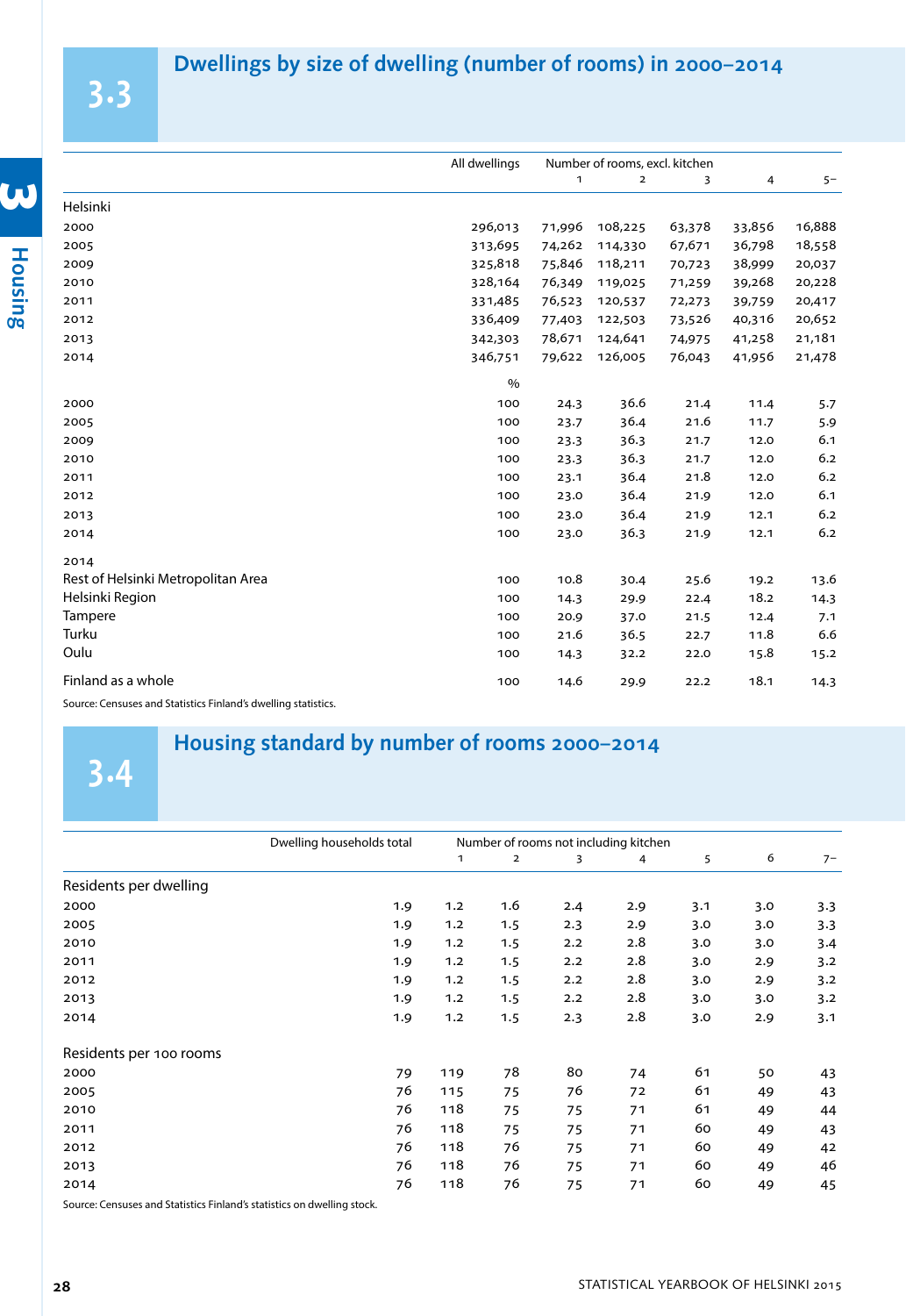## 3.3 Dwellings by size of dwelling (number of rooms) in 2000–2014

| | All dwellings | Number of rooms, excl. kitchen | | | | |
|---|---|---|---|---|---|---|
| | | 1 | 2 | 3 | 4 | 5– |
| **Helsinki** | | | | | | |
| 2000 | 296,013 | 71,996 | 108,225 | 63,378 | 33,856 | 16,888 |
| 2005 | 313,695 | 74,262 | 114,330 | 67,671 | 36,798 | 18,558 |
| 2009 | 325,818 | 75,846 | 118,211 | 70,723 | 38,999 | 20,037 |
| 2010 | 328,164 | 76,349 | 119,025 | 71,259 | 39,268 | 20,228 |
| 2011 | 331,485 | 76,523 | 120,537 | 72,273 | 39,759 | 20,417 |
| 2012 | 336,409 | 77,403 | 122,503 | 73,526 | 40,316 | 20,652 |
| 2013 | 342,303 | 78,671 | 124,641 | 74,975 | 41,258 | 21,181 |
| 2014 | 346,751 | 79,622 | 126,005 | 76,043 | 41,956 | 21,478 |
| | % | | | | | |
| 2000 | 100 | 24.3 | 36.6 | 21.4 | 11.4 | 5.7 |
| 2005 | 100 | 23.7 | 36.4 | 21.6 | 11.7 | 5.9 |
| 2009 | 100 | 23.3 | 36.3 | 21.7 | 12.0 | 6.1 |
| 2010 | 100 | 23.3 | 36.3 | 21.7 | 12.0 | 6.2 |
| 2011 | 100 | 23.1 | 36.4 | 21.8 | 12.0 | 6.2 |
| 2012 | 100 | 23.0 | 36.4 | 21.9 | 12.0 | 6.1 |
| 2013 | 100 | 23.0 | 36.4 | 21.9 | 12.1 | 6.2 |
| 2014 | 100 | 23.0 | 36.3 | 21.9 | 12.1 | 6.2 |
| 2014 | | | | | | |
| Rest of Helsinki Metropolitan Area | 100 | 10.8 | 30.4 | 25.6 | 19.2 | 13.6 |
| Helsinki Region | 100 | 14.3 | 29.9 | 22.4 | 18.2 | 14.3 |
| Tampere | 100 | 20.9 | 37.0 | 21.5 | 12.4 | 7.1 |
| Turku | 100 | 21.6 | 36.5 | 22.7 | 11.8 | 6.6 |
| Oulu | 100 | 14.3 | 32.2 | 22.0 | 15.8 | 15.2 |
| Finland as a whole | 100 | 14.6 | 29.9 | 22.2 | 18.1 | 14.3 |

Source: Censuses and Statistics Finland's dwelling statistics.

## 3.4 Housing standard by number of rooms 2000–2014

| | Dwelling households total | Number of rooms not including kitchen | | | | | | |
|---|---|---|---|---|---|---|---|---|
| | | 1 | 2 | 3 | 4 | 5 | 6 | 7– |
| **Residents per dwelling** | | | | | | | | |
| 2000 | 1.9 | 1.2 | 1.6 | 2.4 | 2.9 | 3.1 | 3.0 | 3.3 |
| 2005 | 1.9 | 1.2 | 1.5 | 2.3 | 2.9 | 3.0 | 3.0 | 3.3 |
| 2010 | 1.9 | 1.2 | 1.5 | 2.2 | 2.8 | 3.0 | 3.0 | 3.4 |
| 2011 | 1.9 | 1.2 | 1.5 | 2.2 | 2.8 | 3.0 | 2.9 | 3.2 |
| 2012 | 1.9 | 1.2 | 1.5 | 2.2 | 2.8 | 3.0 | 2.9 | 3.2 |
| 2013 | 1.9 | 1.2 | 1.5 | 2.2 | 2.8 | 3.0 | 3.0 | 3.2 |
| 2014 | 1.9 | 1.2 | 1.5 | 2.3 | 2.8 | 3.0 | 2.9 | 3.1 |
| **Residents per 100 rooms** | | | | | | | | |
| 2000 | 79 | 119 | 78 | 80 | 74 | 61 | 50 | 43 |
| 2005 | 76 | 115 | 75 | 76 | 72 | 61 | 49 | 43 |
| 2010 | 76 | 118 | 75 | 75 | 71 | 61 | 49 | 44 |
| 2011 | 76 | 118 | 75 | 75 | 71 | 60 | 49 | 43 |
| 2012 | 76 | 118 | 76 | 75 | 71 | 60 | 49 | 42 |
| 2013 | 76 | 118 | 76 | 75 | 71 | 60 | 49 | 46 |
| 2014 | 76 | 118 | 76 | 75 | 71 | 60 | 49 | 45 |

Source: Censuses and Statistics Finland's statistics on dwelling stock.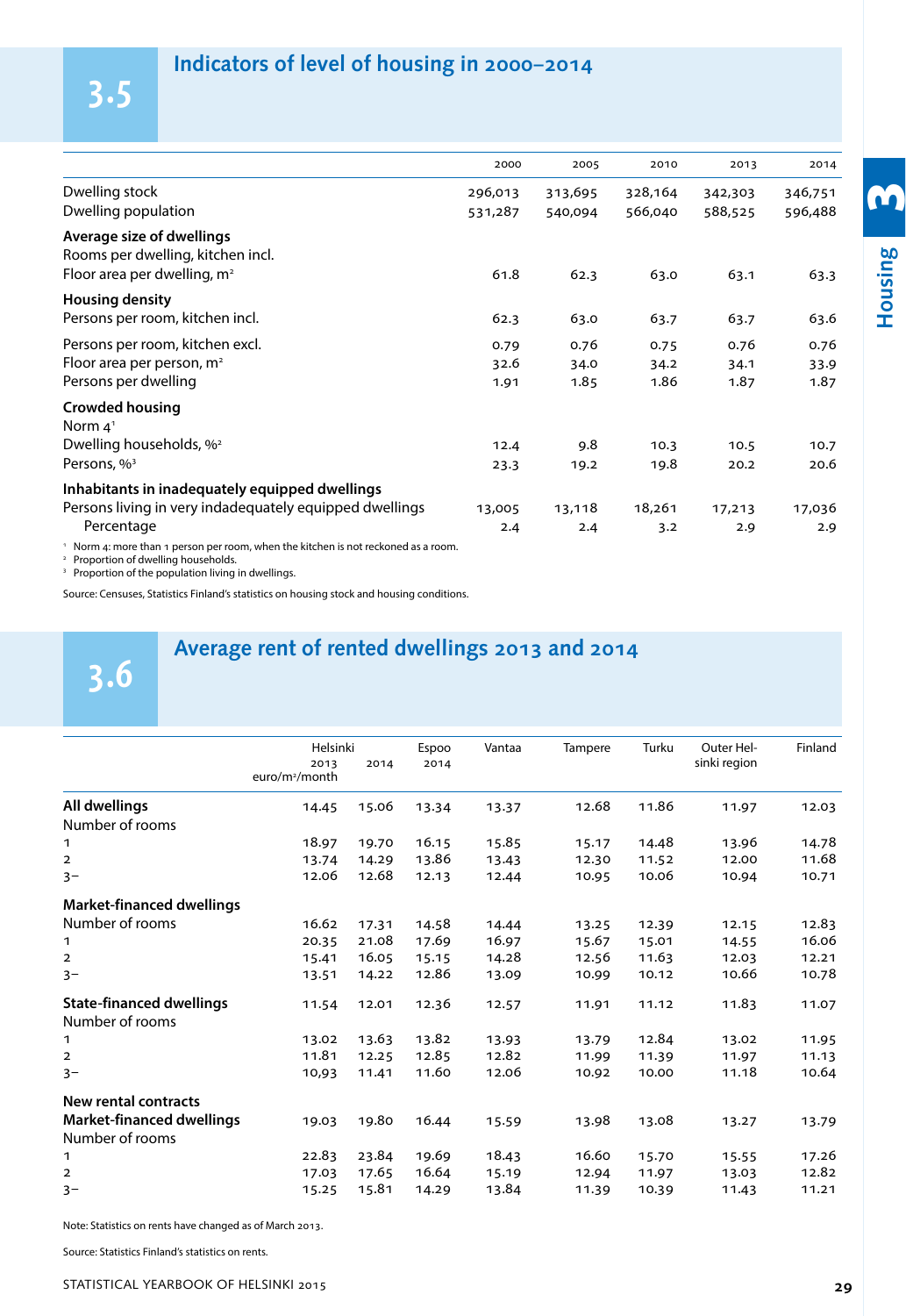## 3.5 Indicators of level of housing in 2000–2014

| | 2000 | 2005 | 2010 | 2013 | 2014 |
|---|---|---|---|---|---|
| Dwelling stock | 296,013 | 313,695 | 328,164 | 342,303 | 346,751 |
| Dwelling population | 531,287 | 540,094 | 566,040 | 588,525 | 596,488 |
| **Average size of dwellings** | | | | | |
| Rooms per dwelling, kitchen incl. | | | | | |
| Floor area per dwelling, m² | 61.8 | 62.3 | 63.0 | 63.1 | 63.3 |
| **Housing density** | | | | | |
| Persons per room, kitchen incl. | 62.3 | 63.0 | 63.7 | 63.7 | 63.6 |
| Persons per room, kitchen excl. | 0.79 | 0.76 | 0.75 | 0.76 | 0.76 |
| Floor area per person, m² | 32.6 | 34.0 | 34.2 | 34.1 | 33.9 |
| Persons per dwelling | 1.91 | 1.85 | 1.86 | 1.87 | 1.87 |
| **Crowded housing** | | | | | |
| Norm 4[1] | | | | | |
| Dwelling households, %[2] | 12.4 | 9.8 | 10.3 | 10.5 | 10.7 |
| Persons, %[3] | 23.3 | 19.2 | 19.8 | 20.2 | 20.6 |
| **Inhabitants in inadequately equipped dwellings** | | | | | |
| Persons living in very indadequately equipped dwellings | 13,005 | 13,118 | 18,261 | 17,213 | 17,036 |
| Percentage | 2.4 | 2.4 | 3.2 | 2.9 | 2.9 |

[1] Norm 4: more than 1 person per room, when the kitchen is not reckoned as a room.
[2] Proportion of dwelling households.
[3] Proportion of the population living in dwellings.

Source: Censuses, Statistics Finland's statistics on housing stock and housing conditions.

## 3.6 Average rent of rented dwellings 2013 and 2014

| | Helsinki 2013 euro/m²/month | Helsinki 2014 | Espoo 2014 | Vantaa | Tampere | Turku | Outer Helsinki region | Finland |
|---|---|---|---|---|---|---|---|---|
| **All dwellings** | 14.45 | 15.06 | 13.34 | 13.37 | 12.68 | 11.86 | 11.97 | 12.03 |
| Number of rooms | | | | | | | | |
| 1 | 18.97 | 19.70 | 16.15 | 15.85 | 15.17 | 14.48 | 13.96 | 14.78 |
| 2 | 13.74 | 14.29 | 13.86 | 13.43 | 12.30 | 11.52 | 12.00 | 11.68 |
| 3– | 12.06 | 12.68 | 12.13 | 12.44 | 10.95 | 10.06 | 10.94 | 10.71 |
| **Market-financed dwellings** | | | | | | | | |
| Number of rooms | 16.62 | 17.31 | 14.58 | 14.44 | 13.25 | 12.39 | 12.15 | 12.83 |
| 1 | 20.35 | 21.08 | 17.69 | 16.97 | 15.67 | 15.01 | 14.55 | 16.06 |
| 2 | 15.41 | 16.05 | 15.15 | 14.28 | 12.56 | 11.63 | 12.03 | 12.21 |
| 3– | 13.51 | 14.22 | 12.86 | 13.09 | 10.99 | 10.12 | 10.66 | 10.78 |
| **State-financed dwellings** | 11.54 | 12.01 | 12.36 | 12.57 | 11.91 | 11.12 | 11.83 | 11.07 |
| Number of rooms | | | | | | | | |
| 1 | 13.02 | 13.63 | 13.82 | 13.93 | 13.79 | 12.84 | 13.02 | 11.95 |
| 2 | 11.81 | 12.25 | 12.85 | 12.82 | 11.99 | 11.39 | 11.97 | 11.13 |
| 3– | 10,93 | 11.41 | 11.60 | 12.06 | 10.92 | 10.00 | 11.18 | 10.64 |
| **New rental contracts** | | | | | | | | |
| **Market-financed dwellings** | 19.03 | 19.80 | 16.44 | 15.59 | 13.98 | 13.08 | 13.27 | 13.79 |
| Number of rooms | | | | | | | | |
| 1 | 22.83 | 23.84 | 19.69 | 18.43 | 16.60 | 15.70 | 15.55 | 17.26 |
| 2 | 17.03 | 17.65 | 16.64 | 15.19 | 12.94 | 11.97 | 13.03 | 12.82 |
| 3– | 15.25 | 15.81 | 14.29 | 13.84 | 11.39 | 10.39 | 11.43 | 11.21 |

Note: Statistics on rents have changed as of March 2013.

Source: Statistics Finland's statistics on rents.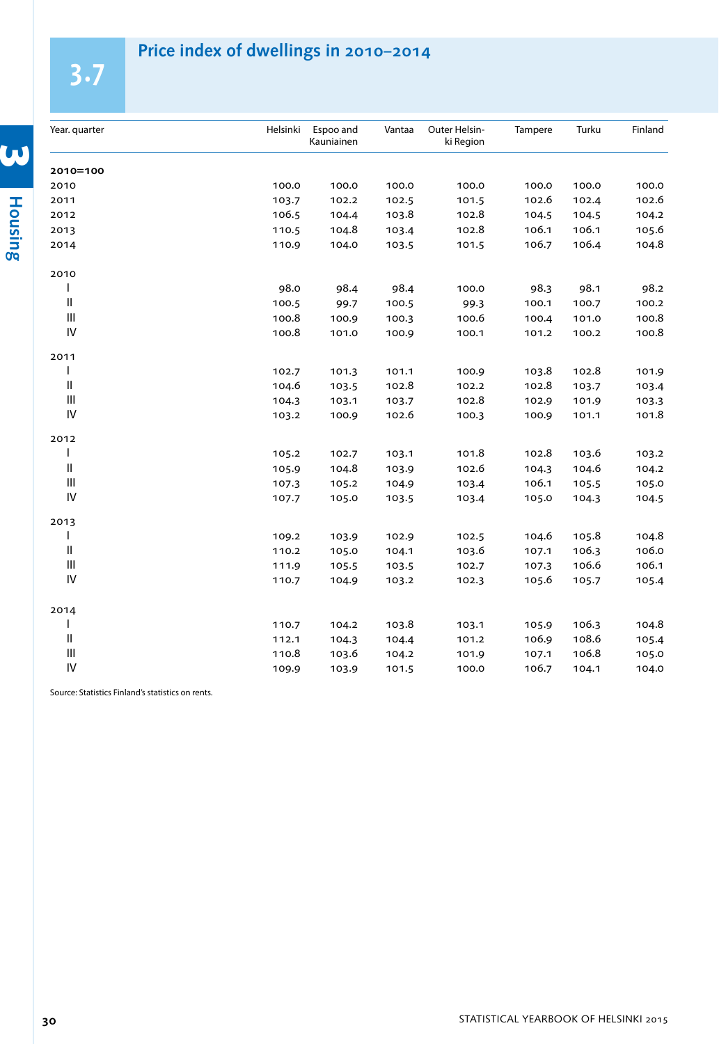# 3.7 Price index of dwellings in 2010–2014

| Year. quarter | Helsinki | Espoo and Kauniainen | Vantaa | Outer Helsinki Region | Tampere | Turku | Finland |
|---|---|---|---|---|---|---|---|
| **2010=100** | | | | | | | |
| 2010 | 100.0 | 100.0 | 100.0 | 100.0 | 100.0 | 100.0 | 100.0 |
| 2011 | 103.7 | 102.2 | 102.5 | 101.5 | 102.6 | 102.4 | 102.6 |
| 2012 | 106.5 | 104.4 | 103.8 | 102.8 | 104.5 | 104.5 | 104.2 |
| 2013 | 110.5 | 104.8 | 103.4 | 102.8 | 106.1 | 106.1 | 105.6 |
| 2014 | 110.9 | 104.0 | 103.5 | 101.5 | 106.7 | 106.4 | 104.8 |
| 2010 | | | | | | | |
| I | 98.0 | 98.4 | 98.4 | 100.0 | 98.3 | 98.1 | 98.2 |
| II | 100.5 | 99.7 | 100.5 | 99.3 | 100.1 | 100.7 | 100.2 |
| III | 100.8 | 100.9 | 100.3 | 100.6 | 100.4 | 101.0 | 100.8 |
| IV | 100.8 | 101.0 | 100.9 | 100.1 | 101.2 | 100.2 | 100.8 |
| 2011 | | | | | | | |
| I | 102.7 | 101.3 | 101.1 | 100.9 | 103.8 | 102.8 | 101.9 |
| II | 104.6 | 103.5 | 102.8 | 102.2 | 102.8 | 103.7 | 103.4 |
| III | 104.3 | 103.1 | 103.7 | 102.8 | 102.9 | 101.9 | 103.3 |
| IV | 103.2 | 100.9 | 102.6 | 100.3 | 100.9 | 101.1 | 101.8 |
| 2012 | | | | | | | |
| I | 105.2 | 102.7 | 103.1 | 101.8 | 102.8 | 103.6 | 103.2 |
| II | 105.9 | 104.8 | 103.9 | 102.6 | 104.3 | 104.6 | 104.2 |
| III | 107.3 | 105.2 | 104.9 | 103.4 | 106.1 | 105.5 | 105.0 |
| IV | 107.7 | 105.0 | 103.5 | 103.4 | 105.0 | 104.3 | 104.5 |
| 2013 | | | | | | | |
| I | 109.2 | 103.9 | 102.9 | 102.5 | 104.6 | 105.8 | 104.8 |
| II | 110.2 | 105.0 | 104.1 | 103.6 | 107.1 | 106.3 | 106.0 |
| III | 111.9 | 105.5 | 103.5 | 102.7 | 107.3 | 106.6 | 106.1 |
| IV | 110.7 | 104.9 | 103.2 | 102.3 | 105.6 | 105.7 | 105.4 |
| 2014 | | | | | | | |
| I | 110.7 | 104.2 | 103.8 | 103.1 | 105.9 | 106.3 | 104.8 |
| II | 112.1 | 104.3 | 104.4 | 101.2 | 106.9 | 108.6 | 105.4 |
| III | 110.8 | 103.6 | 104.2 | 101.9 | 107.1 | 106.8 | 105.0 |
| IV | 109.9 | 103.9 | 101.5 | 100.0 | 106.7 | 104.1 | 104.0 |

Source: Statistics Finland's statistics on rents.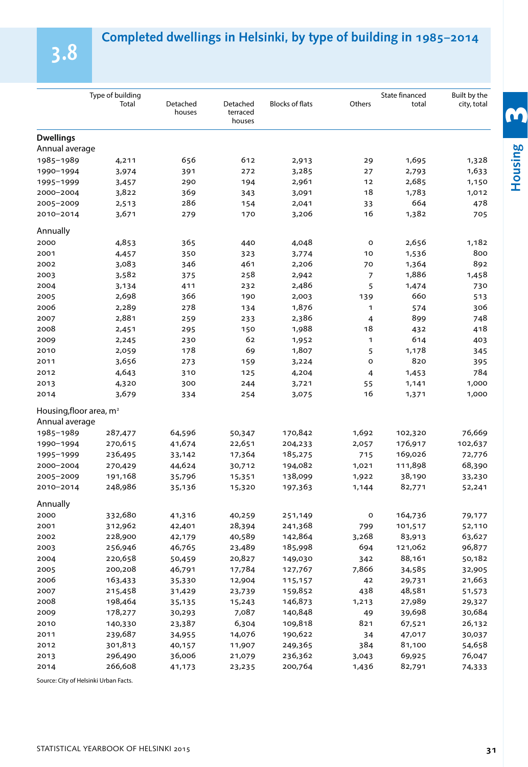# 3.8 Completed dwellings in Helsinki, by type of building in 1985–2014

| Type of building | Total | Detached houses | Detached terraced houses | Blocks of flats | Others | State financed total | Built by the city, total |
|---|---|---|---|---|---|---|---|
| **Dwellings** | | | | | | | |
| Annual average | | | | | | | |
| 1985–1989 | 4,211 | 656 | 612 | 2,913 | 29 | 1,695 | 1,328 |
| 1990–1994 | 3,974 | 391 | 272 | 3,285 | 27 | 2,793 | 1,633 |
| 1995–1999 | 3,457 | 290 | 194 | 2,961 | 12 | 2,685 | 1,150 |
| 2000–2004 | 3,822 | 369 | 343 | 3,091 | 18 | 1,783 | 1,012 |
| 2005–2009 | 2,513 | 286 | 154 | 2,041 | 33 | 664 | 478 |
| 2010–2014 | 3,671 | 279 | 170 | 3,206 | 16 | 1,382 | 705 |
| Annually | | | | | | | |
| 2000 | 4,853 | 365 | 440 | 4,048 | 0 | 2,656 | 1,182 |
| 2001 | 4,457 | 350 | 323 | 3,774 | 10 | 1,536 | 800 |
| 2002 | 3,083 | 346 | 461 | 2,206 | 70 | 1,364 | 892 |
| 2003 | 3,582 | 375 | 258 | 2,942 | 7 | 1,886 | 1,458 |
| 2004 | 3,134 | 411 | 232 | 2,486 | 5 | 1,474 | 730 |
| 2005 | 2,698 | 366 | 190 | 2,003 | 139 | 660 | 513 |
| 2006 | 2,289 | 278 | 134 | 1,876 | 1 | 574 | 306 |
| 2007 | 2,881 | 259 | 233 | 2,386 | 4 | 899 | 748 |
| 2008 | 2,451 | 295 | 150 | 1,988 | 18 | 432 | 418 |
| 2009 | 2,245 | 230 | 62 | 1,952 | 1 | 614 | 403 |
| 2010 | 2,059 | 178 | 69 | 1,807 | 5 | 1,178 | 345 |
| 2011 | 3,656 | 273 | 159 | 3,224 | 0 | 820 | 395 |
| 2012 | 4,643 | 310 | 125 | 4,204 | 4 | 1,453 | 784 |
| 2013 | 4,320 | 300 | 244 | 3,721 | 55 | 1,141 | 1,000 |
| 2014 | 3,679 | 334 | 254 | 3,075 | 16 | 1,371 | 1,000 |
| Housing,floor area, m² | | | | | | | |
| Annual average | | | | | | | |
| 1985–1989 | 287,477 | 64,596 | 50,347 | 170,842 | 1,692 | 102,320 | 76,669 |
| 1990–1994 | 270,615 | 41,674 | 22,651 | 204,233 | 2,057 | 176,917 | 102,637 |
| 1995–1999 | 236,495 | 33,142 | 17,364 | 185,275 | 715 | 169,026 | 72,776 |
| 2000–2004 | 270,429 | 44,624 | 30,712 | 194,082 | 1,021 | 111,898 | 68,390 |
| 2005–2009 | 191,168 | 35,796 | 15,351 | 138,099 | 1,922 | 38,190 | 33,230 |
| 2010–2014 | 248,986 | 35,136 | 15,320 | 197,363 | 1,144 | 82,771 | 52,241 |
| Annually | | | | | | | |
| 2000 | 332,680 | 41,316 | 40,259 | 251,149 | 0 | 164,736 | 79,177 |
| 2001 | 312,962 | 42,401 | 28,394 | 241,368 | 799 | 101,517 | 52,110 |
| 2002 | 228,900 | 42,179 | 40,589 | 142,864 | 3,268 | 83,913 | 63,627 |
| 2003 | 256,946 | 46,765 | 23,489 | 185,998 | 694 | 121,062 | 96,877 |
| 2004 | 220,658 | 50,459 | 20,827 | 149,030 | 342 | 88,161 | 50,182 |
| 2005 | 200,208 | 46,791 | 17,784 | 127,767 | 7,866 | 34,585 | 32,905 |
| 2006 | 163,433 | 35,330 | 12,904 | 115,157 | 42 | 29,731 | 21,663 |
| 2007 | 215,458 | 31,429 | 23,739 | 159,852 | 438 | 48,581 | 51,573 |
| 2008 | 198,464 | 35,135 | 15,243 | 146,873 | 1,213 | 27,989 | 29,327 |
| 2009 | 178,277 | 30,293 | 7,087 | 140,848 | 49 | 39,698 | 30,684 |
| 2010 | 140,330 | 23,387 | 6,304 | 109,818 | 821 | 67,521 | 26,132 |
| 2011 | 239,687 | 34,955 | 14,076 | 190,622 | 34 | 47,017 | 30,037 |
| 2012 | 301,813 | 40,157 | 11,907 | 249,365 | 384 | 81,100 | 54,658 |
| 2013 | 296,490 | 36,006 | 21,079 | 236,362 | 3,043 | 69,925 | 76,047 |
| 2014 | 266,608 | 41,173 | 23,235 | 200,764 | 1,436 | 82,791 | 74,333 |

Source: City of Helsinki Urban Facts.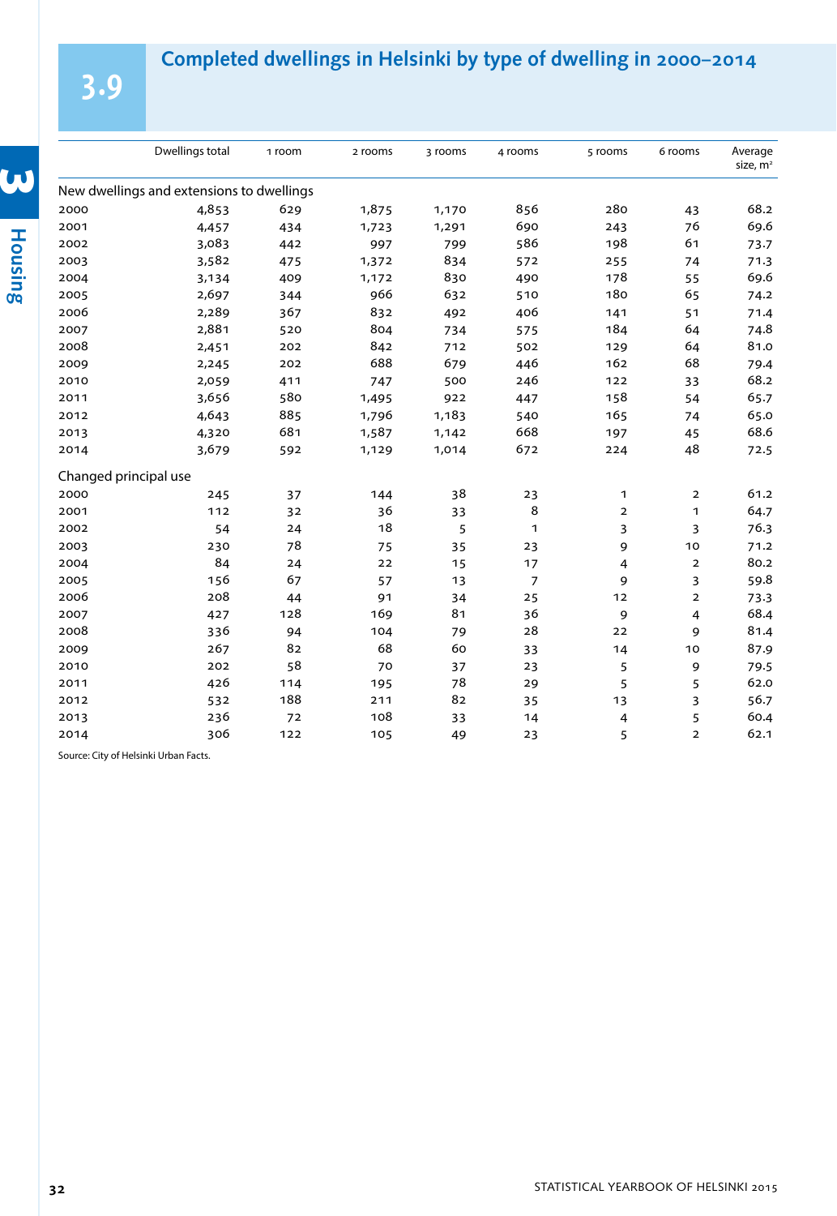## 3.9 Completed dwellings in Helsinki by type of dwelling in 2000–2014

| | Dwellings total | 1 room | 2 rooms | 3 rooms | 4 rooms | 5 rooms | 6 rooms | Average size, m² |
|---|---|---|---|---|---|---|---|---|
| **New dwellings and extensions to dwellings** | | | | | | | | |
| 2000 | 4,853 | 629 | 1,875 | 1,170 | 856 | 280 | 43 | 68.2 |
| 2001 | 4,457 | 434 | 1,723 | 1,291 | 690 | 243 | 76 | 69.6 |
| 2002 | 3,083 | 442 | 997 | 799 | 586 | 198 | 61 | 73.7 |
| 2003 | 3,582 | 475 | 1,372 | 834 | 572 | 255 | 74 | 71.3 |
| 2004 | 3,134 | 409 | 1,172 | 830 | 490 | 178 | 55 | 69.6 |
| 2005 | 2,697 | 344 | 966 | 632 | 510 | 180 | 65 | 74.2 |
| 2006 | 2,289 | 367 | 832 | 492 | 406 | 141 | 51 | 71.4 |
| 2007 | 2,881 | 520 | 804 | 734 | 575 | 184 | 64 | 74.8 |
| 2008 | 2,451 | 202 | 842 | 712 | 502 | 129 | 64 | 81.0 |
| 2009 | 2,245 | 202 | 688 | 679 | 446 | 162 | 68 | 79.4 |
| 2010 | 2,059 | 411 | 747 | 500 | 246 | 122 | 33 | 68.2 |
| 2011 | 3,656 | 580 | 1,495 | 922 | 447 | 158 | 54 | 65.7 |
| 2012 | 4,643 | 885 | 1,796 | 1,183 | 540 | 165 | 74 | 65.0 |
| 2013 | 4,320 | 681 | 1,587 | 1,142 | 668 | 197 | 45 | 68.6 |
| 2014 | 3,679 | 592 | 1,129 | 1,014 | 672 | 224 | 48 | 72.5 |
| **Changed principal use** | | | | | | | | |
| 2000 | 245 | 37 | 144 | 38 | 23 | 1 | 2 | 61.2 |
| 2001 | 112 | 32 | 36 | 33 | 8 | 2 | 1 | 64.7 |
| 2002 | 54 | 24 | 18 | 5 | 1 | 3 | 3 | 76.3 |
| 2003 | 230 | 78 | 75 | 35 | 23 | 9 | 10 | 71.2 |
| 2004 | 84 | 24 | 22 | 15 | 17 | 4 | 2 | 80.2 |
| 2005 | 156 | 67 | 57 | 13 | 7 | 9 | 3 | 59.8 |
| 2006 | 208 | 44 | 91 | 34 | 25 | 12 | 2 | 73.3 |
| 2007 | 427 | 128 | 169 | 81 | 36 | 9 | 4 | 68.4 |
| 2008 | 336 | 94 | 104 | 79 | 28 | 22 | 9 | 81.4 |
| 2009 | 267 | 82 | 68 | 60 | 33 | 14 | 10 | 87.9 |
| 2010 | 202 | 58 | 70 | 37 | 23 | 5 | 9 | 79.5 |
| 2011 | 426 | 114 | 195 | 78 | 29 | 5 | 5 | 62.0 |
| 2012 | 532 | 188 | 211 | 82 | 35 | 13 | 3 | 56.7 |
| 2013 | 236 | 72 | 108 | 33 | 14 | 4 | 5 | 60.4 |
| 2014 | 306 | 122 | 105 | 49 | 23 | 5 | 2 | 62.1 |

Source: City of Helsinki Urban Facts.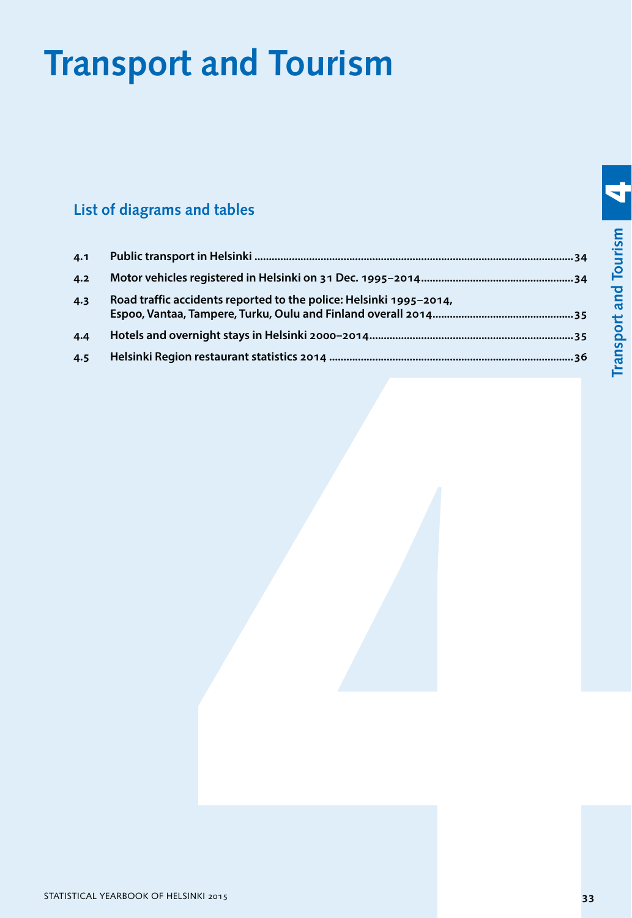# Transport and Tourism

## List of diagrams and tables

| | | |
|---|---|---|
| 4.1 | Public transport in Helsinki | 34 |
| 4.2 | Motor vehicles registered in Helsinki on 31 Dec. 1995–2014 | 34 |
| 4.3 | Road traffic accidents reported to the police: Helsinki 1995–2014, Espoo, Vantaa, Tampere, Turku, Oulu and Finland overall 2014 | 35 |
| 4.4 | Hotels and overnight stays in Helsinki 2000–2014 | 35 |
| 4.5 | Helsinki Region restaurant statistics 2014 | 36 |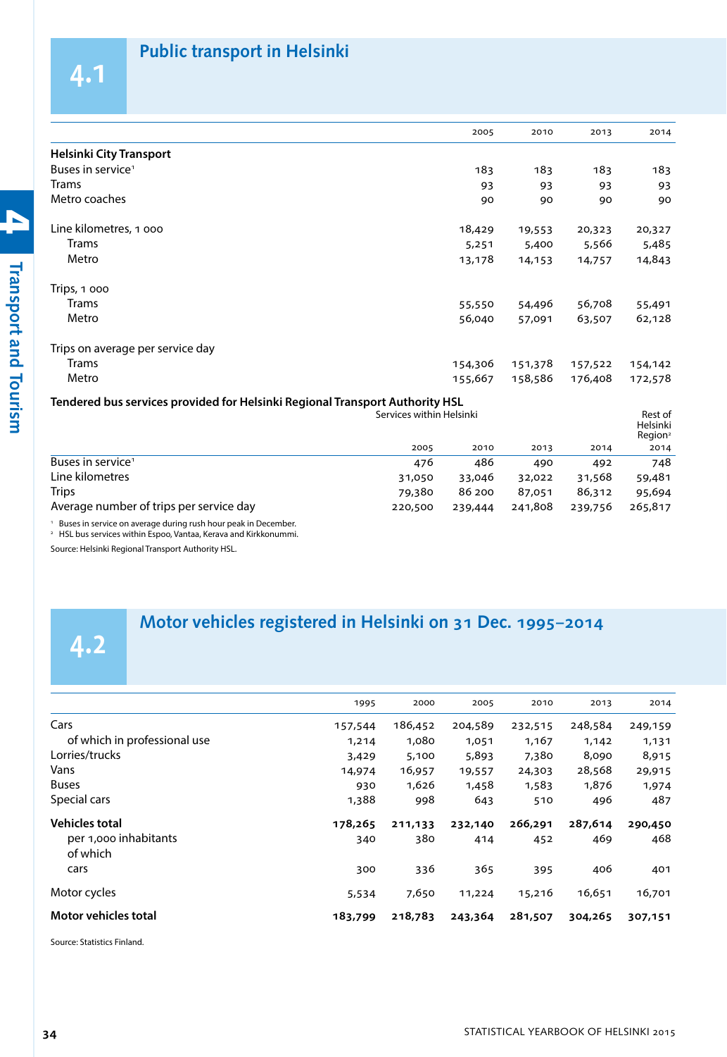## 4.1 Public transport in Helsinki

| | 2005 | 2010 | 2013 | 2014 |
|---|---|---|---|---|
| **Helsinki City Transport** | | | | |
| Buses in service[1] | 183 | 183 | 183 | 183 |
| Trams | 93 | 93 | 93 | 93 |
| Metro coaches | 90 | 90 | 90 | 90 |
| Line kilometres, 1 000 | 18,429 | 19,553 | 20,323 | 20,327 |
| Trams | 5,251 | 5,400 | 5,566 | 5,485 |
| Metro | 13,178 | 14,153 | 14,757 | 14,843 |
| Trips, 1 000 | | | | |
| Trams | 55,550 | 54,496 | 56,708 | 55,491 |
| Metro | 56,040 | 57,091 | 63,507 | 62,128 |
| Trips on average per service day | | | | |
| Trams | 154,306 | 151,378 | 157,522 | 154,142 |
| Metro | 155,667 | 158,586 | 176,408 | 172,578 |

**Tendered bus services provided for Helsinki Regional Transport Authority HSL**

| | Services within Helsinki | | | | Rest of Helsinki Region[2] |
|---|---|---|---|---|---|
| | 2005 | 2010 | 2013 | 2014 | 2014 |
| Buses in service[1] | 476 | 486 | 490 | 492 | 748 |
| Line kilometres | 31,050 | 33,046 | 32,022 | 31,568 | 59,481 |
| Trips | 79,380 | 86 200 | 87,051 | 86,312 | 95,694 |
| Average number of trips per service day | 220,500 | 239,444 | 241,808 | 239,756 | 265,817 |

[1] Buses in service on average during rush hour peak in December.
[2] HSL bus services within Espoo, Vantaa, Kerava and Kirkkonummi.

Source: Helsinki Regional Transport Authority HSL.

## 4.2 Motor vehicles registered in Helsinki on 31 Dec. 1995–2014

| | 1995 | 2000 | 2005 | 2010 | 2013 | 2014 |
|---|---|---|---|---|---|---|
| Cars | 157,544 | 186,452 | 204,589 | 232,515 | 248,584 | 249,159 |
| of which in professional use | 1,214 | 1,080 | 1,051 | 1,167 | 1,142 | 1,131 |
| Lorries/trucks | 3,429 | 5,100 | 5,893 | 7,380 | 8,090 | 8,915 |
| Vans | 14,974 | 16,957 | 19,557 | 24,303 | 28,568 | 29,915 |
| Buses | 930 | 1,626 | 1,458 | 1,583 | 1,876 | 1,974 |
| Special cars | 1,388 | 998 | 643 | 510 | 496 | 487 |
| **Vehicles total** | **178,265** | **211,133** | **232,140** | **266,291** | **287,614** | **290,450** |
| per 1,000 inhabitants | 340 | 380 | 414 | 452 | 469 | 468 |
| of which cars | 300 | 336 | 365 | 395 | 406 | 401 |
| Motor cycles | 5,534 | 7,650 | 11,224 | 15,216 | 16,651 | 16,701 |
| **Motor vehicles total** | **183,799** | **218,783** | **243,364** | **281,507** | **304,265** | **307,151** |

Source: Statistics Finland.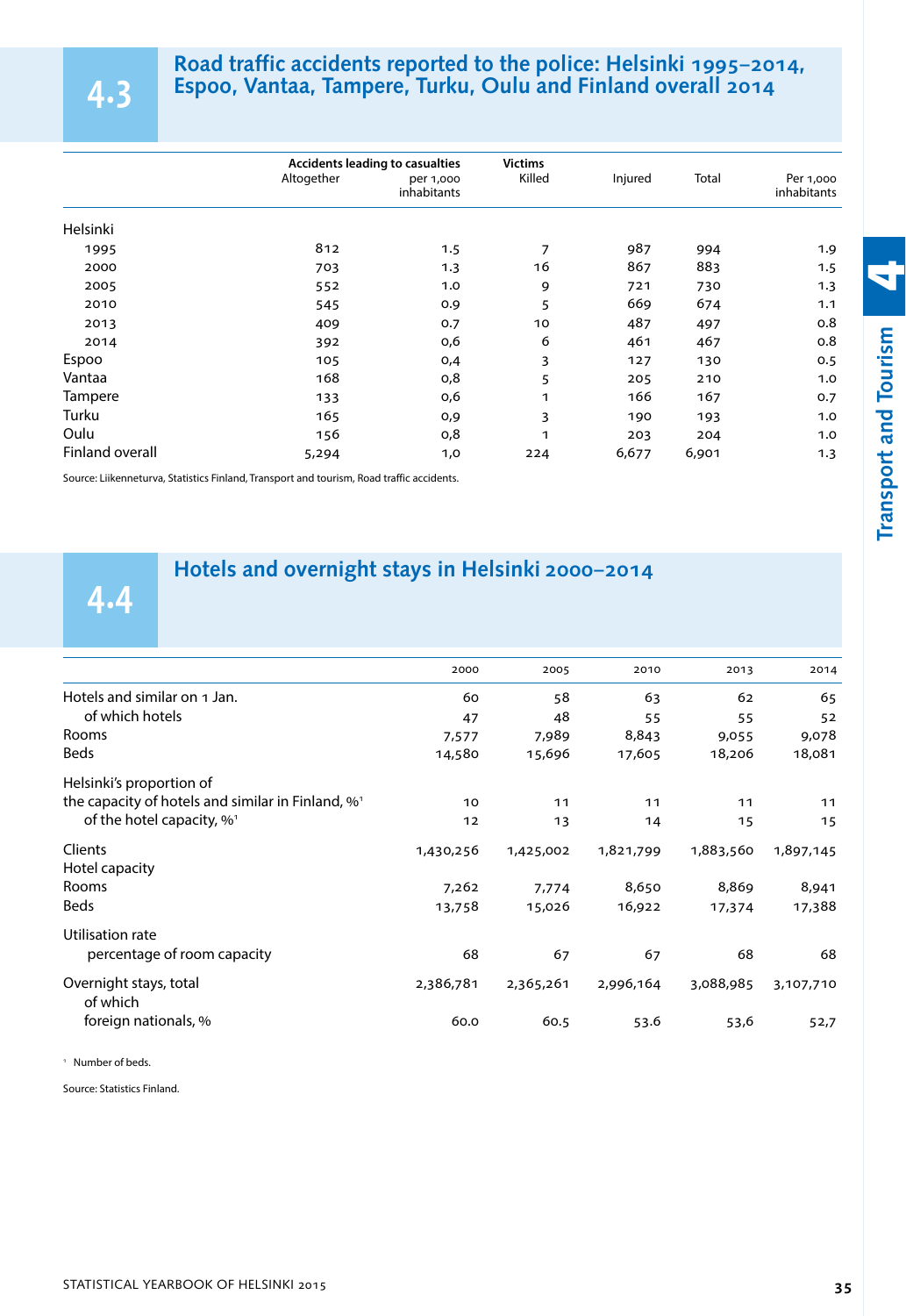## 4.3 Road traffic accidents reported to the police: Helsinki 1995–2014, Espoo, Vantaa, Tampere, Turku, Oulu and Finland overall 2014

| | Accidents leading to casualties | | Victims | | | |
|---|---|---|---|---|---|---|
| | Altogether | per 1,000 inhabitants | Killed | Injured | Total | Per 1,000 inhabitants |
| Helsinki | | | | | | |
| 1995 | 812 | 1.5 | 7 | 987 | 994 | 1.9 |
| 2000 | 703 | 1.3 | 16 | 867 | 883 | 1.5 |
| 2005 | 552 | 1.0 | 9 | 721 | 730 | 1.3 |
| 2010 | 545 | 0.9 | 5 | 669 | 674 | 1.1 |
| 2013 | 409 | 0.7 | 10 | 487 | 497 | 0.8 |
| 2014 | 392 | 0,6 | 6 | 461 | 467 | 0.8 |
| Espoo | 105 | 0,4 | 3 | 127 | 130 | 0.5 |
| Vantaa | 168 | 0,8 | 5 | 205 | 210 | 1.0 |
| Tampere | 133 | 0,6 | 1 | 166 | 167 | 0.7 |
| Turku | 165 | 0,9 | 3 | 190 | 193 | 1.0 |
| Oulu | 156 | 0,8 | 1 | 203 | 204 | 1.0 |
| Finland overall | 5,294 | 1,0 | 224 | 6,677 | 6,901 | 1.3 |

Source: Liikenneturva, Statistics Finland, Transport and tourism, Road traffic accidents.

## 4.4 Hotels and overnight stays in Helsinki 2000–2014

| | 2000 | 2005 | 2010 | 2013 | 2014 |
|---|---|---|---|---|---|
| Hotels and similar on 1 Jan. | 60 | 58 | 63 | 62 | 65 |
| of which hotels | 47 | 48 | 55 | 55 | 52 |
| Rooms | 7,577 | 7,989 | 8,843 | 9,055 | 9,078 |
| Beds | 14,580 | 15,696 | 17,605 | 18,206 | 18,081 |
| Helsinki's proportion of | | | | | |
| the capacity of hotels and similar in Finland, %[1] | 10 | 11 | 11 | 11 | 11 |
| of the hotel capacity, %[1] | 12 | 13 | 14 | 15 | 15 |
| Clients | 1,430,256 | 1,425,002 | 1,821,799 | 1,883,560 | 1,897,145 |
| Hotel capacity | | | | | |
| Rooms | 7,262 | 7,774 | 8,650 | 8,869 | 8,941 |
| Beds | 13,758 | 15,026 | 16,922 | 17,374 | 17,388 |
| Utilisation rate | | | | | |
| percentage of room capacity | 68 | 67 | 67 | 68 | 68 |
| Overnight stays, total | 2,386,781 | 2,365,261 | 2,996,164 | 3,088,985 | 3,107,710 |
| of which | | | | | |
| foreign nationals, % | 60.0 | 60.5 | 53.6 | 53,6 | 52,7 |

[1] Number of beds.

Source: Statistics Finland.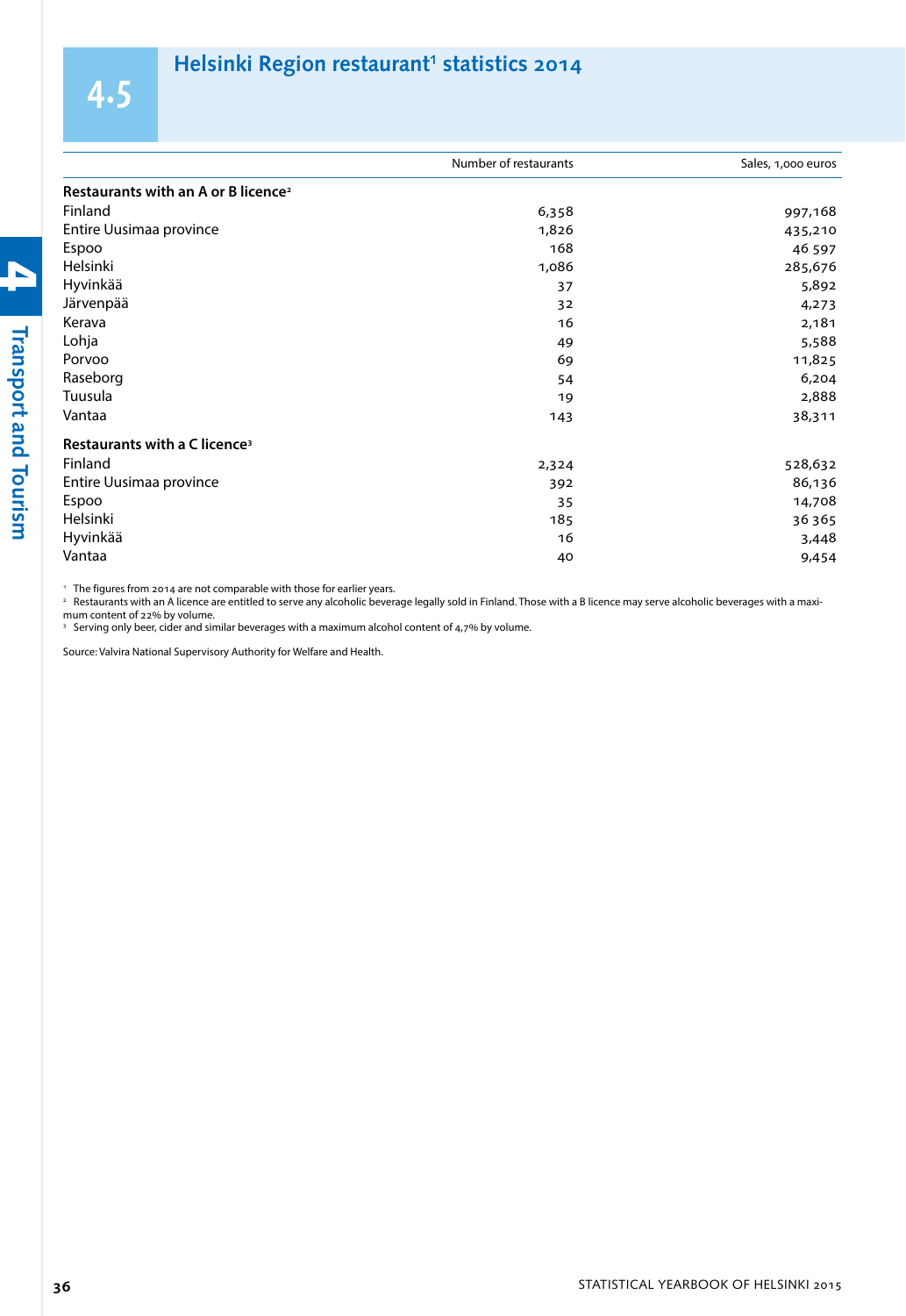## 4.5 Helsinki Region restaurant[1] statistics 2014

| | Number of restaurants | Sales, 1,000 euros |
|---|---|---|
| **Restaurants with an A or B licence[2]** | | |
| Finland | 6,358 | 997,168 |
| Entire Uusimaa province | 1,826 | 435,210 |
| Espoo | 168 | 46 597 |
| Helsinki | 1,086 | 285,676 |
| Hyvinkää | 37 | 5,892 |
| Järvenpää | 32 | 4,273 |
| Kerava | 16 | 2,181 |
| Lohja | 49 | 5,588 |
| Porvoo | 69 | 11,825 |
| Raseborg | 54 | 6,204 |
| Tuusula | 19 | 2,888 |
| Vantaa | 143 | 38,311 |
| **Restaurants with a C licence[3]** | | |
| Finland | 2,324 | 528,632 |
| Entire Uusimaa province | 392 | 86,136 |
| Espoo | 35 | 14,708 |
| Helsinki | 185 | 36 365 |
| Hyvinkää | 16 | 3,448 |
| Vantaa | 40 | 9,454 |

[1] The figures from 2014 are not comparable with those for earlier years.
[2] Restaurants with an A licence are entitled to serve any alcoholic beverage legally sold in Finland. Those with a B licence may serve alcoholic beverages with a maximum content of 22% by volume.
[3] Serving only beer, cider and similar beverages with a maximum alcohol content of 4,7% by volume.

Source: Valvira National Supervisory Authority for Welfare and Health.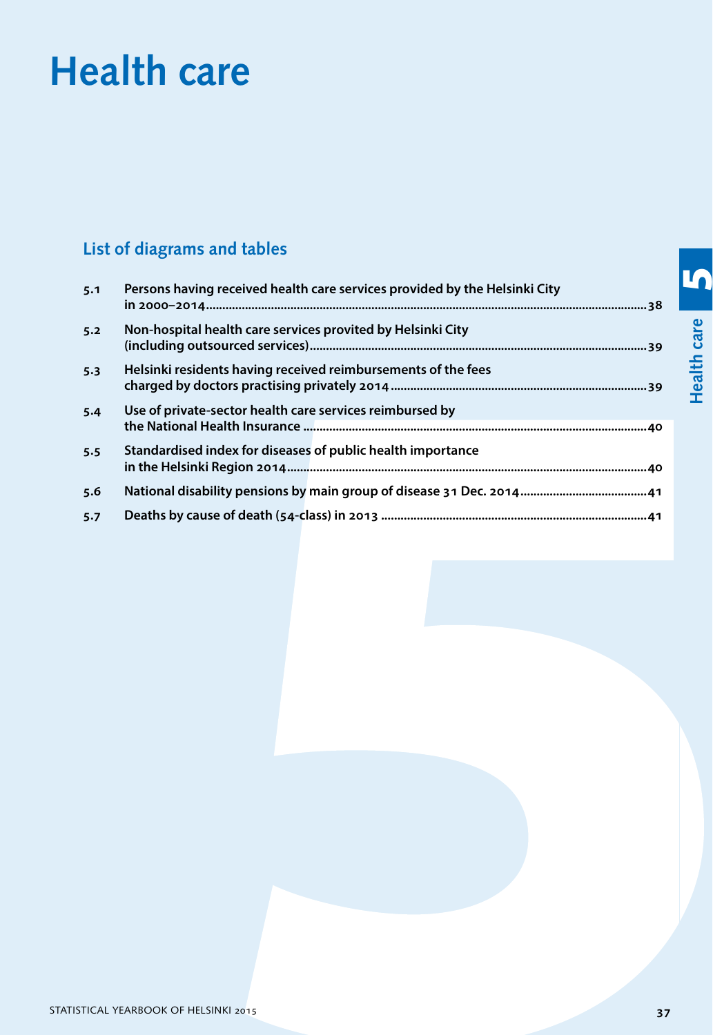# Health care

## List of diagrams and tables

- 5.1 Persons having received health care services provided by the Helsinki City in 2000–2014 .......... 38
- 5.2 Non-hospital health care services provited by Helsinki City (including outsourced services) .......... 39
- 5.3 Helsinki residents having received reimbursements of the fees charged by doctors practising privately 2014 .......... 39
- 5.4 Use of private-sector health care services reimbursed by the National Health Insurance .......... 40
- 5.5 Standardised index for diseases of public health importance in the Helsinki Region 2014 .......... 40
- 5.6 National disability pensions by main group of disease 31 Dec. 2014 .......... 41
- 5.7 Deaths by cause of death (54-class) in 2013 .......... 41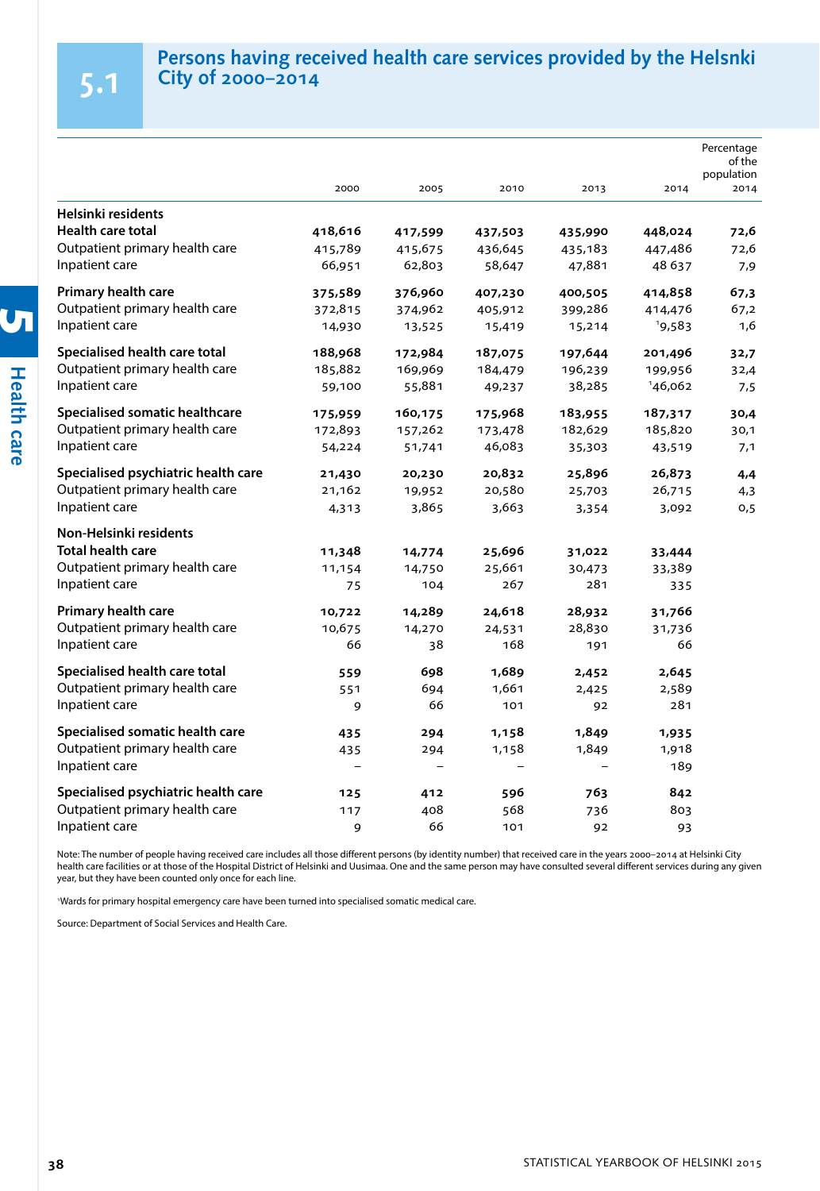## 5.1 Persons having received health care services provided by the Helsnki City of 2000–2014

| | 2000 | 2005 | 2010 | 2013 | 2014 | Percentage of the population 2014 |
|---|---|---|---|---|---|---|
| **Helsinki residents** | | | | | | |
| **Health care total** | **418,616** | **417,599** | **437,503** | **435,990** | **448,024** | **72,6** |
| Outpatient primary health care | 415,789 | 415,675 | 436,645 | 435,183 | 447,486 | 72,6 |
| Inpatient care | 66,951 | 62,803 | 58,647 | 47,881 | 48 637 | 7,9 |
| **Primary health care** | **375,589** | **376,960** | **407,230** | **400,505** | **414,858** | **67,3** |
| Outpatient primary health care | 372,815 | 374,962 | 405,912 | 399,286 | 414,476 | 67,2 |
| Inpatient care | 14,930 | 13,525 | 15,419 | 15,214 | [1]9,583 | 1,6 |
| **Specialised health care total** | **188,968** | **172,984** | **187,075** | **197,644** | **201,496** | **32,7** |
| Outpatient primary health care | 185,882 | 169,969 | 184,479 | 196,239 | 199,956 | 32,4 |
| Inpatient care | 59,100 | 55,881 | 49,237 | 38,285 | [1]46,062 | 7,5 |
| **Specialised somatic healthcare** | **175,959** | **160,175** | **175,968** | **183,955** | **187,317** | **30,4** |
| Outpatient primary health care | 172,893 | 157,262 | 173,478 | 182,629 | 185,820 | 30,1 |
| Inpatient care | 54,224 | 51,741 | 46,083 | 35,303 | 43,519 | 7,1 |
| **Specialised psychiatric health care** | **21,430** | **20,230** | **20,832** | **25,896** | **26,873** | **4,4** |
| Outpatient primary health care | 21,162 | 19,952 | 20,580 | 25,703 | 26,715 | 4,3 |
| Inpatient care | 4,313 | 3,865 | 3,663 | 3,354 | 3,092 | 0,5 |
| **Non-Helsinki residents** | | | | | | |
| **Total health care** | **11,348** | **14,774** | **25,696** | **31,022** | **33,444** | |
| Outpatient primary health care | 11,154 | 14,750 | 25,661 | 30,473 | 33,389 | |
| Inpatient care | 75 | 104 | 267 | 281 | 335 | |
| **Primary health care** | **10,722** | **14,289** | **24,618** | **28,932** | **31,766** | |
| Outpatient primary health care | 10,675 | 14,270 | 24,531 | 28,830 | 31,736 | |
| Inpatient care | 66 | 38 | 168 | 191 | 66 | |
| **Specialised health care total** | **559** | **698** | **1,689** | **2,452** | **2,645** | |
| Outpatient primary health care | 551 | 694 | 1,661 | 2,425 | 2,589 | |
| Inpatient care | 9 | 66 | 101 | 92 | 281 | |
| **Specialised somatic health care** | **435** | **294** | **1,158** | **1,849** | **1,935** | |
| Outpatient primary health care | 435 | 294 | 1,158 | 1,849 | 1,918 | |
| Inpatient care | – | – | – | – | 189 | |
| **Specialised psychiatric health care** | **125** | **412** | **596** | **763** | **842** | |
| Outpatient primary health care | 117 | 408 | 568 | 736 | 803 | |
| Inpatient care | 9 | 66 | 101 | 92 | 93 | |

Note: The number of people having received care includes all those different persons (by identity number) that received care in the years 2000–2014 at Helsinki City health care facilities or at those of the Hospital District of Helsinki and Uusimaa. One and the same person may have consulted several different services during any given year, but they have been counted only once for each line.

[1]Wards for primary hospital emergency care have been turned into specialised somatic medical care.

Source: Department of Social Services and Health Care.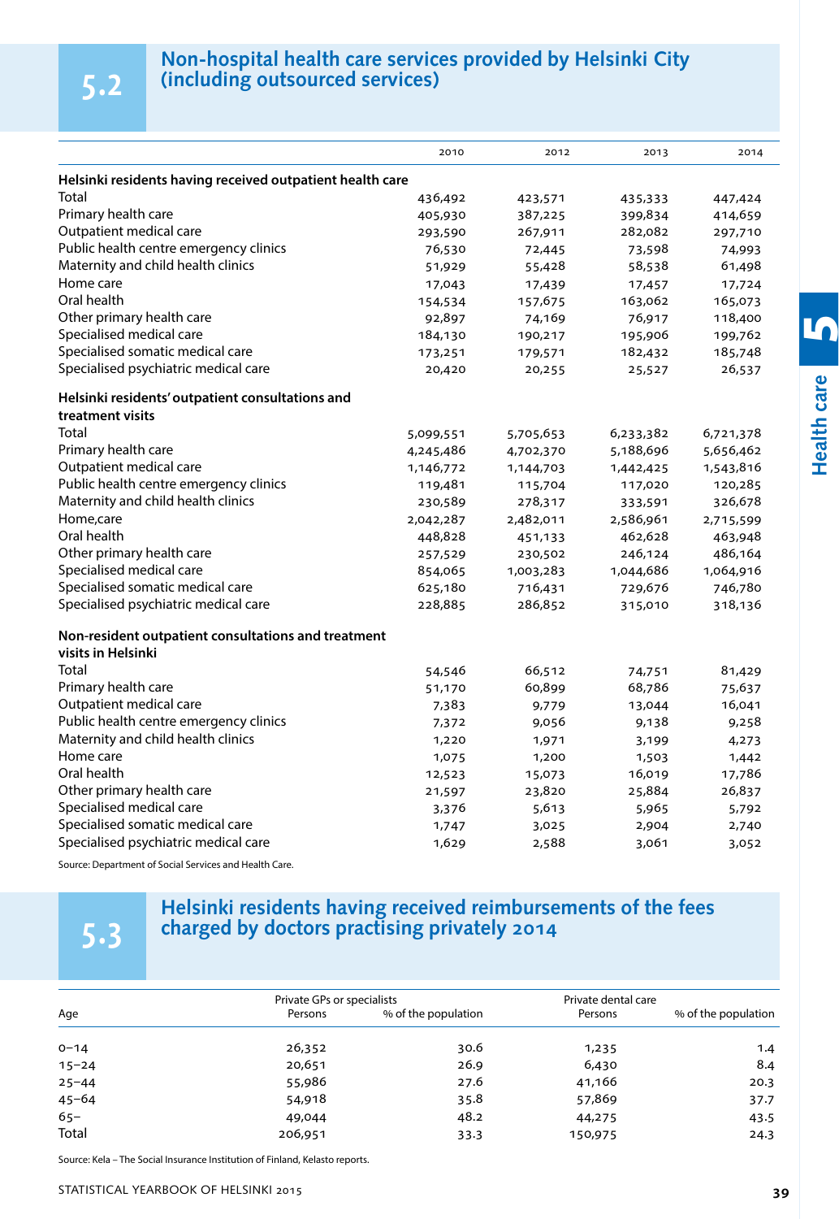## 5.2 Non-hospital health care services provided by Helsinki City (including outsourced services)

| | 2010 | 2012 | 2013 | 2014 |
|---|---|---|---|---|
| **Helsinki residents having received outpatient health care** | | | | |
| Total | 436,492 | 423,571 | 435,333 | 447,424 |
| Primary health care | 405,930 | 387,225 | 399,834 | 414,659 |
| Outpatient medical care | 293,590 | 267,911 | 282,082 | 297,710 |
| Public health centre emergency clinics | 76,530 | 72,445 | 73,598 | 74,993 |
| Maternity and child health clinics | 51,929 | 55,428 | 58,538 | 61,498 |
| Home care | 17,043 | 17,439 | 17,457 | 17,724 |
| Oral health | 154,534 | 157,675 | 163,062 | 165,073 |
| Other primary health care | 92,897 | 74,169 | 76,917 | 118,400 |
| Specialised medical care | 184,130 | 190,217 | 195,906 | 199,762 |
| Specialised somatic medical care | 173,251 | 179,571 | 182,432 | 185,748 |
| Specialised psychiatric medical care | 20,420 | 20,255 | 25,527 | 26,537 |
| **Helsinki residents' outpatient consultations and treatment visits** | | | | |
| Total | 5,099,551 | 5,705,653 | 6,233,382 | 6,721,378 |
| Primary health care | 4,245,486 | 4,702,370 | 5,188,696 | 5,656,462 |
| Outpatient medical care | 1,146,772 | 1,144,703 | 1,442,425 | 1,543,816 |
| Public health centre emergency clinics | 119,481 | 115,704 | 117,020 | 120,285 |
| Maternity and child health clinics | 230,589 | 278,317 | 333,591 | 326,678 |
| Home,care | 2,042,287 | 2,482,011 | 2,586,961 | 2,715,599 |
| Oral health | 448,828 | 451,133 | 462,628 | 463,948 |
| Other primary health care | 257,529 | 230,502 | 246,124 | 486,164 |
| Specialised medical care | 854,065 | 1,003,283 | 1,044,686 | 1,064,916 |
| Specialised somatic medical care | 625,180 | 716,431 | 729,676 | 746,780 |
| Specialised psychiatric medical care | 228,885 | 286,852 | 315,010 | 318,136 |
| **Non-resident outpatient consultations and treatment visits in Helsinki** | | | | |
| Total | 54,546 | 66,512 | 74,751 | 81,429 |
| Primary health care | 51,170 | 60,899 | 68,786 | 75,637 |
| Outpatient medical care | 7,383 | 9,779 | 13,044 | 16,041 |
| Public health centre emergency clinics | 7,372 | 9,056 | 9,138 | 9,258 |
| Maternity and child health clinics | 1,220 | 1,971 | 3,199 | 4,273 |
| Home care | 1,075 | 1,200 | 1,503 | 1,442 |
| Oral health | 12,523 | 15,073 | 16,019 | 17,786 |
| Other primary health care | 21,597 | 23,820 | 25,884 | 26,837 |
| Specialised medical care | 3,376 | 5,613 | 5,965 | 5,792 |
| Specialised somatic medical care | 1,747 | 3,025 | 2,904 | 2,740 |
| Specialised psychiatric medical care | 1,629 | 2,588 | 3,061 | 3,052 |

Source: Department of Social Services and Health Care.

## 5.3 Helsinki residents having received reimbursements of the fees charged by doctors practising privately 2014

| Age | Private GPs or specialists | | Private dental care | |
|---|---|---|---|---|
| | Persons | % of the population | Persons | % of the population |
| 0–14 | 26,352 | 30.6 | 1,235 | 1.4 |
| 15–24 | 20,651 | 26.9 | 6,430 | 8.4 |
| 25–44 | 55,986 | 27.6 | 41,166 | 20.3 |
| 45–64 | 54,918 | 35.8 | 57,869 | 37.7 |
| 65– | 49,044 | 48.2 | 44,275 | 43.5 |
| Total | 206,951 | 33.3 | 150,975 | 24.3 |

Source: Kela – The Social Insurance Institution of Finland, Kelasto reports.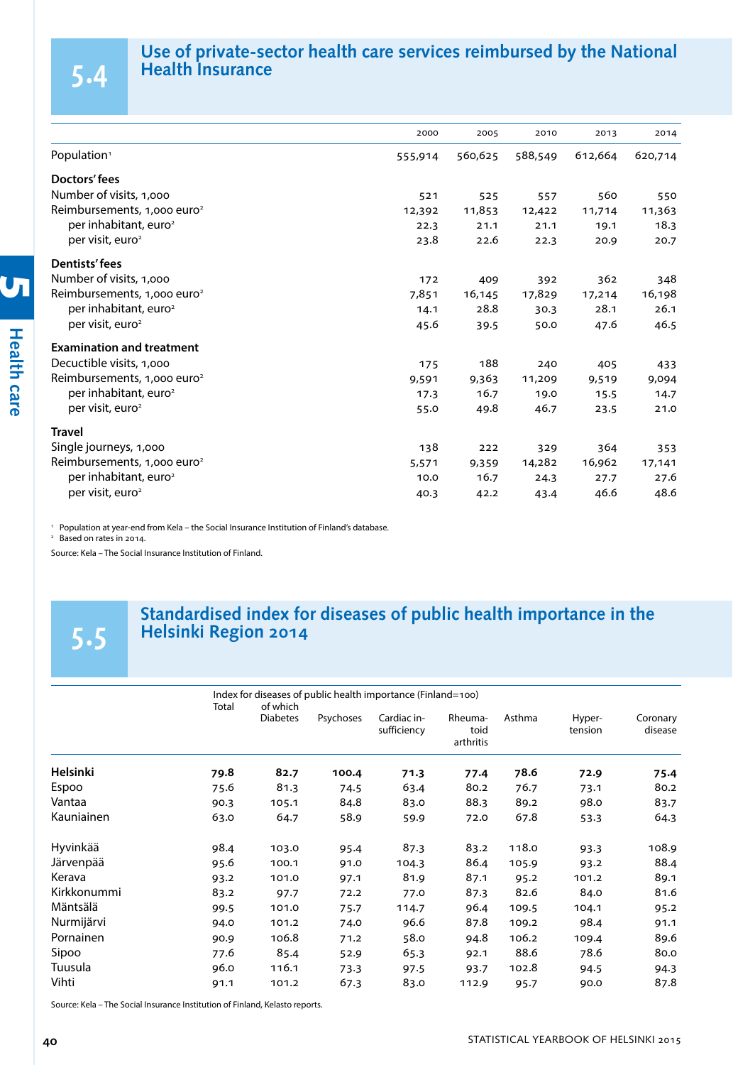## 5.4 Use of private-sector health care services reimbursed by the National Health Insurance

| | 2000 | 2005 | 2010 | 2013 | 2014 |
|---|---|---|---|---|---|
| Population[1] | 555,914 | 560,625 | 588,549 | 612,664 | 620,714 |
| **Doctors' fees** | | | | | |
| Number of visits, 1,000 | 521 | 525 | 557 | 560 | 550 |
| Reimbursements, 1,000 euro[2] | 12,392 | 11,853 | 12,422 | 11,714 | 11,363 |
| per inhabitant, euro[2] | 22.3 | 21.1 | 21.1 | 19.1 | 18.3 |
| per visit, euro[2] | 23.8 | 22.6 | 22.3 | 20.9 | 20.7 |
| **Dentists' fees** | | | | | |
| Number of visits, 1,000 | 172 | 409 | 392 | 362 | 348 |
| Reimbursements, 1,000 euro[2] | 7,851 | 16,145 | 17,829 | 17,214 | 16,198 |
| per inhabitant, euro[2] | 14.1 | 28.8 | 30.3 | 28.1 | 26.1 |
| per visit, euro[2] | 45.6 | 39.5 | 50.0 | 47.6 | 46.5 |
| **Examination and treatment** | | | | | |
| Decuctible visits, 1,000 | 175 | 188 | 240 | 405 | 433 |
| Reimbursements, 1,000 euro[2] | 9,591 | 9,363 | 11,209 | 9,519 | 9,094 |
| per inhabitant, euro[2] | 17.3 | 16.7 | 19.0 | 15.5 | 14.7 |
| per visit, euro[2] | 55.0 | 49.8 | 46.7 | 23.5 | 21.0 |
| **Travel** | | | | | |
| Single journeys, 1,000 | 138 | 222 | 329 | 364 | 353 |
| Reimbursements, 1,000 euro[2] | 5,571 | 9,359 | 14,282 | 16,962 | 17,141 |
| per inhabitant, euro[2] | 10.0 | 16.7 | 24.3 | 27.7 | 27.6 |
| per visit, euro[2] | 40.3 | 42.2 | 43.4 | 46.6 | 48.6 |

[1] Population at year-end from Kela – the Social Insurance Institution of Finland's database.
[2] Based on rates in 2014.

Source: Kela – The Social Insurance Institution of Finland.

## 5.5 Standardised index for diseases of public health importance in the Helsinki Region 2014

| | Index for diseases of public health importance (Finland=100) | | | | | | | |
|---|---|---|---|---|---|---|---|---|
| | Total | of which Diabetes | Psychoses | Cardiac insufficiency | Rheumatoid arthritis | Asthma | Hypertension | Coronary disease |
| **Helsinki** | **79.8** | **82.7** | **100.4** | **71.3** | **77.4** | **78.6** | **72.9** | **75.4** |
| Espoo | 75.6 | 81.3 | 74.5 | 63.4 | 80.2 | 76.7 | 73.1 | 80.2 |
| Vantaa | 90.3 | 105.1 | 84.8 | 83.0 | 88.3 | 89.2 | 98.0 | 83.7 |
| Kauniainen | 63.0 | 64.7 | 58.9 | 59.9 | 72.0 | 67.8 | 53.3 | 64.3 |
| Hyvinkää | 98.4 | 103.0 | 95.4 | 87.3 | 83.2 | 118.0 | 93.3 | 108.9 |
| Järvenpää | 95.6 | 100.1 | 91.0 | 104.3 | 86.4 | 105.9 | 93.2 | 88.4 |
| Kerava | 93.2 | 101.0 | 97.1 | 81.9 | 87.1 | 95.2 | 101.2 | 89.1 |
| Kirkkonummi | 83.2 | 97.7 | 72.2 | 77.0 | 87.3 | 82.6 | 84.0 | 81.6 |
| Mäntsälä | 99.5 | 101.0 | 75.7 | 114.7 | 96.4 | 109.5 | 104.1 | 95.2 |
| Nurmijärvi | 94.0 | 101.2 | 74.0 | 96.6 | 87.8 | 109.2 | 98.4 | 91.1 |
| Pornainen | 90.9 | 106.8 | 71.2 | 58.0 | 94.8 | 106.2 | 109.4 | 89.6 |
| Sipoo | 77.6 | 85.4 | 52.9 | 65.3 | 92.1 | 88.6 | 78.6 | 80.0 |
| Tuusula | 96.0 | 116.1 | 73.3 | 97.5 | 93.7 | 102.8 | 94.5 | 94.3 |
| Vihti | 91.1 | 101.2 | 67.3 | 83.0 | 112.9 | 95.7 | 90.0 | 87.8 |

Source: Kela – The Social Insurance Institution of Finland, Kelasto reports.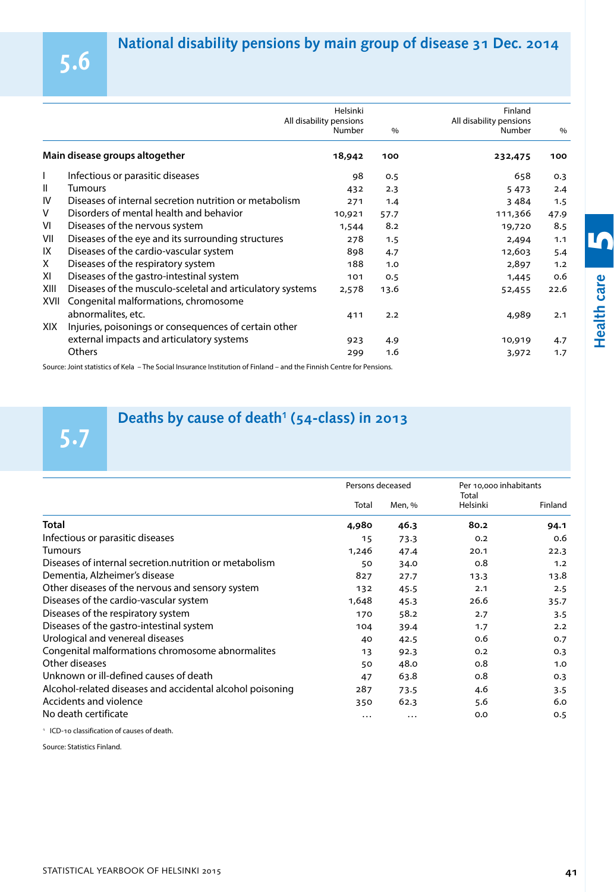## 5.6 National disability pensions by main group of disease 31 Dec. 2014

| | | Helsinki All disability pensions Number | % | Finland All disability pensions Number | % |
|---|---|---|---|---|---|
| **Main disease groups altogether** | | **18,942** | **100** | **232,475** | **100** |
| I | Infectious or parasitic diseases | 98 | 0.5 | 658 | 0.3 |
| II | Tumours | 432 | 2.3 | 5 473 | 2.4 |
| IV | Diseases of internal secretion nutrition or metabolism | 271 | 1.4 | 3 484 | 1.5 |
| V | Disorders of mental health and behavior | 10,921 | 57.7 | 111,366 | 47.9 |
| VI | Diseases of the nervous system | 1,544 | 8.2 | 19,720 | 8.5 |
| VII | Diseases of the eye and its surrounding structures | 278 | 1.5 | 2,494 | 1.1 |
| IX | Diseases of the cardio-vascular system | 898 | 4.7 | 12,603 | 5.4 |
| X | Diseases of the respiratory system | 188 | 1.0 | 2,897 | 1.2 |
| XI | Diseases of the gastro-intestinal system | 101 | 0.5 | 1,445 | 0.6 |
| XIII | Diseases of the musculo-sceletal and articulatory systems | 2,578 | 13.6 | 52,455 | 22.6 |
| XVII | Congenital malformations, chromosome abnormalites, etc. | 411 | 2.2 | 4,989 | 2.1 |
| XIX | Injuries, poisonings or consequences of certain other external impacts and articulatory systems | 923 | 4.9 | 10,919 | 4.7 |
| | Others | 299 | 1.6 | 3,972 | 1.7 |

Source: Joint statistics of Kela – The Social Insurance Institution of Finland – and the Finnish Centre for Pensions.

## 5.7 Deaths by cause of death[1] (54-class) in 2013

| | Persons deceased | | Per 10,000 inhabitants Total | |
|---|---|---|---|---|
| | Total | Men, % | Helsinki | Finland |
| **Total** | **4,980** | **46.3** | **80.2** | **94.1** |
| Infectious or parasitic diseases | 15 | 73.3 | 0.2 | 0.6 |
| Tumours | 1,246 | 47.4 | 20.1 | 22.3 |
| Diseases of internal secretion.nutrition or metabolism | 50 | 34.0 | 0.8 | 1.2 |
| Dementia, Alzheimer's disease | 827 | 27.7 | 13.3 | 13.8 |
| Other diseases of the nervous and sensory system | 132 | 45.5 | 2.1 | 2.5 |
| Diseases of the cardio-vascular system | 1,648 | 45.3 | 26.6 | 35.7 |
| Diseases of the respiratory system | 170 | 58.2 | 2.7 | 3.5 |
| Diseases of the gastro-intestinal system | 104 | 39.4 | 1.7 | 2.2 |
| Urological and venereal diseases | 40 | 42.5 | 0.6 | 0.7 |
| Congenital malformations chromosome abnormalites | 13 | 92.3 | 0.2 | 0.3 |
| Other diseases | 50 | 48.0 | 0.8 | 1.0 |
| Unknown or ill-defined causes of death | 47 | 63.8 | 0.8 | 0.3 |
| Alcohol-related diseases and accidental alcohol poisoning | 287 | 73.5 | 4.6 | 3.5 |
| Accidents and violence | 350 | 62.3 | 5.6 | 6.0 |
| No death certificate | ... | ... | 0.0 | 0.5 |

[1] ICD-10 classification of causes of death.

Source: Statistics Finland.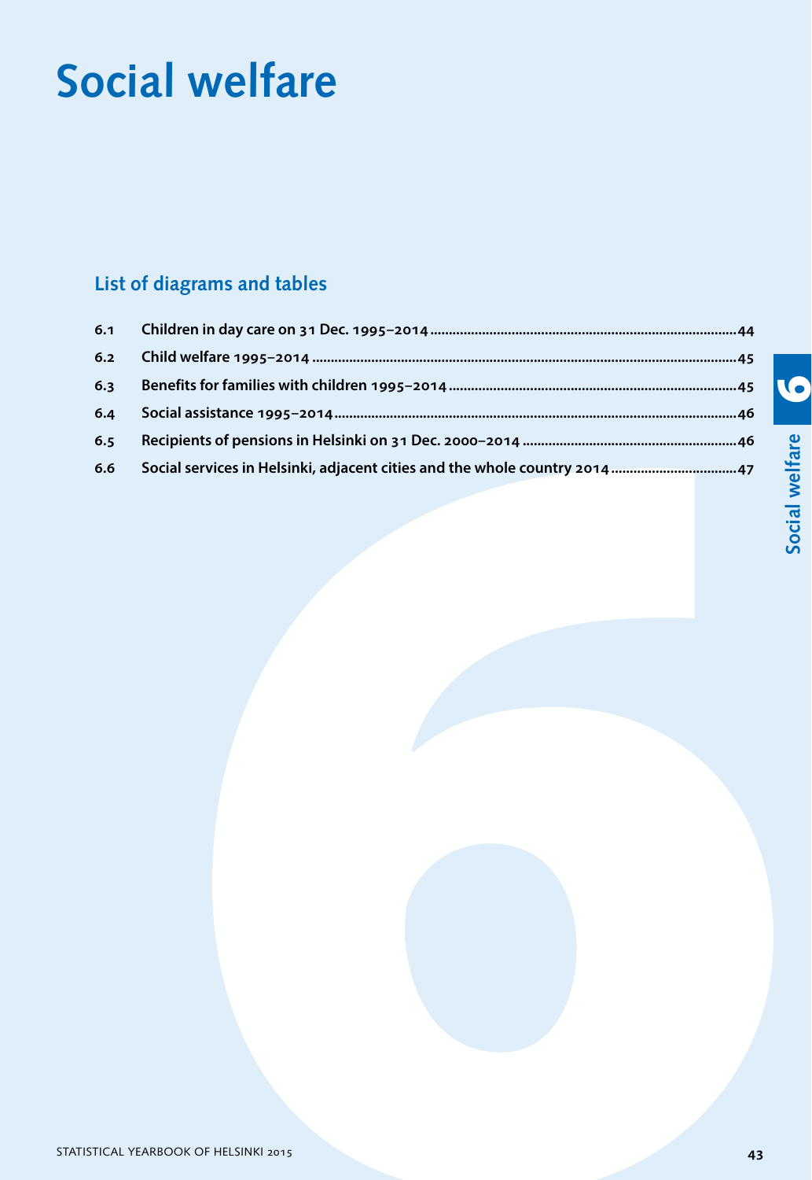# Social welfare

## List of diagrams and tables

| | | |
|---|---|---|
| 6.1 | Children in day care on 31 Dec. 1995–2014 | 44 |
| 6.2 | Child welfare 1995–2014 | 45 |
| 6.3 | Benefits for families with children 1995–2014 | 45 |
| 6.4 | Social assistance 1995–2014 | 46 |
| 6.5 | Recipients of pensions in Helsinki on 31 Dec. 2000–2014 | 46 |
| 6.6 | Social services in Helsinki, adjacent cities and the whole country 2014 | 47 |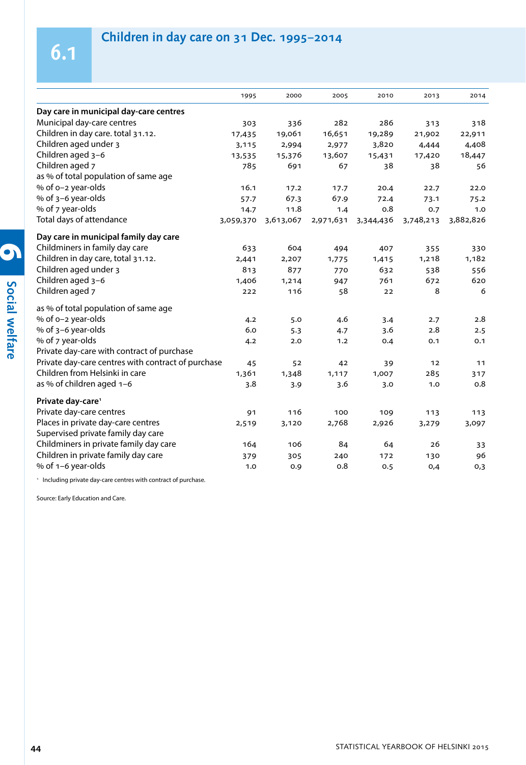# 6.1 Children in day care on 31 Dec. 1995–2014

| | 1995 | 2000 | 2005 | 2010 | 2013 | 2014 |
|---|---|---|---|---|---|---|
| **Day care in municipal day-care centres** | | | | | | |
| Municipal day-care centres | 303 | 336 | 282 | 286 | 313 | 318 |
| Children in day care. total 31.12. | 17,435 | 19,061 | 16,651 | 19,289 | 21,902 | 22,911 |
| Children aged under 3 | 3,115 | 2,994 | 2,977 | 3,820 | 4,444 | 4,408 |
| Children aged 3–6 | 13,535 | 15,376 | 13,607 | 15,431 | 17,420 | 18,447 |
| Children aged 7 | 785 | 691 | 67 | 38 | 38 | 56 |
| as % of total population of same age | | | | | | |
| % of 0–2 year-olds | 16.1 | 17.2 | 17.7 | 20.4 | 22.7 | 22.0 |
| % of 3–6 year-olds | 57.7 | 67.3 | 67.9 | 72.4 | 73.1 | 75.2 |
| % of 7 year-olds | 14.7 | 11.8 | 1.4 | 0.8 | 0.7 | 1.0 |
| Total days of attendance | 3,059,370 | 3,613,067 | 2,971,631 | 3,344,436 | 3,748,213 | 3,882,826 |
| **Day care in municipal family day care** | | | | | | |
| Childminers in family day care | 633 | 604 | 494 | 407 | 355 | 330 |
| Children in day care, total 31.12. | 2,441 | 2,207 | 1,775 | 1,415 | 1,218 | 1,182 |
| Children aged under 3 | 813 | 877 | 770 | 632 | 538 | 556 |
| Children aged 3–6 | 1,406 | 1,214 | 947 | 761 | 672 | 620 |
| Children aged 7 | 222 | 116 | 58 | 22 | 8 | 6 |
| as % of total population of same age | | | | | | |
| % of 0–2 year-olds | 4.2 | 5.0 | 4.6 | 3.4 | 2.7 | 2.8 |
| % of 3–6 year-olds | 6.0 | 5.3 | 4.7 | 3.6 | 2.8 | 2.5 |
| % of 7 year-olds | 4.2 | 2.0 | 1.2 | 0.4 | 0.1 | 0.1 |
| Private day-care with contract of purchase | | | | | | |
| Private day-care centres with contract of purchase | 45 | 52 | 42 | 39 | 12 | 11 |
| Children from Helsinki in care | 1,361 | 1,348 | 1,117 | 1,007 | 285 | 317 |
| as % of children aged 1–6 | 3.8 | 3.9 | 3.6 | 3.0 | 1.0 | 0.8 |
| **Private day-care**[1] | | | | | | |
| Private day-care centres | 91 | 116 | 100 | 109 | 113 | 113 |
| Places in private day-care centres | 2,519 | 3,120 | 2,768 | 2,926 | 3,279 | 3,097 |
| Supervised private family day care | | | | | | |
| Childminers in private family day care | 164 | 106 | 84 | 64 | 26 | 33 |
| Children in private family day care | 379 | 305 | 240 | 172 | 130 | 96 |
| % of 1–6 year-olds | 1.0 | 0.9 | 0.8 | 0.5 | 0,4 | 0,3 |

[1] Including private day-care centres with contract of purchase.

Source: Early Education and Care.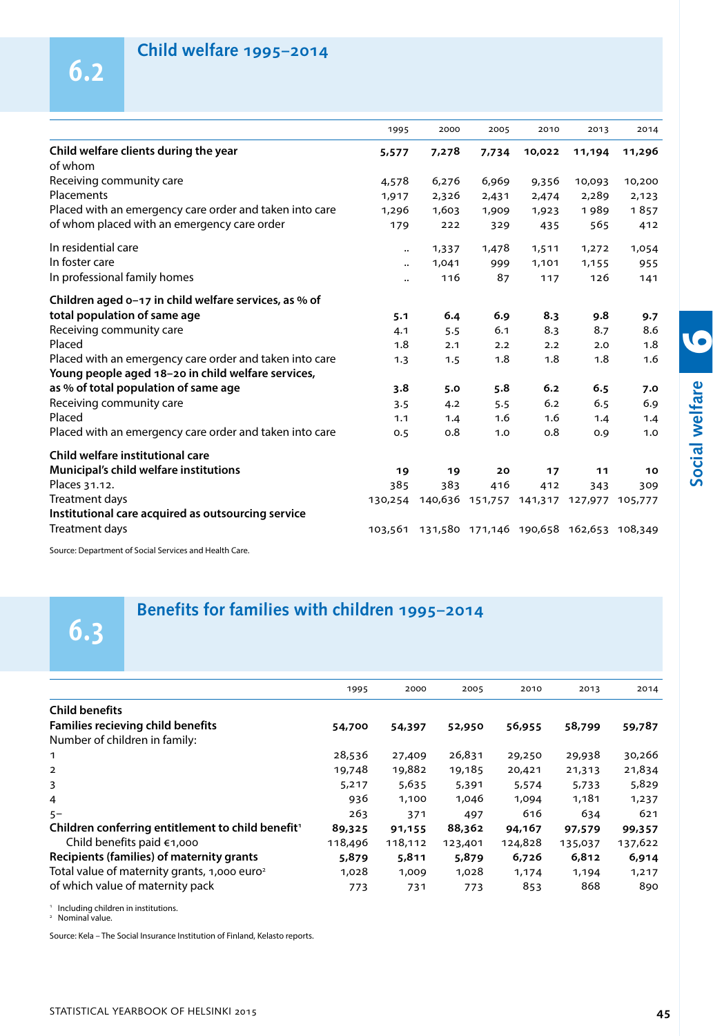## 6.2 Child welfare 1995–2014

| | 1995 | 2000 | 2005 | 2010 | 2013 | 2014 |
|---|---|---|---|---|---|---|
| **Child welfare clients during the year** | **5,577** | **7,278** | **7,734** | **10,022** | **11,194** | **11,296** |
| of whom | | | | | | |
| Receiving community care | 4,578 | 6,276 | 6,969 | 9,356 | 10,093 | 10,200 |
| Placements | 1,917 | 2,326 | 2,431 | 2,474 | 2,289 | 2,123 |
| Placed with an emergency care order and taken into care | 1,296 | 1,603 | 1,909 | 1,923 | 1 989 | 1 857 |
| of whom placed with an emergency care order | 179 | 222 | 329 | 435 | 565 | 412 |
| In residential care | .. | 1,337 | 1,478 | 1,511 | 1,272 | 1,054 |
| In foster care | .. | 1,041 | 999 | 1,101 | 1,155 | 955 |
| In professional family homes | .. | 116 | 87 | 117 | 126 | 141 |
| **Children aged 0–17 in child welfare services, as % of total population of same age** | **5.1** | **6.4** | **6.9** | **8.3** | **9.8** | **9.7** |
| Receiving community care | 4.1 | 5.5 | 6.1 | 8.3 | 8.7 | 8.6 |
| Placed | 1.8 | 2.1 | 2.2 | 2.2 | 2.0 | 1.8 |
| Placed with an emergency care order and taken into care | 1.3 | 1.5 | 1.8 | 1.8 | 1.8 | 1.6 |
| **Young people aged 18–20 in child welfare services, as % of total population of same age** | **3.8** | **5.0** | **5.8** | **6.2** | **6.5** | **7.0** |
| Receiving community care | 3.5 | 4.2 | 5.5 | 6.2 | 6.5 | 6.9 |
| Placed | 1.1 | 1.4 | 1.6 | 1.6 | 1.4 | 1.4 |
| Placed with an emergency care order and taken into care | 0.5 | 0.8 | 1.0 | 0.8 | 0.9 | 1.0 |
| **Child welfare institutional care** | | | | | | |
| **Municipal's child welfare institutions** | **19** | **19** | **20** | **17** | **11** | **10** |
| Places 31.12. | 385 | 383 | 416 | 412 | 343 | 309 |
| Treatment days | 130,254 | 140,636 | 151,757 | 141,317 | 127,977 | 105,777 |
| **Institutional care acquired as outsourcing service** | | | | | | |
| Treatment days | 103,561 | 131,580 | 171,146 | 190,658 | 162,653 | 108,349 |

Source: Department of Social Services and Health Care.

## 6.3 Benefits for families with children 1995–2014

| | 1995 | 2000 | 2005 | 2010 | 2013 | 2014 |
|---|---|---|---|---|---|---|
| **Child benefits** | | | | | | |
| **Families recieving child benefits** | **54,700** | **54,397** | **52,950** | **56,955** | **58,799** | **59,787** |
| Number of children in family: | | | | | | |
| 1 | 28,536 | 27,409 | 26,831 | 29,250 | 29,938 | 30,266 |
| 2 | 19,748 | 19,882 | 19,185 | 20,421 | 21,313 | 21,834 |
| 3 | 5,217 | 5,635 | 5,391 | 5,574 | 5,733 | 5,829 |
| 4 | 936 | 1,100 | 1,046 | 1,094 | 1,181 | 1,237 |
| 5– | 263 | 371 | 497 | 616 | 634 | 621 |
| **Children conferring entitlement to child benefit**[1] | **89,325** | **91,155** | **88,362** | **94,167** | **97,579** | **99,357** |
| Child benefits paid €1,000 | 118,496 | 118,112 | 123,401 | 124,828 | 135,037 | 137,622 |
| **Recipients (families) of maternity grants** | **5,879** | **5,811** | **5,879** | **6,726** | **6,812** | **6,914** |
| Total value of maternity grants, 1,000 euro[2] | 1,028 | 1,009 | 1,028 | 1,174 | 1,194 | 1,217 |
| of which value of maternity pack | 773 | 731 | 773 | 853 | 868 | 890 |

[1] Including children in institutions.
[2] Nominal value.

Source: Kela – The Social Insurance Institution of Finland, Kelasto reports.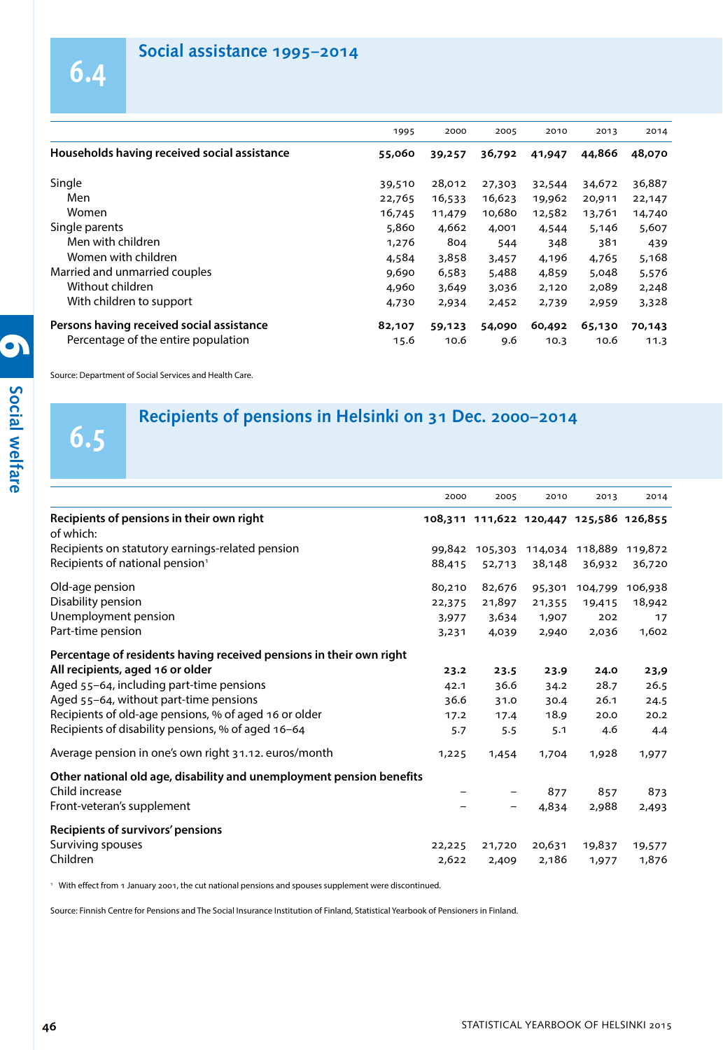## 6.4 Social assistance 1995–2014

| | 1995 | 2000 | 2005 | 2010 | 2013 | 2014 |
|---|---|---|---|---|---|---|
| **Households having received social assistance** | **55,060** | **39,257** | **36,792** | **41,947** | **44,866** | **48,070** |
| Single | 39,510 | 28,012 | 27,303 | 32,544 | 34,672 | 36,887 |
| Men | 22,765 | 16,533 | 16,623 | 19,962 | 20,911 | 22,147 |
| Women | 16,745 | 11,479 | 10,680 | 12,582 | 13,761 | 14,740 |
| Single parents | 5,860 | 4,662 | 4,001 | 4,544 | 5,146 | 5,607 |
| Men with children | 1,276 | 804 | 544 | 348 | 381 | 439 |
| Women with children | 4,584 | 3,858 | 3,457 | 4,196 | 4,765 | 5,168 |
| Married and unmarried couples | 9,690 | 6,583 | 5,488 | 4,859 | 5,048 | 5,576 |
| Without children | 4,960 | 3,649 | 3,036 | 2,120 | 2,089 | 2,248 |
| With children to support | 4,730 | 2,934 | 2,452 | 2,739 | 2,959 | 3,328 |
| **Persons having received social assistance** | **82,107** | **59,123** | **54,090** | **60,492** | **65,130** | **70,143** |
| Percentage of the entire population | 15.6 | 10.6 | 9.6 | 10.3 | 10.6 | 11.3 |

Source: Department of Social Services and Health Care.

## 6.5 Recipients of pensions in Helsinki on 31 Dec. 2000–2014

| | 2000 | 2005 | 2010 | 2013 | 2014 |
|---|---|---|---|---|---|
| **Recipients of pensions in their own right** | **108,311** | **111,622** | **120,447** | **125,586** | **126,855** |
| of which: | | | | | |
| Recipients on statutory earnings-related pension | 99,842 | 105,303 | 114,034 | 118,889 | 119,872 |
| Recipients of national pension[1] | 88,415 | 52,713 | 38,148 | 36,932 | 36,720 |
| Old-age pension | 80,210 | 82,676 | 95,301 | 104,799 | 106,938 |
| Disability pension | 22,375 | 21,897 | 21,355 | 19,415 | 18,942 |
| Unemployment pension | 3,977 | 3,634 | 1,907 | 202 | 17 |
| Part-time pension | 3,231 | 4,039 | 2,940 | 2,036 | 1,602 |
| **Percentage of residents having received pensions in their own right** | | | | | |
| **All recipients, aged 16 or older** | **23.2** | **23.5** | **23.9** | **24.0** | **23.9** |
| Aged 55–64, including part-time pensions | 42.1 | 36.6 | 34.2 | 28.7 | 26.5 |
| Aged 55–64, without part-time pensions | 36.6 | 31.0 | 30.4 | 26.1 | 24.5 |
| Recipients of old-age pensions, % of aged 16 or older | 17.2 | 17.4 | 18.9 | 20.0 | 20.2 |
| Recipients of disability pensions, % of aged 16–64 | 5.7 | 5.5 | 5.1 | 4.6 | 4.4 |
| Average pension in one's own right 31.12. euros/month | 1,225 | 1,454 | 1,704 | 1,928 | 1,977 |
| **Other national old age, disability and unemployment pension benefits** | | | | | |
| Child increase | – | – | 877 | 857 | 873 |
| Front-veteran's supplement | – | – | 4,834 | 2,988 | 2,493 |
| **Recipients of survivors' pensions** | | | | | |
| Surviving spouses | 22,225 | 21,720 | 20,631 | 19,837 | 19,577 |
| Children | 2,622 | 2,409 | 2,186 | 1,977 | 1,876 |

[1] With effect from 1 January 2001, the cut national pensions and spouses supplement were discontinued.

Source: Finnish Centre for Pensions and The Social Insurance Institution of Finland, Statistical Yearbook of Pensioners in Finland.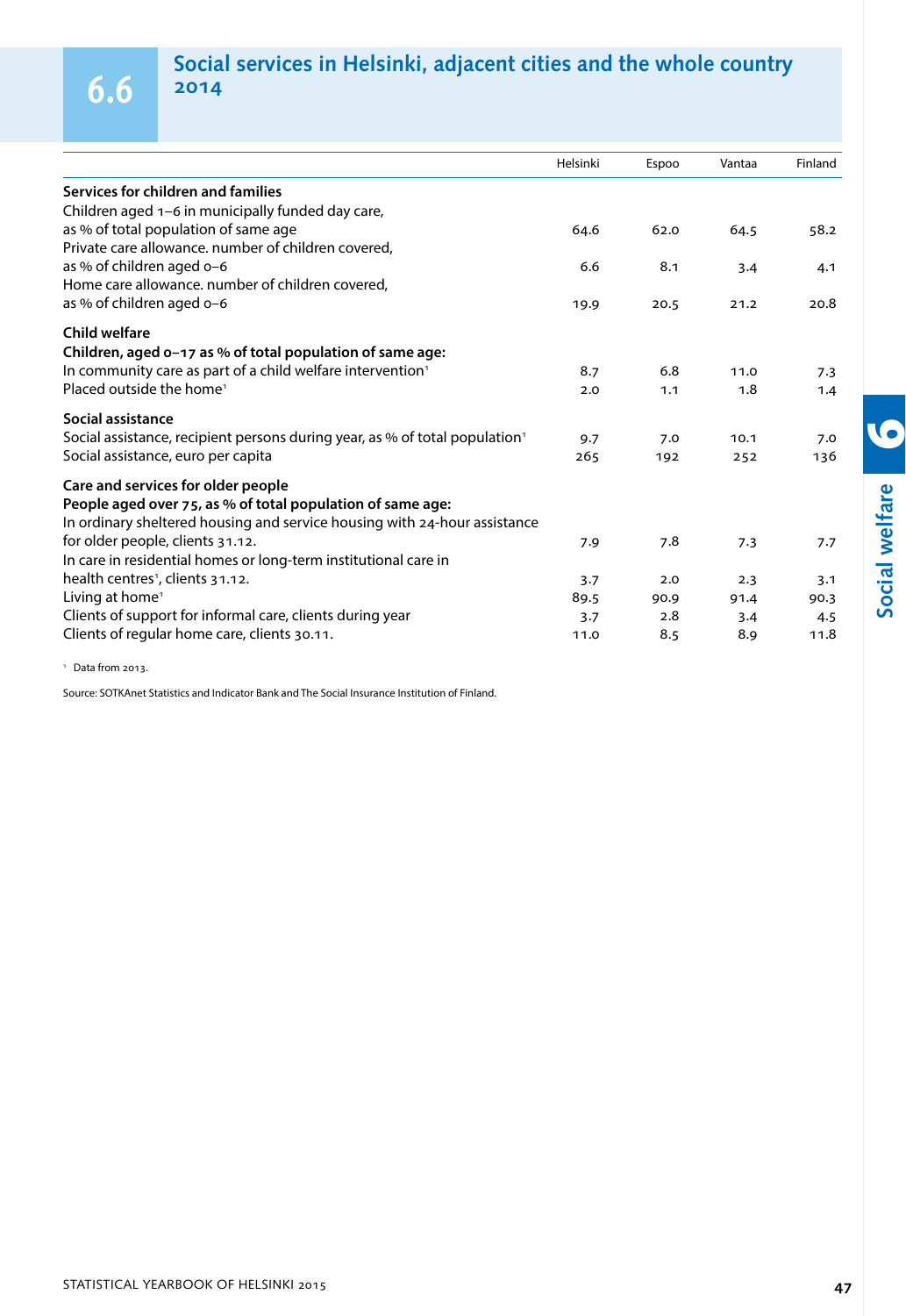# 6.6 Social services in Helsinki, adjacent cities and the whole country 2014

| | Helsinki | Espoo | Vantaa | Finland |
|---|---|---|---|---|
| **Services for children and families** | | | | |
| Children aged 1–6 in municipally funded day care, as % of total population of same age | 64.6 | 62.0 | 64.5 | 58.2 |
| Private care allowance. number of children covered, as % of children aged 0–6 | 6.6 | 8.1 | 3.4 | 4.1 |
| Home care allowance. number of children covered, as % of children aged 0–6 | 19.9 | 20.5 | 21.2 | 20.8 |
| **Child welfare** | | | | |
| **Children, aged 0–17 as % of total population of same age:** | | | | |
| In community care as part of a child welfare intervention[1] | 8.7 | 6.8 | 11.0 | 7.3 |
| Placed outside the home[1] | 2.0 | 1.1 | 1.8 | 1.4 |
| **Social assistance** | | | | |
| Social assistance, recipient persons during year, as % of total population[1] | 9.7 | 7.0 | 10.1 | 7.0 |
| Social assistance, euro per capita | 265 | 192 | 252 | 136 |
| **Care and services for older people** | | | | |
| **People aged over 75, as % of total population of same age:** | | | | |
| In ordinary sheltered housing and service housing with 24-hour assistance for older people, clients 31.12. | 7.9 | 7.8 | 7.3 | 7.7 |
| In care in residential homes or long-term institutional care in health centres[1], clients 31.12. | 3.7 | 2.0 | 2.3 | 3.1 |
| Living at home[1] | 89.5 | 90.9 | 91.4 | 90.3 |
| Clients of support for informal care, clients during year | 3.7 | 2.8 | 3.4 | 4.5 |
| Clients of regular home care, clients 30.11. | 11.0 | 8.5 | 8.9 | 11.8 |

[1] Data from 2013.

Source: SOTKAnet Statistics and Indicator Bank and The Social Insurance Institution of Finland.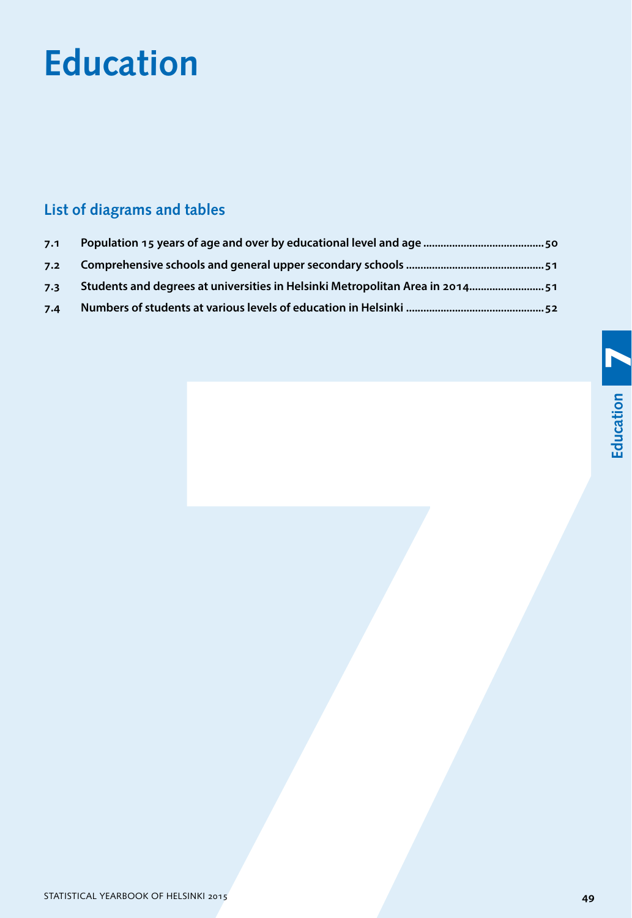# Education

## List of diagrams and tables

| | | |
|---|---|---|
| 7.1 | Population 15 years of age and over by educational level and age | 50 |
| 7.2 | Comprehensive schools and general upper secondary schools | 51 |
| 7.3 | Students and degrees at universities in Helsinki Metropolitan Area in 2014 | 51 |
| 7.4 | Numbers of students at various levels of education in Helsinki | 52 |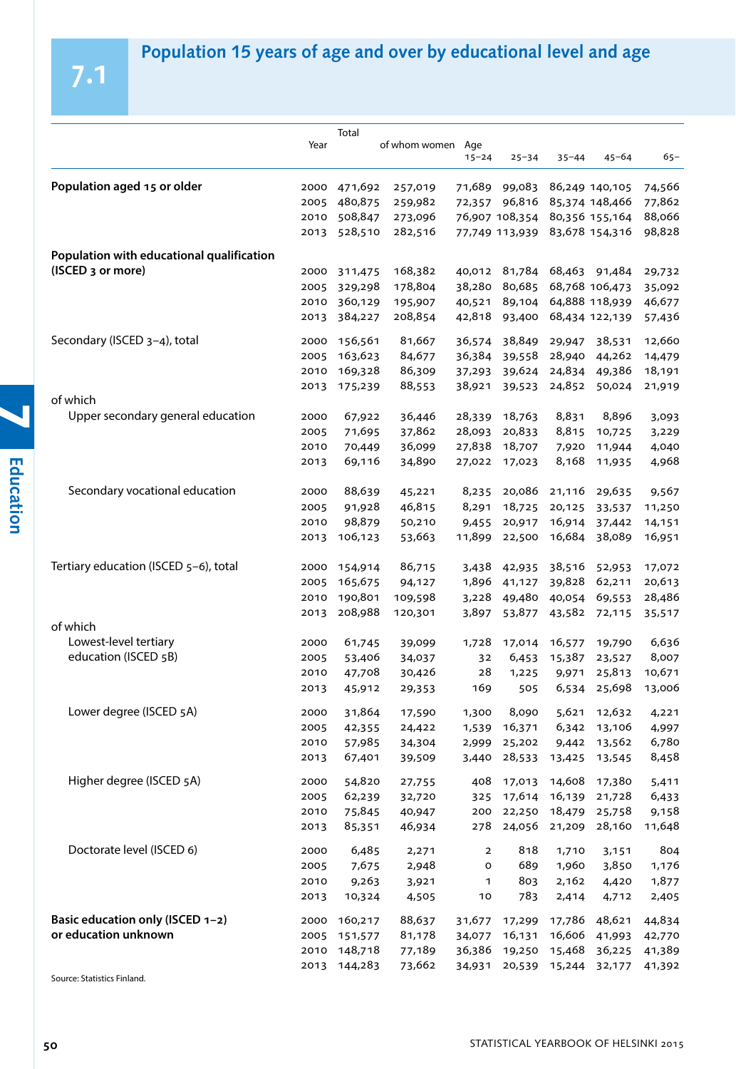## 7.1 Population 15 years of age and over by educational level and age

| | Year | Total | of whom women | Age 15–24 | 25–34 | 35–44 | 45–64 | 65– |
|---|---|---|---|---|---|---|---|---|
| **Population aged 15 or older** | 2000 | 471,692 | 257,019 | 71,689 | 99,083 | 86,249 | 140,105 | 74,566 |
| | 2005 | 480,875 | 259,982 | 72,357 | 96,816 | 85,374 | 148,466 | 77,862 |
| | 2010 | 508,847 | 273,096 | 76,907 | 108,354 | 80,356 | 155,164 | 88,066 |
| | 2013 | 528,510 | 282,516 | 77,749 | 113,939 | 83,678 | 154,316 | 98,828 |
| **Population with educational qualification (ISCED 3 or more)** | 2000 | 311,475 | 168,382 | 40,012 | 81,784 | 68,463 | 91,484 | 29,732 |
| | 2005 | 329,298 | 178,804 | 38,280 | 80,685 | 68,768 | 106,473 | 35,092 |
| | 2010 | 360,129 | 195,907 | 40,521 | 89,104 | 64,888 | 118,939 | 46,677 |
| | 2013 | 384,227 | 208,854 | 42,818 | 93,400 | 68,434 | 122,139 | 57,436 |
| Secondary (ISCED 3–4), total | 2000 | 156,561 | 81,667 | 36,574 | 38,849 | 29,947 | 38,531 | 12,660 |
| | 2005 | 163,623 | 84,677 | 36,384 | 39,558 | 28,940 | 44,262 | 14,479 |
| | 2010 | 169,328 | 86,309 | 37,293 | 39,624 | 24,834 | 49,386 | 18,191 |
| | 2013 | 175,239 | 88,553 | 38,921 | 39,523 | 24,852 | 50,024 | 21,919 |
| of which | | | | | | | | |
| Upper secondary general education | 2000 | 67,922 | 36,446 | 28,339 | 18,763 | 8,831 | 8,896 | 3,093 |
| | 2005 | 71,695 | 37,862 | 28,093 | 20,833 | 8,815 | 10,725 | 3,229 |
| | 2010 | 70,449 | 36,099 | 27,838 | 18,707 | 7,920 | 11,944 | 4,040 |
| | 2013 | 69,116 | 34,890 | 27,022 | 17,023 | 8,168 | 11,935 | 4,968 |
| Secondary vocational education | 2000 | 88,639 | 45,221 | 8,235 | 20,086 | 21,116 | 29,635 | 9,567 |
| | 2005 | 91,928 | 46,815 | 8,291 | 18,725 | 20,125 | 33,537 | 11,250 |
| | 2010 | 98,879 | 50,210 | 9,455 | 20,917 | 16,914 | 37,442 | 14,151 |
| | 2013 | 106,123 | 53,663 | 11,899 | 22,500 | 16,684 | 38,089 | 16,951 |
| Tertiary education (ISCED 5–6), total | 2000 | 154,914 | 86,715 | 3,438 | 42,935 | 38,516 | 52,953 | 17,072 |
| | 2005 | 165,675 | 94,127 | 1,896 | 41,127 | 39,828 | 62,211 | 20,613 |
| | 2010 | 190,801 | 109,598 | 3,228 | 49,480 | 40,054 | 69,553 | 28,486 |
| | 2013 | 208,988 | 120,301 | 3,897 | 53,877 | 43,582 | 72,115 | 35,517 |
| of which | | | | | | | | |
| Lowest-level tertiary education (ISCED 5B) | 2000 | 61,745 | 39,099 | 1,728 | 17,014 | 16,577 | 19,790 | 6,636 |
| | 2005 | 53,406 | 34,037 | 32 | 6,453 | 15,387 | 23,527 | 8,007 |
| | 2010 | 47,708 | 30,426 | 28 | 1,225 | 9,971 | 25,813 | 10,671 |
| | 2013 | 45,912 | 29,353 | 169 | 505 | 6,534 | 25,698 | 13,006 |
| Lower degree (ISCED 5A) | 2000 | 31,864 | 17,590 | 1,300 | 8,090 | 5,621 | 12,632 | 4,221 |
| | 2005 | 42,355 | 24,422 | 1,539 | 16,371 | 6,342 | 13,106 | 4,997 |
| | 2010 | 57,985 | 34,304 | 2,999 | 25,202 | 9,442 | 13,562 | 6,780 |
| | 2013 | 67,401 | 39,509 | 3,440 | 28,533 | 13,425 | 13,545 | 8,458 |
| Higher degree (ISCED 5A) | 2000 | 54,820 | 27,755 | 408 | 17,013 | 14,608 | 17,380 | 5,411 |
| | 2005 | 62,239 | 32,720 | 325 | 17,614 | 16,139 | 21,728 | 6,433 |
| | 2010 | 75,845 | 40,947 | 200 | 22,250 | 18,479 | 25,758 | 9,158 |
| | 2013 | 85,351 | 46,934 | 278 | 24,056 | 21,209 | 28,160 | 11,648 |
| Doctorate level (ISCED 6) | 2000 | 6,485 | 2,271 | 2 | 818 | 1,710 | 3,151 | 804 |
| | 2005 | 7,675 | 2,948 | 0 | 689 | 1,960 | 3,850 | 1,176 |
| | 2010 | 9,263 | 3,921 | 1 | 803 | 2,162 | 4,420 | 1,877 |
| | 2013 | 10,324 | 4,505 | 10 | 783 | 2,414 | 4,712 | 2,405 |
| **Basic education only (ISCED 1–2) or education unknown** | 2000 | 160,217 | 88,637 | 31,677 | 17,299 | 17,786 | 48,621 | 44,834 |
| | 2005 | 151,577 | 81,178 | 34,077 | 16,131 | 16,606 | 41,993 | 42,770 |
| | 2010 | 148,718 | 77,189 | 36,386 | 19,250 | 15,468 | 36,225 | 41,389 |
| | 2013 | 144,283 | 73,662 | 34,931 | 20,539 | 15,244 | 32,177 | 41,392 |

Source: Statistics Finland.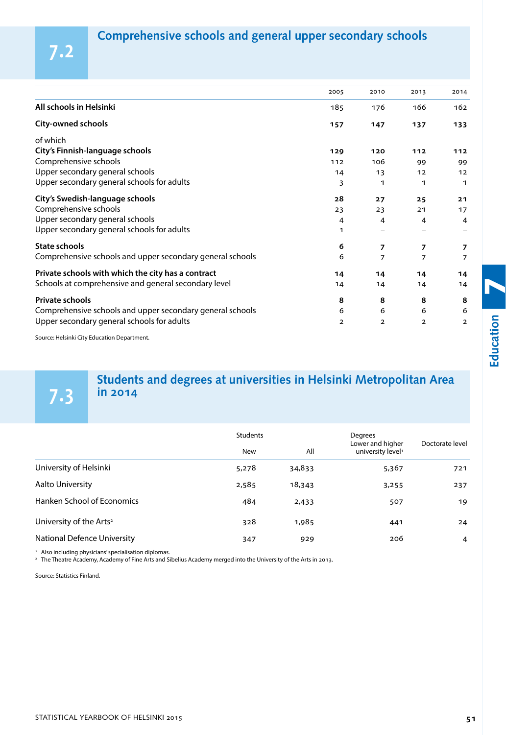## 7.2 Comprehensive schools and general upper secondary schools

| | 2005 | 2010 | 2013 | 2014 |
|---|---|---|---|---|
| **All schools in Helsinki** | 185 | 176 | 166 | 162 |
| **City-owned schools** | **157** | **147** | **137** | **133** |
| of which | | | | |
| **City's Finnish-language schools** | **129** | **120** | **112** | **112** |
| Comprehensive schools | 112 | 106 | 99 | 99 |
| Upper secondary general schools | 14 | 13 | 12 | 12 |
| Upper secondary general schools for adults | 3 | 1 | 1 | 1 |
| **City's Swedish-language schools** | **28** | **27** | **25** | **21** |
| Comprehensive schools | 23 | 23 | 21 | 17 |
| Upper secondary general schools | 4 | 4 | 4 | 4 |
| Upper secondary general schools for adults | 1 | – | – | – |
| **State schools** | **6** | **7** | **7** | **7** |
| Comprehensive schools and upper secondary general schools | 6 | 7 | 7 | 7 |
| **Private schools with which the city has a contract** | **14** | **14** | **14** | **14** |
| Schools at comprehensive and general secondary level | 14 | 14 | 14 | 14 |
| **Private schools** | **8** | **8** | **8** | **8** |
| Comprehensive schools and upper secondary general schools | 6 | 6 | 6 | 6 |
| Upper secondary general schools for adults | 2 | 2 | 2 | 2 |

Source: Helsinki City Education Department.

## 7.3 Students and degrees at universities in Helsinki Metropolitan Area in 2014

| | Students | | Degrees | |
|---|---|---|---|---|
| | New | All | Lower and higher university level[1] | Doctorate level |
| University of Helsinki | 5,278 | 34,833 | 5,367 | 721 |
| Aalto University | 2,585 | 18,343 | 3,255 | 237 |
| Hanken School of Economics | 484 | 2,433 | 507 | 19 |
| University of the Arts[2] | 328 | 1,985 | 441 | 24 |
| National Defence University | 347 | 929 | 206 | 4 |

[1] Also including physicians' specialisation diplomas.
[2] The Theatre Academy, Academy of Fine Arts and Sibelius Academy merged into the University of the Arts in 2013.

Source: Statistics Finland.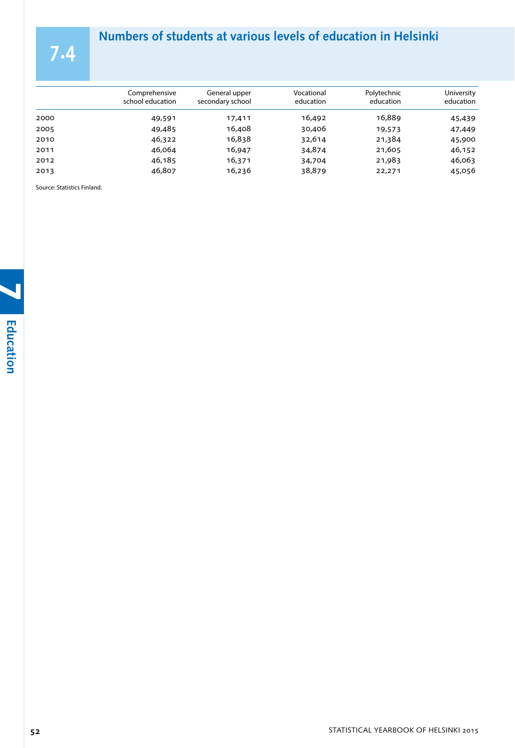## 7.4 Numbers of students at various levels of education in Helsinki

| | Comprehensive school education | General upper secondary school | Vocational education | Polytechnic education | University education |
|---|---|---|---|---|---|
| 2000 | 49,591 | 17,411 | 16,492 | 16,889 | 45,439 |
| 2005 | 49,485 | 16,408 | 30,406 | 19,573 | 47,449 |
| 2010 | 46,322 | 16,838 | 32,614 | 21,384 | 45,900 |
| 2011 | 46,064 | 16,947 | 34,874 | 21,605 | 46,152 |
| 2012 | 46,185 | 16,371 | 34,704 | 21,983 | 46,063 |
| 2013 | 46,807 | 16,236 | 38,879 | 22,271 | 45,056 |

Source: Statistics Finland.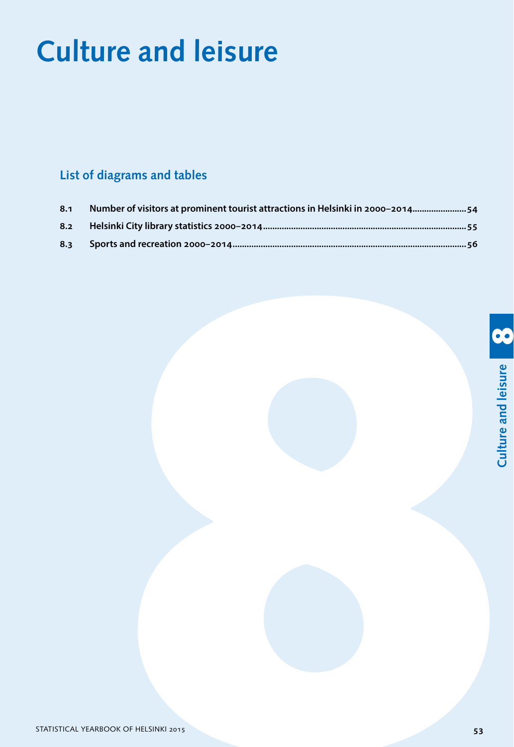# Culture and leisure

## List of diagrams and tables

| | | |
|---|---|---|
| 8.1 | Number of visitors at prominent tourist attractions in Helsinki in 2000–2014 | 54 |
| 8.2 | Helsinki City library statistics 2000–2014 | 55 |
| 8.3 | Sports and recreation 2000–2014 | 56 |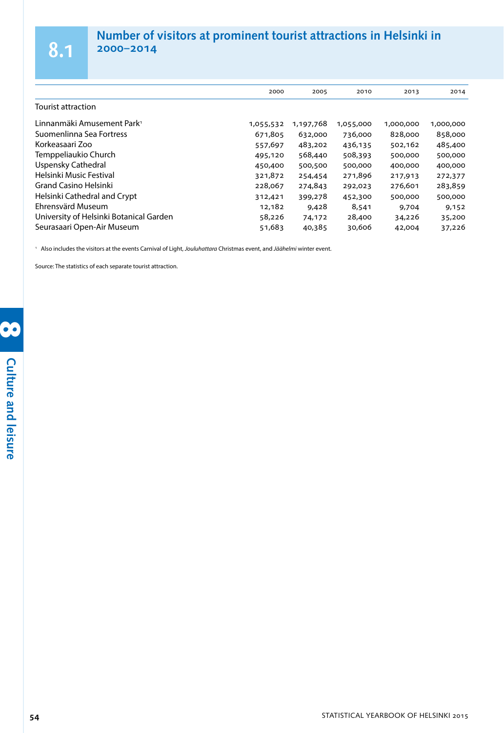# 8.1 Number of visitors at prominent tourist attractions in Helsinki in 2000–2014

| Tourist attraction | 2000 | 2005 | 2010 | 2013 | 2014 |
|---|---|---|---|---|---|
| Linnanmäki Amusement Park[1] | 1,055,532 | 1,197,768 | 1,055,000 | 1,000,000 | 1,000,000 |
| Suomenlinna Sea Fortress | 671,805 | 632,000 | 736,000 | 828,000 | 858,000 |
| Korkeasaari Zoo | 557,697 | 483,202 | 436,135 | 502,162 | 485,400 |
| Temppeliaukio Church | 495,120 | 568,440 | 508,393 | 500,000 | 500,000 |
| Uspensky Cathedral | 450,400 | 500,500 | 500,000 | 400,000 | 400,000 |
| Helsinki Music Festival | 321,872 | 254,454 | 271,896 | 217,913 | 272,377 |
| Grand Casino Helsinki | 228,067 | 274,843 | 292,023 | 276,601 | 283,859 |
| Helsinki Cathedral and Crypt | 312,421 | 399,278 | 452,300 | 500,000 | 500,000 |
| Ehrensvärd Museum | 12,182 | 9,428 | 8,541 | 9,704 | 9,152 |
| University of Helsinki Botanical Garden | 58,226 | 74,172 | 28,400 | 34,226 | 35,200 |
| Seurasaari Open-Air Museum | 51,683 | 40,385 | 30,606 | 42,004 | 37,226 |

[1] Also includes the visitors at the events Carnival of Light, *Jouluhattara* Christmas event, and *Päähelmi* winter event.

Source: The statistics of each separate tourist attraction.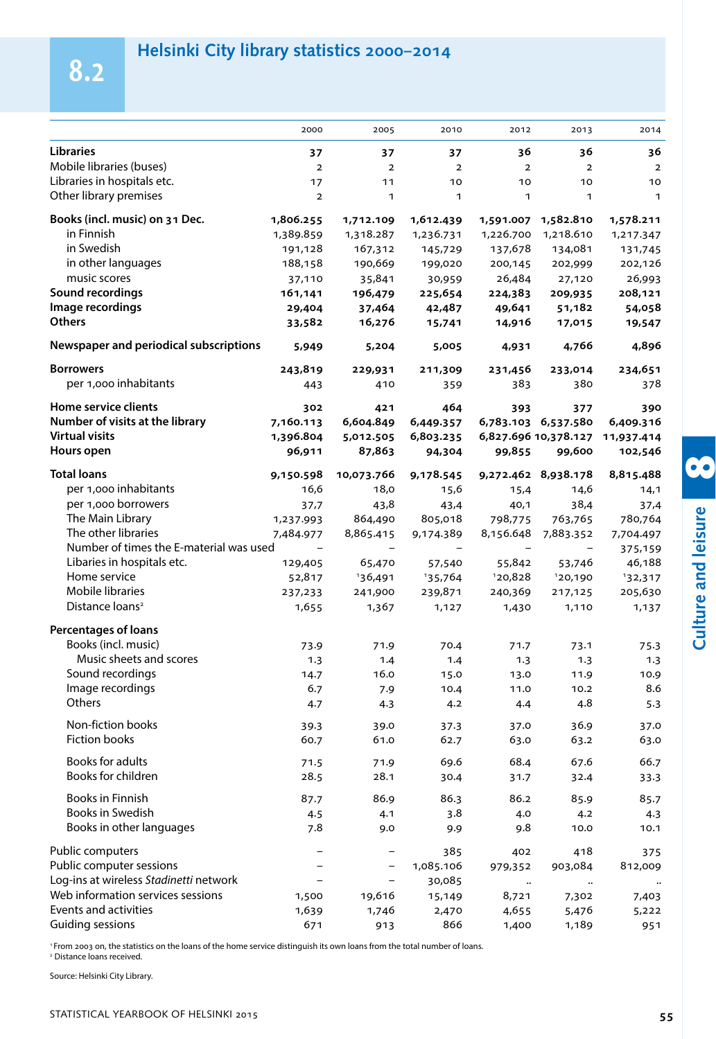# 8.2 Helsinki City library statistics 2000–2014

| | 2000 | 2005 | 2010 | 2012 | 2013 | 2014 |
|---|---|---|---|---|---|---|
| **Libraries** | **37** | **37** | **37** | **36** | **36** | **36** |
| Mobile libraries (buses) | 2 | 2 | 2 | 2 | 2 | 2 |
| Libraries in hospitals etc. | 17 | 11 | 10 | 10 | 10 | 10 |
| Other library premises | 2 | 1 | 1 | 1 | 1 | 1 |
| **Books (incl. music) on 31 Dec.** | **1,806.255** | **1,712.109** | **1,612.439** | **1,591.007** | **1,582.810** | **1,578.211** |
| in Finnish | 1,389.859 | 1,318.287 | 1,236.731 | 1,226.700 | 1,218.610 | 1,217.347 |
| in Swedish | 191,128 | 167,312 | 145,729 | 137,678 | 134,081 | 131,745 |
| in other languages | 188,158 | 190,669 | 199,020 | 200,145 | 202,999 | 202,126 |
| music scores | 37,110 | 35,841 | 30,959 | 26,484 | 27,120 | 26,993 |
| **Sound recordings** | **161,141** | **196,479** | **225,654** | **224,383** | **209,935** | **208,121** |
| **Image recordings** | **29,404** | **37,464** | **42,487** | **49,641** | **51,182** | **54,058** |
| **Others** | **33,582** | **16,276** | **15,741** | **14,916** | **17,015** | **19,547** |
| **Newspaper and periodical subscriptions** | **5,949** | **5,204** | **5,005** | **4,931** | **4,766** | **4,896** |
| **Borrowers** | **243,819** | **229,931** | **211,309** | **231,456** | **233,014** | **234,651** |
| per 1,000 inhabitants | 443 | 410 | 359 | 383 | 380 | 378 |
| **Home service clients** | **302** | **421** | **464** | **393** | **377** | **390** |
| **Number of visits at the library** | **7,160.113** | **6,604.849** | **6,449.357** | **6,783.103** | **6,537.580** | **6,409.316** |
| **Virtual visits** | **1,396.804** | **5,012.505** | **6,803.235** | **6,827.696** | **10,378.127** | **11,937.414** |
| **Hours open** | **96,911** | **87,863** | **94,304** | **99,855** | **99,600** | **102,546** |
| **Total loans** | **9,150.598** | **10,073.766** | **9,178.545** | **9,272.462** | **8,938.178** | **8,815.488** |
| per 1,000 inhabitants | 16,6 | 18,0 | 15,6 | 15,4 | 14,6 | 14,1 |
| per 1,000 borrowers | 37,7 | 43,8 | 43,4 | 40,1 | 38,4 | 37,4 |
| The Main Library | 1,237.993 | 864,490 | 805,018 | 798,775 | 763,765 | 780,764 |
| The other libraries | 7,484.977 | 8,865.415 | 9,174.389 | 8,156.648 | 7,883.352 | 7,704.497 |
| Number of times the E-material was used | – | – | – | – | – | 375,159 |
| Libaries in hospitals etc. | 129,405 | 65,470 | 57,540 | 55,842 | 53,746 | 46,188 |
| Home service | 52,817 | [1]36,491 | [1]35,764 | [1]20,828 | [1]20,190 | [1]32,317 |
| Mobile libraries | 237,233 | 241,900 | 239,871 | 240,369 | 217,125 | 205,630 |
| Distance loans[2] | 1,655 | 1,367 | 1,127 | 1,430 | 1,110 | 1,137 |
| **Percentages of loans** | | | | | | |
| Books (incl. music) | 73.9 | 71.9 | 70.4 | 71.7 | 73.1 | 75.3 |
| Music sheets and scores | 1.3 | 1.4 | 1.4 | 1.3 | 1.3 | 1.3 |
| Sound recordings | 14.7 | 16.0 | 15.0 | 13.0 | 11.9 | 10.9 |
| Image recordings | 6.7 | 7.9 | 10.4 | 11.0 | 10.2 | 8.6 |
| Others | 4.7 | 4.3 | 4.2 | 4.4 | 4.8 | 5.3 |
| Non-fiction books | 39.3 | 39.0 | 37.3 | 37.0 | 36.9 | 37.0 |
| Fiction books | 60.7 | 61.0 | 62.7 | 63.0 | 63.2 | 63.0 |
| Books for adults | 71.5 | 71.9 | 69.6 | 68.4 | 67.6 | 66.7 |
| Books for children | 28.5 | 28.1 | 30.4 | 31.7 | 32.4 | 33.3 |
| Books in Finnish | 87.7 | 86.9 | 86.3 | 86.2 | 85.9 | 85.7 |
| Books in Swedish | 4.5 | 4.1 | 3.8 | 4.0 | 4.2 | 4.3 |
| Books in other languages | 7.8 | 9.0 | 9.9 | 9.8 | 10.0 | 10.1 |
| Public computers | – | – | 385 | 402 | 418 | 375 |
| Public computer sessions | – | – | 1,085.106 | 979,352 | 903,084 | 812,009 |
| Log-ins at wireless *Stadinetti* network | – | – | 30,085 | .. | .. | .. |
| Web information services sessions | 1,500 | 19,616 | 15,149 | 8,721 | 7,302 | 7,403 |
| Events and activities | 1,639 | 1,746 | 2,470 | 4,655 | 5,476 | 5,222 |
| Guiding sessions | 671 | 913 | 866 | 1,400 | 1,189 | 951 |

[1] From 2003 on, the statistics on the loans of the home service distinguish its own loans from the total number of loans.
[2] Distance loans received.

Source: Helsinki City Library.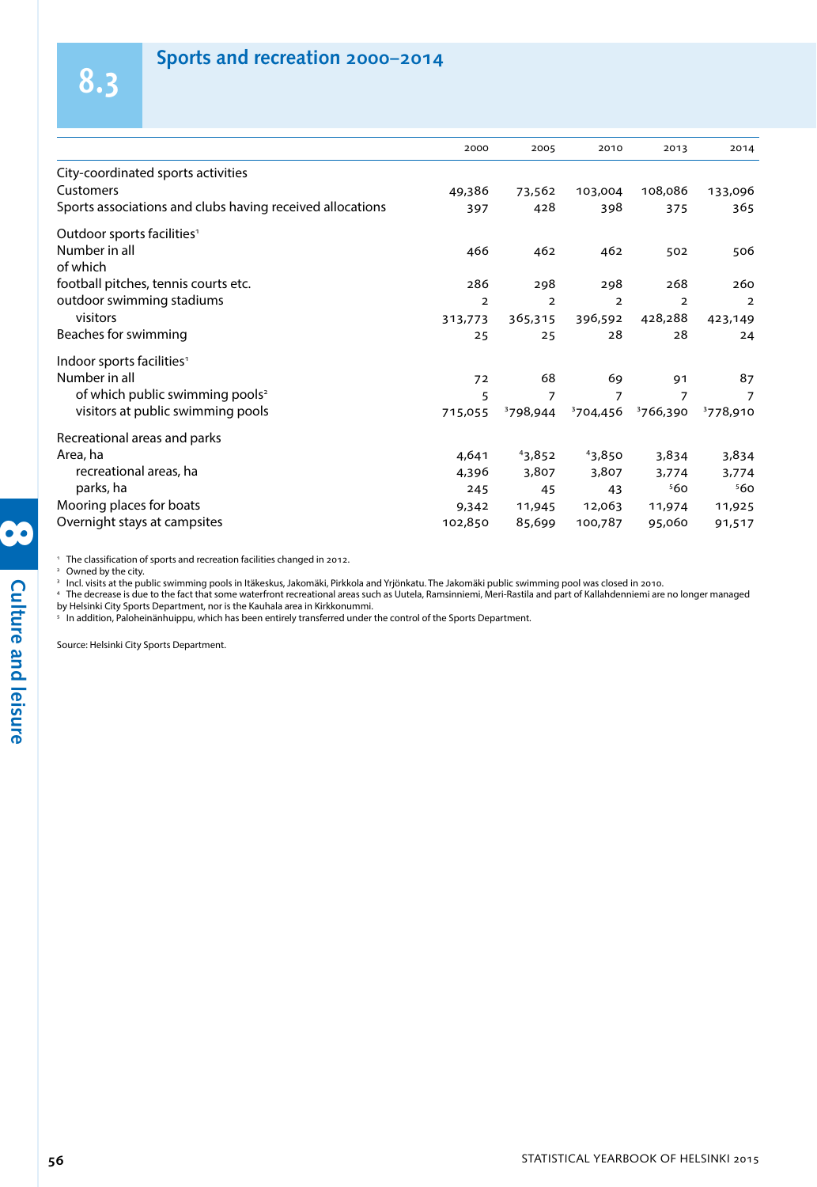## 8.3 Sports and recreation 2000–2014

| | 2000 | 2005 | 2010 | 2013 | 2014 |
|---|---|---|---|---|---|
| **City-coordinated sports activities** | | | | | |
| Customers | 49,386 | 73,562 | 103,004 | 108,086 | 133,096 |
| Sports associations and clubs having received allocations | 397 | 428 | 398 | 375 | 365 |
| **Outdoor sports facilities[1]** | | | | | |
| Number in all | 466 | 462 | 462 | 502 | 506 |
| of which | | | | | |
| football pitches, tennis courts etc. | 286 | 298 | 298 | 268 | 260 |
| outdoor swimming stadiums | 2 | 2 | 2 | 2 | 2 |
| visitors | 313,773 | 365,315 | 396,592 | 428,288 | 423,149 |
| Beaches for swimming | 25 | 25 | 28 | 28 | 24 |
| **Indoor sports facilities[1]** | | | | | |
| Number in all | 72 | 68 | 69 | 91 | 87 |
| of which public swimming pools[2] | 5 | 7 | 7 | 7 | 7 |
| visitors at public swimming pools | 715,055 | [3]798,944 | [3]704,456 | [3]766,390 | [3]778,910 |
| **Recreational areas and parks** | | | | | |
| Area, ha | 4,641 | [4]3,852 | [4]3,850 | 3,834 | 3,834 |
| recreational areas, ha | 4,396 | 3,807 | 3,807 | 3,774 | 3,774 |
| parks, ha | 245 | 45 | 43 | [5]60 | [5]60 |
| Mooring places for boats | 9,342 | 11,945 | 12,063 | 11,974 | 11,925 |
| Overnight stays at campsites | 102,850 | 85,699 | 100,787 | 95,060 | 91,517 |

[1] The classification of sports and recreation facilities changed in 2012.
[2] Owned by the city.
[3] Incl. visits at the public swimming pools in Itäkeskus, Jakomäki, Pirkkola and Yrjönkatu. The Jakomäki public swimming pool was closed in 2010.
[4] The decrease is due to the fact that some waterfront recreational areas such as Uutela, Ramsinniemi, Meri-Rastila and part of Kallahdenniemi are no longer managed by Helsinki City Sports Department, nor is the Kauhala area in Kirkkonummi.
[5] In addition, Paloheinänhuippu, which has been entirely transferred under the control of the Sports Department.

Source: Helsinki City Sports Department.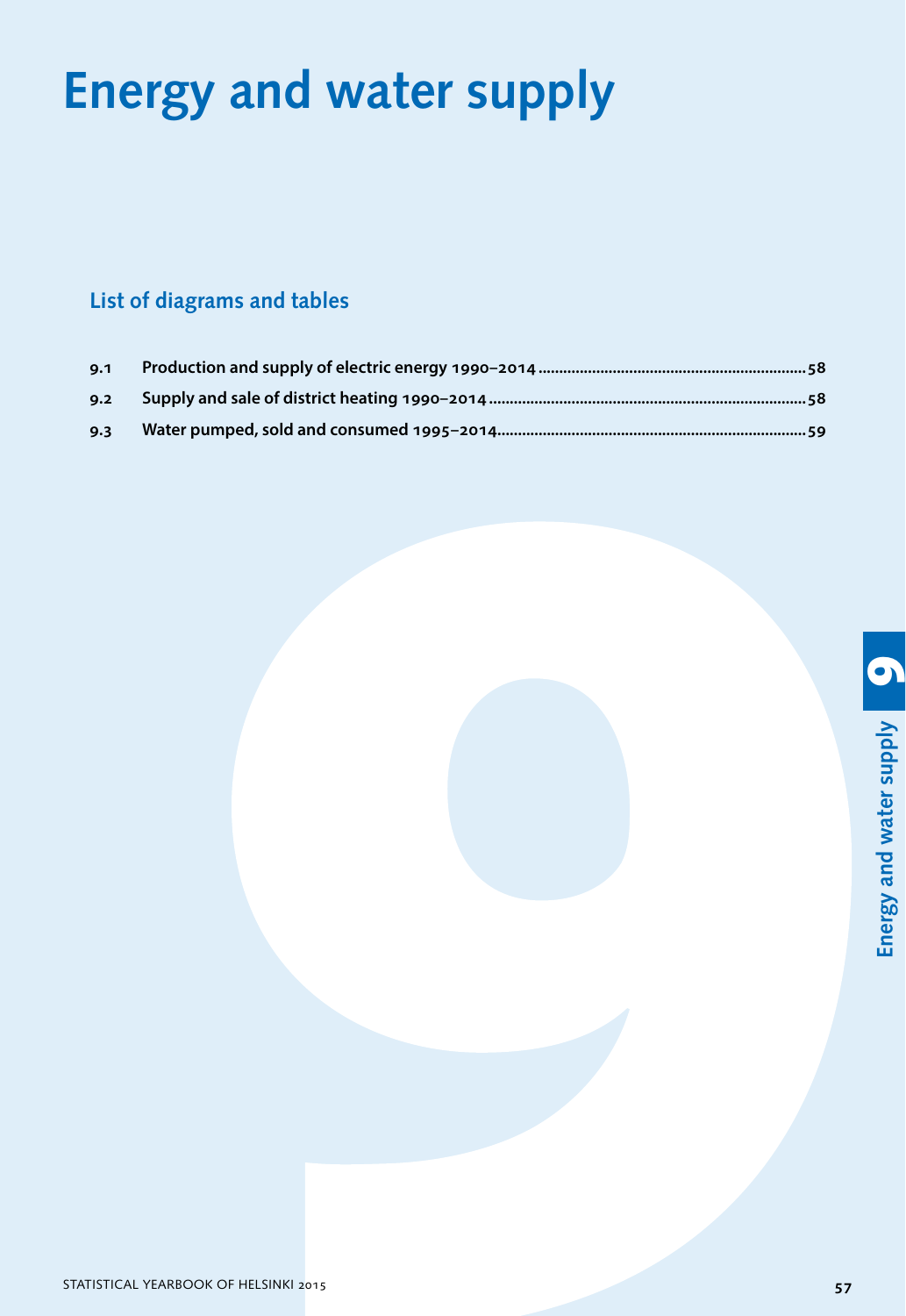# Energy and water supply

## List of diagrams and tables

| | | |
|---|---|---|
| 9.1 | Production and supply of electric energy 1990–2014 | 58 |
| 9.2 | Supply and sale of district heating 1990–2014 | 58 |
| 9.3 | Water pumped, sold and consumed 1995–2014 | 59 |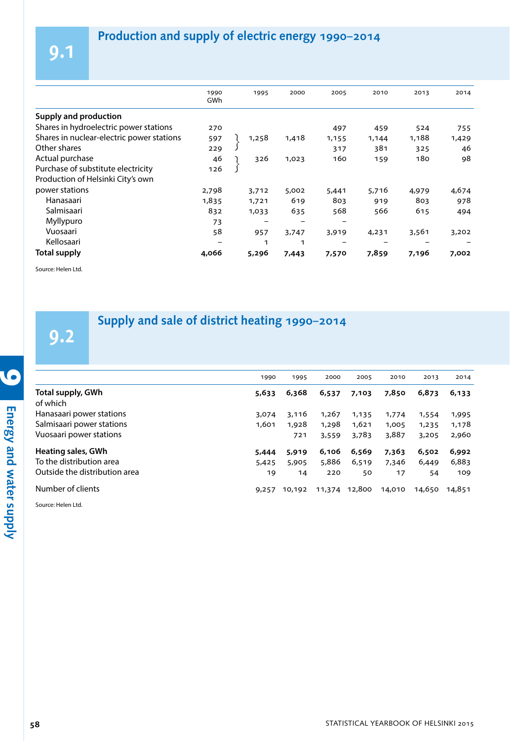## 9.1 Production and supply of electric energy 1990–2014

| | 1990 GWh | 1995 | 2000 | 2005 | 2010 | 2013 | 2014 |
|---|---|---|---|---|---|---|---|
| **Supply and production** | | | | | | | |
| Shares in hydroelectric power stations | 270 | | | 497 | 459 | 524 | 755 |
| Shares in nuclear-electric power stations | 597 | 1,258 | 1,418 | 1,155 | 1,144 | 1,188 | 1,429 |
| Other shares | 229 | | | 317 | 381 | 325 | 46 |
| Actual purchase | 46 | 326 | 1,023 | 160 | 159 | 180 | 98 |
| Purchase of substitute electricity | 126 | | | | | | |
| Production of Helsinki City's own power stations | 2,798 | 3,712 | 5,002 | 5,441 | 5,716 | 4,979 | 4,674 |
| Hanasaari | 1,835 | 1,721 | 619 | 803 | 919 | 803 | 978 |
| Salmisaari | 832 | 1,033 | 635 | 568 | 566 | 615 | 494 |
| Myllypuro | 73 | – | – | – | | | |
| Vuosaari | 58 | 957 | 3,747 | 3,919 | 4,231 | 3,561 | 3,202 |
| Kellosaari | – | 1 | 1 | – | – | – | – |
| **Total supply** | **4,066** | **5,296** | **7,443** | **7,570** | **7,859** | **7,196** | **7,002** |

Source: Helen Ltd.

## 9.2 Supply and sale of district heating 1990–2014

| | 1990 | 1995 | 2000 | 2005 | 2010 | 2013 | 2014 |
|---|---|---|---|---|---|---|---|
| **Total supply, GWh** | **5,633** | **6,368** | **6,537** | **7,103** | **7,850** | **6,873** | **6,133** |
| of which | | | | | | | |
| Hanasaari power stations | 3,074 | 3,116 | 1,267 | 1,135 | 1,774 | 1,554 | 1,995 |
| Salmisaari power stations | 1,601 | 1,928 | 1,298 | 1,621 | 1,005 | 1,235 | 1,178 |
| Vuosaari power stations | | 721 | 3,559 | 3,783 | 3,887 | 3,205 | 2,960 |
| **Heating sales, GWh** | **5,444** | **5,919** | **6,106** | **6,569** | **7,363** | **6,502** | **6,992** |
| To the distribution area | 5,425 | 5,905 | 5,886 | 6,519 | 7,346 | 6,449 | 6,883 |
| Outside the distribution area | 19 | 14 | 220 | 50 | 17 | 54 | 109 |
| Number of clients | 9,257 | 10,192 | 11,374 | 12,800 | 14,010 | 14,650 | 14,851 |

Source: Helen Ltd.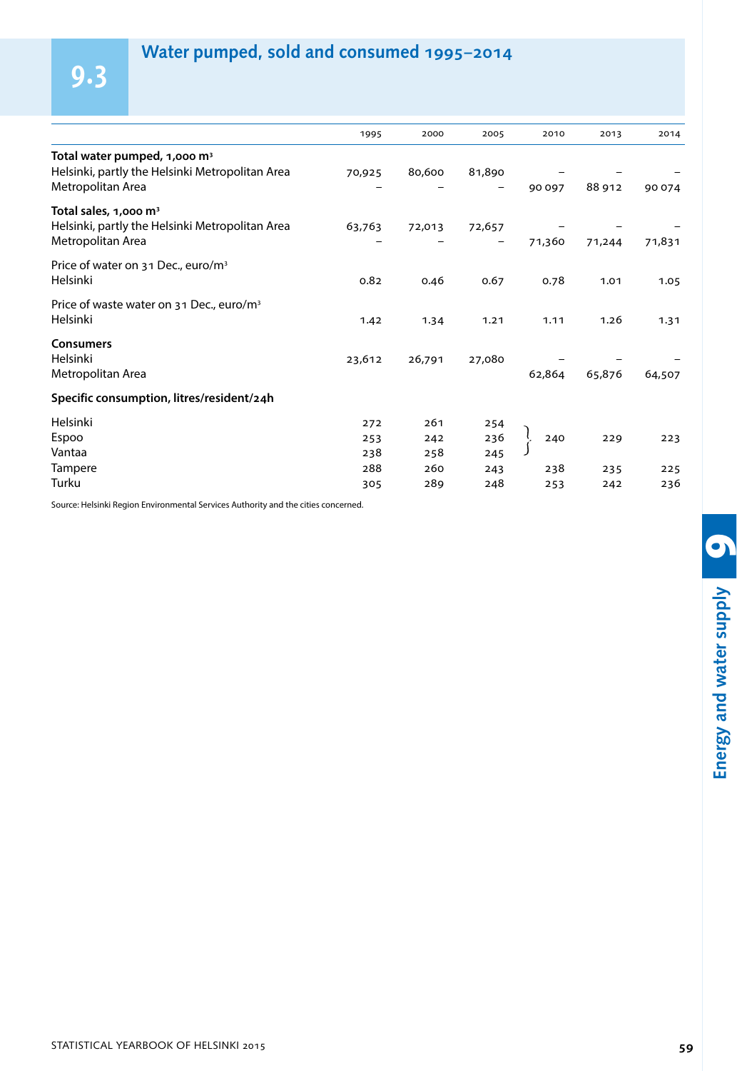## 9.3 Water pumped, sold and consumed 1995–2014

| | 1995 | 2000 | 2005 | 2010 | 2013 | 2014 |
|---|---|---|---|---|---|---|
| **Total water pumped, 1,000 m³** | | | | | | |
| Helsinki, partly the Helsinki Metropolitan Area | 70,925 | 80,600 | 81,890 | – | – | – |
| Metropolitan Area | – | – | – | 90 097 | 88 912 | 90 074 |
| **Total sales, 1,000 m³** | | | | | | |
| Helsinki, partly the Helsinki Metropolitan Area | 63,763 | 72,013 | 72,657 | – | – | – |
| Metropolitan Area | – | – | – | 71,360 | 71,244 | 71,831 |
| Price of water on 31 Dec., euro/m³ | | | | | | |
| Helsinki | 0.82 | 0.46 | 0.67 | 0.78 | 1.01 | 1.05 |
| Price of waste water on 31 Dec., euro/m³ | | | | | | |
| Helsinki | 1.42 | 1.34 | 1.21 | 1.11 | 1.26 | 1.31 |
| **Consumers** | | | | | | |
| Helsinki | 23,612 | 26,791 | 27,080 | – | – | – |
| Metropolitan Area | | | | 62,864 | 65,876 | 64,507 |
| **Specific consumption, litres/resident/24h** | | | | | | |
| Helsinki | 272 | 261 | 254 | } 240 (Helsinki, Espoo, Vantaa) | 229 | 223 |
| Espoo | 253 | 242 | 236 | | | |
| Vantaa | 238 | 258 | 245 | | | |
| Tampere | 288 | 260 | 243 | 238 | 235 | 225 |
| Turku | 305 | 289 | 248 | 253 | 242 | 236 |

Source: Helsinki Region Environmental Services Authority and the cities concerned.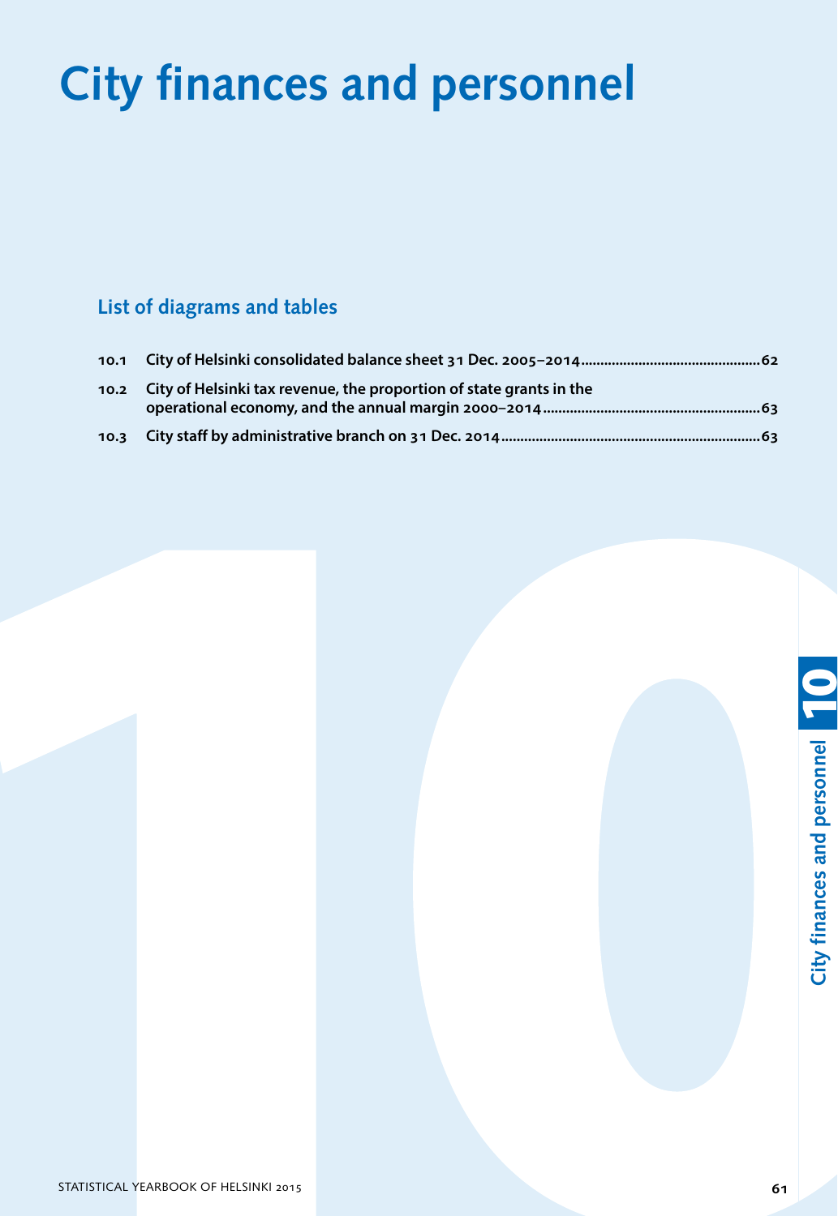# City finances and personnel

## List of diagrams and tables

- **10.1** City of Helsinki consolidated balance sheet 31 Dec. 2005–2014 ............ 62
- **10.2** City of Helsinki tax revenue, the proportion of state grants in the operational economy, and the annual margin 2000–2014 ............ 63
- **10.3** City staff by administrative branch on 31 Dec. 2014 ............ 63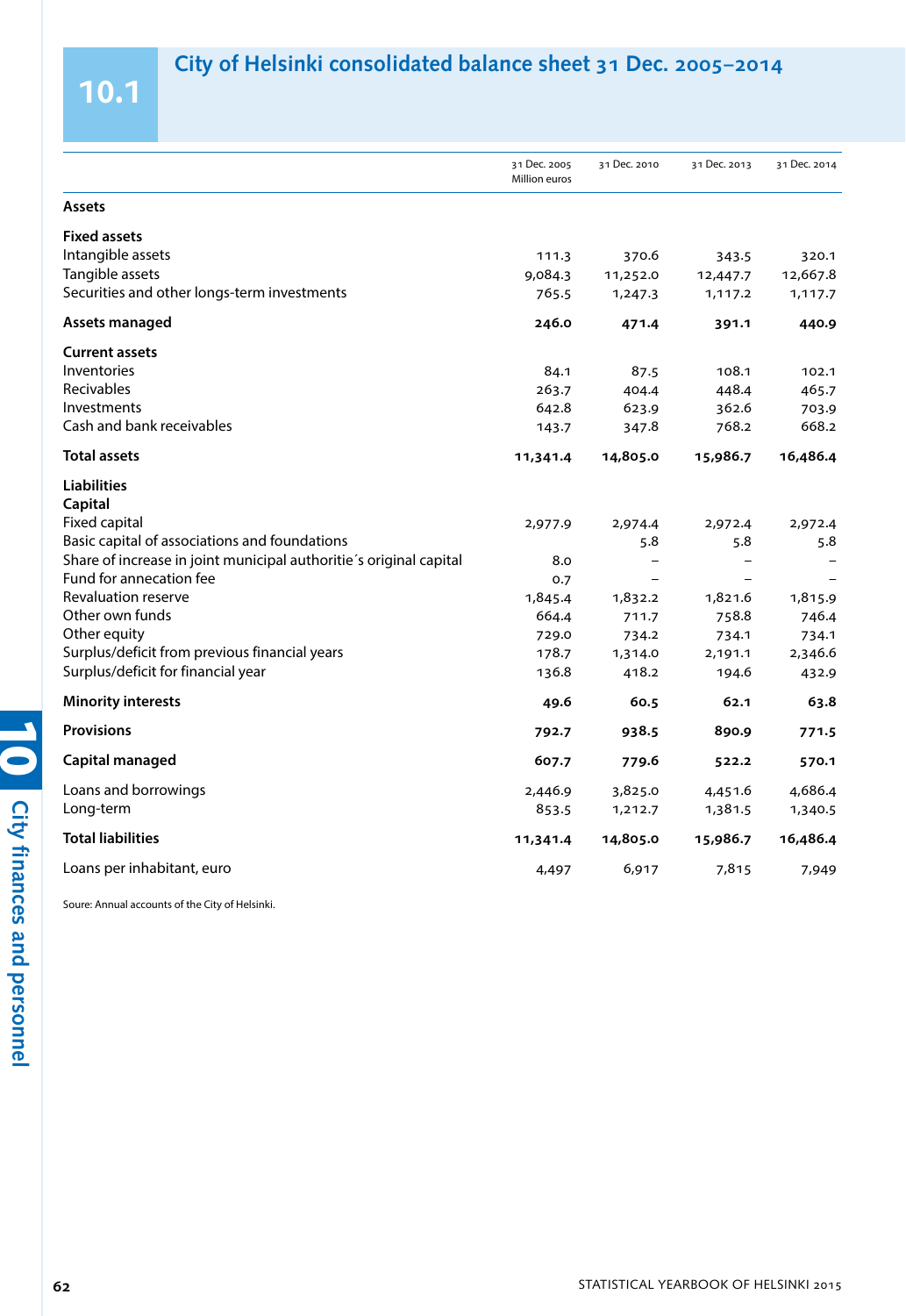## 10.1 City of Helsinki consolidated balance sheet 31 Dec. 2005–2014

| | 31 Dec. 2005 Million euros | 31 Dec. 2010 | 31 Dec. 2013 | 31 Dec. 2014 |
|---|---|---|---|---|
| **Assets** | | | | |
| **Fixed assets** | | | | |
| Intangible assets | 111.3 | 370.6 | 343.5 | 320.1 |
| Tangible assets | 9,084.3 | 11,252.0 | 12,447.7 | 12,667.8 |
| Securities and other longs-term investments | 765.5 | 1,247.3 | 1,117.2 | 1,117.7 |
| **Assets managed** | **246.0** | **471.4** | **391.1** | **440.9** |
| **Current assets** | | | | |
| Inventories | 84.1 | 87.5 | 108.1 | 102.1 |
| Recivables | 263.7 | 404.4 | 448.4 | 465.7 |
| Investments | 642.8 | 623.9 | 362.6 | 703.9 |
| Cash and bank receivables | 143.7 | 347.8 | 768.2 | 668.2 |
| **Total assets** | **11,341.4** | **14,805.0** | **15,986.7** | **16,486.4** |
| **Liabilities** | | | | |
| **Capital** | | | | |
| Fixed capital | 2,977.9 | 2,974.4 | 2,972.4 | 2,972.4 |
| Basic capital of associations and foundations | | 5.8 | 5.8 | 5.8 |
| Share of increase in joint municipal authoritie´s original capital | 8.0 | – | – | – |
| Fund for annecation fee | 0.7 | – | – | – |
| Revaluation reserve | 1,845.4 | 1,832.2 | 1,821.6 | 1,815.9 |
| Other own funds | 664.4 | 711.7 | 758.8 | 746.4 |
| Other equity | 729.0 | 734.2 | 734.1 | 734.1 |
| Surplus/deficit from previous financial years | 178.7 | 1,314.0 | 2,191.1 | 2,346.6 |
| Surplus/deficit for financial year | 136.8 | 418.2 | 194.6 | 432.9 |
| **Minority interests** | **49.6** | **60.5** | **62.1** | **63.8** |
| **Provisions** | **792.7** | **938.5** | **890.9** | **771.5** |
| **Capital managed** | **607.7** | **779.6** | **522.2** | **570.1** |
| Loans and borrowings | 2,446.9 | 3,825.0 | 4,451.6 | 4,686.4 |
| Long-term | 853.5 | 1,212.7 | 1,381.5 | 1,340.5 |
| **Total liabilities** | **11,341.4** | **14,805.0** | **15,986.7** | **16,486.4** |
| Loans per inhabitant, euro | 4,497 | 6,917 | 7,815 | 7,949 |

Soure: Annual accounts of the City of Helsinki.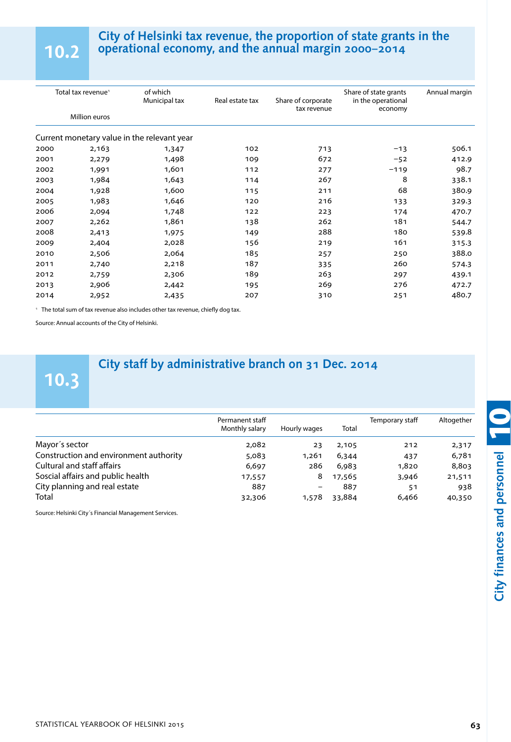## 10.2 City of Helsinki tax revenue, the proportion of state grants in the operational economy, and the annual margin 2000–2014

| | Total tax revenue[1] | of which Municipal tax | Real estate tax | Share of corporate tax revenue | Share of state grants in the operational economy | Annual margin |
|---|---|---|---|---|---|---|
| | Million euros | | | | | |
| Current monetary value in the relevant year | | | | | | |
| 2000 | 2,163 | 1,347 | 102 | 713 | −13 | 506.1 |
| 2001 | 2,279 | 1,498 | 109 | 672 | −52 | 412.9 |
| 2002 | 1,991 | 1,601 | 112 | 277 | −119 | 98.7 |
| 2003 | 1,984 | 1,643 | 114 | 267 | 8 | 338.1 |
| 2004 | 1,928 | 1,600 | 115 | 211 | 68 | 380.9 |
| 2005 | 1,983 | 1,646 | 120 | 216 | 133 | 329.3 |
| 2006 | 2,094 | 1,748 | 122 | 223 | 174 | 470.7 |
| 2007 | 2,262 | 1,861 | 138 | 262 | 181 | 544.7 |
| 2008 | 2,413 | 1,975 | 149 | 288 | 180 | 539.8 |
| 2009 | 2,404 | 2,028 | 156 | 219 | 161 | 315.3 |
| 2010 | 2,506 | 2,064 | 185 | 257 | 250 | 388.0 |
| 2011 | 2,740 | 2,218 | 187 | 335 | 260 | 574.3 |
| 2012 | 2,759 | 2,306 | 189 | 263 | 297 | 439.1 |
| 2013 | 2,906 | 2,442 | 195 | 269 | 276 | 472.7 |
| 2014 | 2,952 | 2,435 | 207 | 310 | 251 | 480.7 |

[1] The total sum of tax revenue also includes other tax revenue, chiefly dog tax.

Source: Annual accounts of the City of Helsinki.

## 10.3 City staff by administrative branch on 31 Dec. 2014

| | Permanent staff Monthly salary | Hourly wages | Total | Temporary staff | Altogether |
|---|---|---|---|---|---|
| Mayor´s sector | 2,082 | 23 | 2,105 | 212 | 2,317 |
| Construction and environment authority | 5,083 | 1,261 | 6,344 | 437 | 6,781 |
| Cultural and staff affairs | 6,697 | 286 | 6,983 | 1,820 | 8,803 |
| Soscial affairs and public health | 17,557 | 8 | 17,565 | 3,946 | 21,511 |
| City planning and real estate | 887 | – | 887 | 51 | 938 |
| Total | 32,306 | 1,578 | 33,884 | 6,466 | 40,350 |

Source: Helsinki City´s Financial Management Services.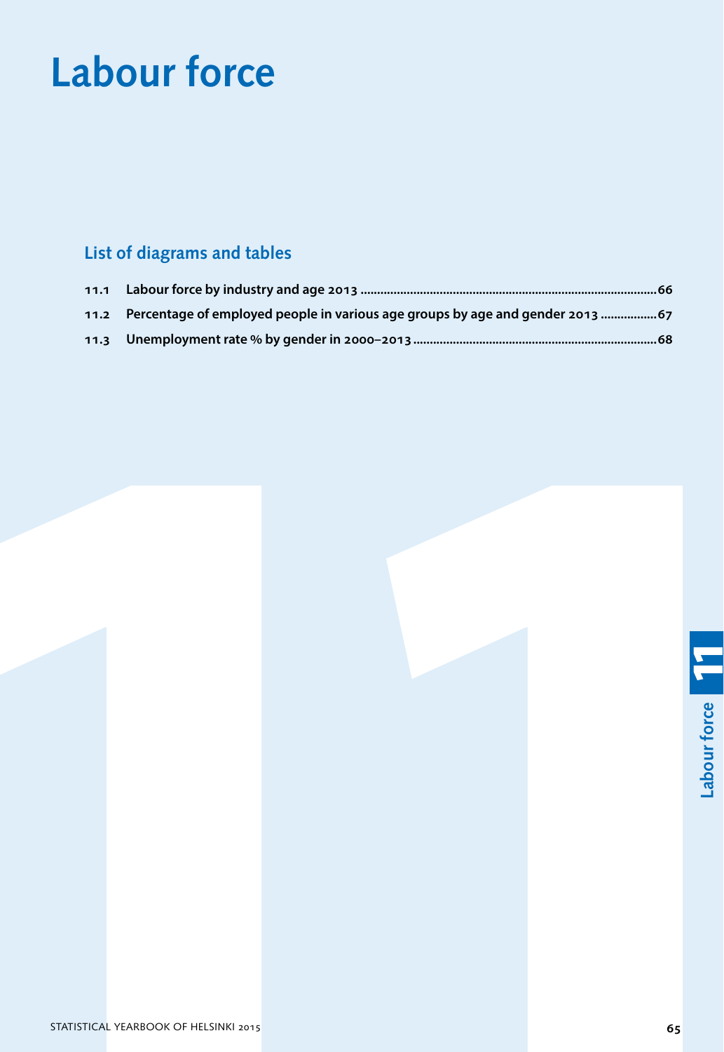# Labour force

## List of diagrams and tables

- **11.1** Labour force by industry and age 2013 ... 66
- **11.2** Percentage of employed people in various age groups by age and gender 2013 ... 67
- **11.3** Unemployment rate % by gender in 2000–2013 ... 68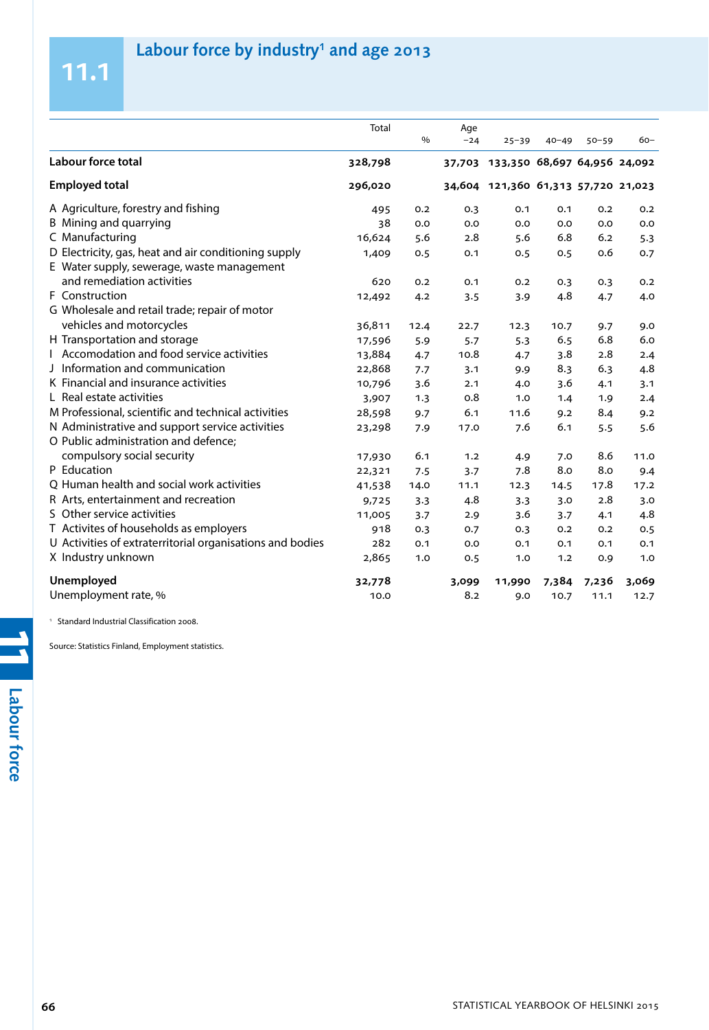# 11.1 Labour force by industry[1] and age 2013

| | Total | % | Age −24 | 25–39 | 40–49 | 50–59 | 60– |
|---|---|---|---|---|---|---|---|
| **Labour force total** | **328,798** | | **37,703** | **133,350** | **68,697** | **64,956** | **24,092** |
| **Employed total** | **296,020** | | **34,604** | **121,360** | **61,313** | **57,720** | **21,023** |
| A Agriculture, forestry and fishing | 495 | 0.2 | 0.3 | 0.1 | 0.1 | 0.2 | 0.2 |
| B Mining and quarrying | 38 | 0.0 | 0.0 | 0.0 | 0.0 | 0.0 | 0.0 |
| C Manufacturing | 16,624 | 5.6 | 2.8 | 5.6 | 6.8 | 6.2 | 5.3 |
| D Electricity, gas, heat and air conditioning supply | 1,409 | 0.5 | 0.1 | 0.5 | 0.5 | 0.6 | 0.7 |
| E Water supply, sewerage, waste management and remediation activities | 620 | 0.2 | 0.1 | 0.2 | 0.3 | 0.3 | 0.2 |
| F Construction | 12,492 | 4.2 | 3.5 | 3.9 | 4.8 | 4.7 | 4.0 |
| G Wholesale and retail trade; repair of motor vehicles and motorcycles | 36,811 | 12.4 | 22.7 | 12.3 | 10.7 | 9.7 | 9.0 |
| H Transportation and storage | 17,596 | 5.9 | 5.7 | 5.3 | 6.5 | 6.8 | 6.0 |
| I Accomodation and food service activities | 13,884 | 4.7 | 10.8 | 4.7 | 3.8 | 2.8 | 2.4 |
| J Information and communication | 22,868 | 7.7 | 3.1 | 9.9 | 8.3 | 6.3 | 4.8 |
| K Financial and insurance activities | 10,796 | 3.6 | 2.1 | 4.0 | 3.6 | 4.1 | 3.1 |
| L Real estate activities | 3,907 | 1.3 | 0.8 | 1.0 | 1.4 | 1.9 | 2.4 |
| M Professional, scientific and technical activities | 28,598 | 9.7 | 6.1 | 11.6 | 9.2 | 8.4 | 9.2 |
| N Administrative and support service activities | 23,298 | 7.9 | 17.0 | 7.6 | 6.1 | 5.5 | 5.6 |
| O Public administration and defence; compulsory social security | 17,930 | 6.1 | 1.2 | 4.9 | 7.0 | 8.6 | 11.0 |
| P Education | 22,321 | 7.5 | 3.7 | 7.8 | 8.0 | 8.0 | 9.4 |
| Q Human health and social work activities | 41,538 | 14.0 | 11.1 | 12.3 | 14.5 | 17.8 | 17.2 |
| R Arts, entertainment and recreation | 9,725 | 3.3 | 4.8 | 3.3 | 3.0 | 2.8 | 3.0 |
| S Other service activities | 11,005 | 3.7 | 2.9 | 3.6 | 3.7 | 4.1 | 4.8 |
| T Activites of households as employers | 918 | 0.3 | 0.7 | 0.3 | 0.2 | 0.2 | 0.5 |
| U Activities of extraterritorial organisations and bodies | 282 | 0.1 | 0.0 | 0.1 | 0.1 | 0.1 | 0.1 |
| X Industry unknown | 2,865 | 1.0 | 0.5 | 1.0 | 1.2 | 0.9 | 1.0 |
| **Unemployed** | **32,778** | | **3,099** | **11,990** | **7,384** | **7,236** | **3,069** |
| Unemployment rate, % | 10.0 | | 8.2 | 9.0 | 10.7 | 11.1 | 12.7 |

[1] Standard Industrial Classification 2008.

Source: Statistics Finland, Employment statistics.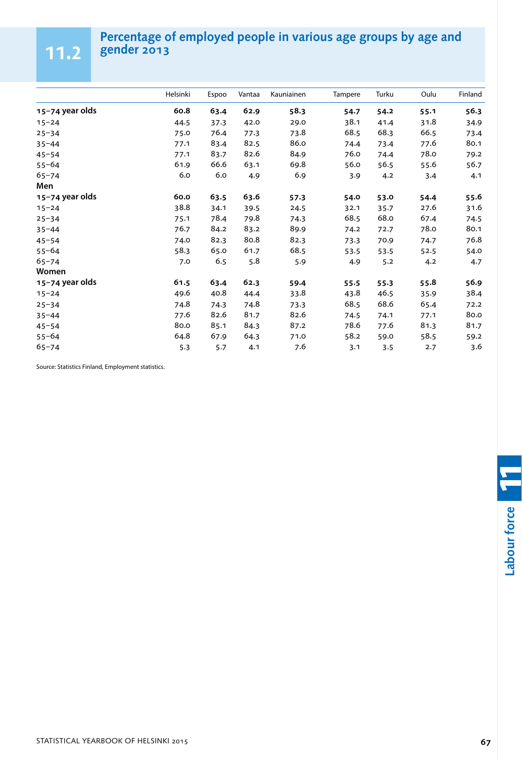## 11.2 Percentage of employed people in various age groups by age and gender 2013

| | Helsinki | Espoo | Vantaa | Kauniainen | Tampere | Turku | Oulu | Finland |
|---|---|---|---|---|---|---|---|---|
| **15–74 year olds** | **60.8** | **63.4** | **62.9** | **58.3** | **54.7** | **54.2** | **55.1** | **56.3** |
| 15–24 | 44.5 | 37.3 | 42.0 | 29.0 | 38.1 | 41.4 | 31.8 | 34.9 |
| 25–34 | 75.0 | 76.4 | 77.3 | 73.8 | 68.5 | 68.3 | 66.5 | 73.4 |
| 35–44 | 77.1 | 83.4 | 82.5 | 86.0 | 74.4 | 73.4 | 77.6 | 80.1 |
| 45–54 | 77.1 | 83.7 | 82.6 | 84.9 | 76.0 | 74.4 | 78.0 | 79.2 |
| 55–64 | 61.9 | 66.6 | 63.1 | 69.8 | 56.0 | 56.5 | 55.6 | 56.7 |
| 65–74 | 6.0 | 6.0 | 4.9 | 6.9 | 3.9 | 4.2 | 3.4 | 4.1 |
| **Men** | | | | | | | | |
| **15–74 year olds** | **60.0** | **63.5** | **63.6** | **57.3** | **54.0** | **53.0** | **54.4** | **55.6** |
| 15–24 | 38.8 | 34.1 | 39.5 | 24.5 | 32.1 | 35.7 | 27.6 | 31.6 |
| 25–34 | 75.1 | 78.4 | 79.8 | 74.3 | 68.5 | 68.0 | 67.4 | 74.5 |
| 35–44 | 76.7 | 84.2 | 83.2 | 89.9 | 74.2 | 72.7 | 78.0 | 80.1 |
| 45–54 | 74.0 | 82.3 | 80.8 | 82.3 | 73.3 | 70.9 | 74.7 | 76.8 |
| 55–64 | 58.3 | 65.0 | 61.7 | 68.5 | 53.5 | 53.5 | 52.5 | 54.0 |
| 65–74 | 7.0 | 6.5 | 5.8 | 5.9 | 4.9 | 5.2 | 4.2 | 4.7 |
| **Women** | | | | | | | | |
| **15–74 year olds** | **61.5** | **63.4** | **62.3** | **59.4** | **55.5** | **55.3** | **55.8** | **56.9** |
| 15–24 | 49.6 | 40.8 | 44.4 | 33.8 | 43.8 | 46.5 | 35.9 | 38.4 |
| 25–34 | 74.8 | 74.3 | 74.8 | 73.3 | 68.5 | 68.6 | 65.4 | 72.2 |
| 35–44 | 77.6 | 82.6 | 81.7 | 82.6 | 74.5 | 74.1 | 77.1 | 80.0 |
| 45–54 | 80.0 | 85.1 | 84.3 | 87.2 | 78.6 | 77.6 | 81.3 | 81.7 |
| 55–64 | 64.8 | 67.9 | 64.3 | 71.0 | 58.2 | 59.0 | 58.5 | 59.2 |
| 65–74 | 5.3 | 5.7 | 4.1 | 7.6 | 3.1 | 3.5 | 2.7 | 3.6 |

Source: Statistics Finland, Employment statistics.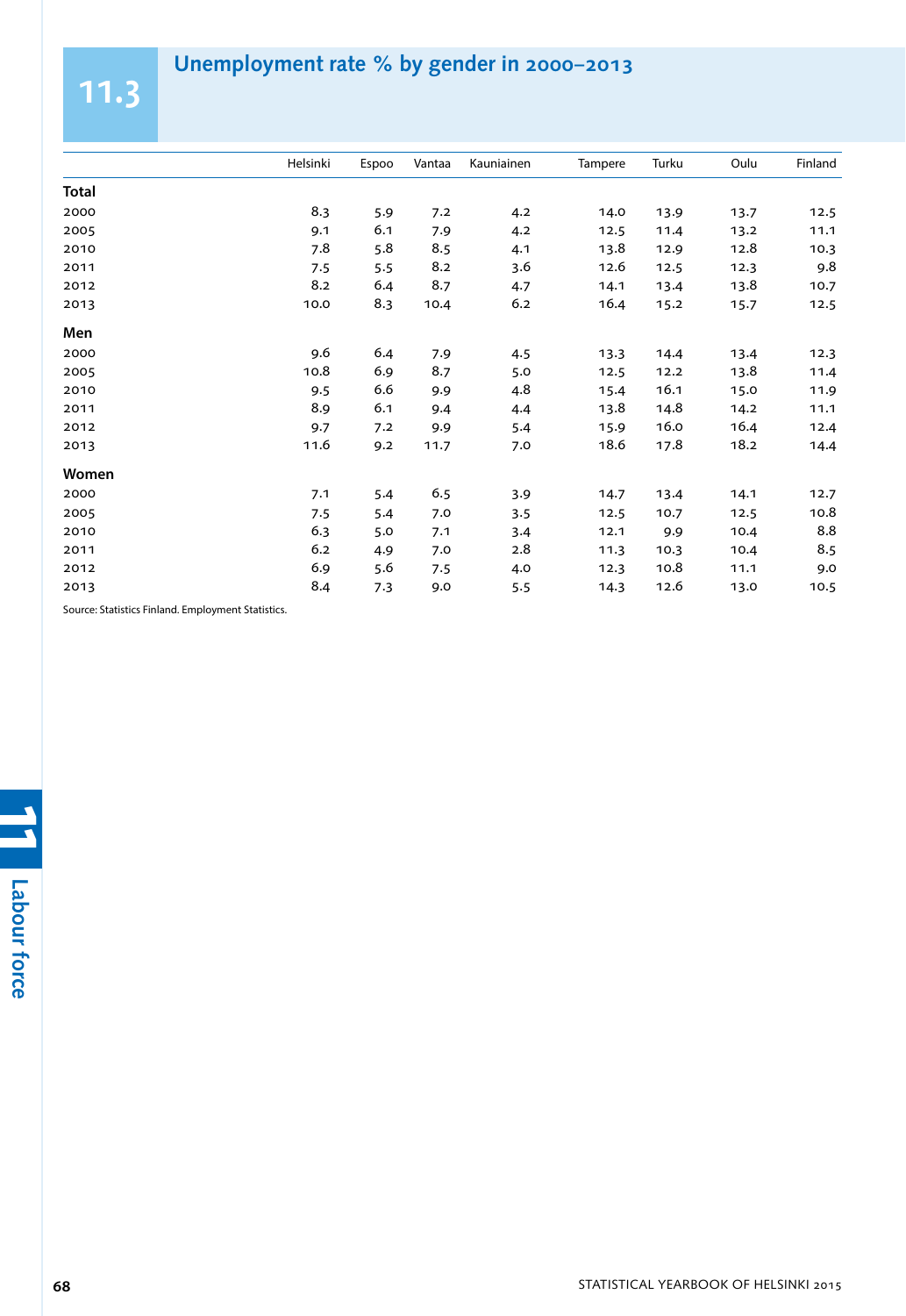## 11.3 Unemployment rate % by gender in 2000–2013

| | Helsinki | Espoo | Vantaa | Kauniainen | Tampere | Turku | Oulu | Finland |
|---|---|---|---|---|---|---|---|---|
| **Total** | | | | | | | | |
| 2000 | 8.3 | 5.9 | 7.2 | 4.2 | 14.0 | 13.9 | 13.7 | 12.5 |
| 2005 | 9.1 | 6.1 | 7.9 | 4.2 | 12.5 | 11.4 | 13.2 | 11.1 |
| 2010 | 7.8 | 5.8 | 8.5 | 4.1 | 13.8 | 12.9 | 12.8 | 10.3 |
| 2011 | 7.5 | 5.5 | 8.2 | 3.6 | 12.6 | 12.5 | 12.3 | 9.8 |
| 2012 | 8.2 | 6.4 | 8.7 | 4.7 | 14.1 | 13.4 | 13.8 | 10.7 |
| 2013 | 10.0 | 8.3 | 10.4 | 6.2 | 16.4 | 15.2 | 15.7 | 12.5 |
| **Men** | | | | | | | | |
| 2000 | 9.6 | 6.4 | 7.9 | 4.5 | 13.3 | 14.4 | 13.4 | 12.3 |
| 2005 | 10.8 | 6.9 | 8.7 | 5.0 | 12.5 | 12.2 | 13.8 | 11.4 |
| 2010 | 9.5 | 6.6 | 9.9 | 4.8 | 15.4 | 16.1 | 15.0 | 11.9 |
| 2011 | 8.9 | 6.1 | 9.4 | 4.4 | 13.8 | 14.8 | 14.2 | 11.1 |
| 2012 | 9.7 | 7.2 | 9.9 | 5.4 | 15.9 | 16.0 | 16.4 | 12.4 |
| 2013 | 11.6 | 9.2 | 11.7 | 7.0 | 18.6 | 17.8 | 18.2 | 14.4 |
| **Women** | | | | | | | | |
| 2000 | 7.1 | 5.4 | 6.5 | 3.9 | 14.7 | 13.4 | 14.1 | 12.7 |
| 2005 | 7.5 | 5.4 | 7.0 | 3.5 | 12.5 | 10.7 | 12.5 | 10.8 |
| 2010 | 6.3 | 5.0 | 7.1 | 3.4 | 12.1 | 9.9 | 10.4 | 8.8 |
| 2011 | 6.2 | 4.9 | 7.0 | 2.8 | 11.3 | 10.3 | 10.4 | 8.5 |
| 2012 | 6.9 | 5.6 | 7.5 | 4.0 | 12.3 | 10.8 | 11.1 | 9.0 |
| 2013 | 8.4 | 7.3 | 9.0 | 5.5 | 14.3 | 12.6 | 13.0 | 10.5 |

Source: Statistics Finland. Employment Statistics.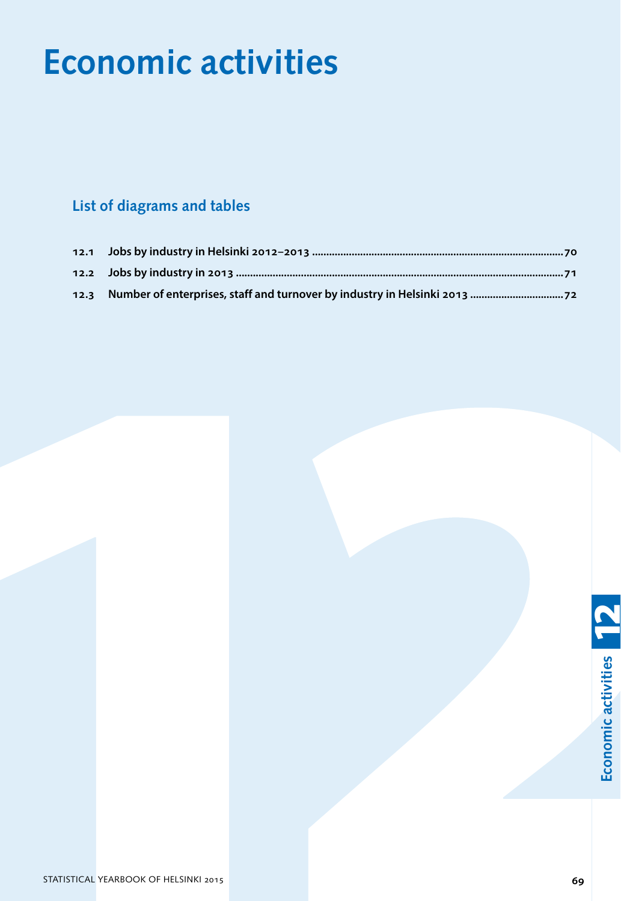# Economic activities

## List of diagrams and tables

- **12.1** Jobs by industry in Helsinki 2012–2013 ....................70
- **12.2** Jobs by industry in 2013 ....................71
- **12.3** Number of enterprises, staff and turnover by industry in Helsinki 2013 ....................72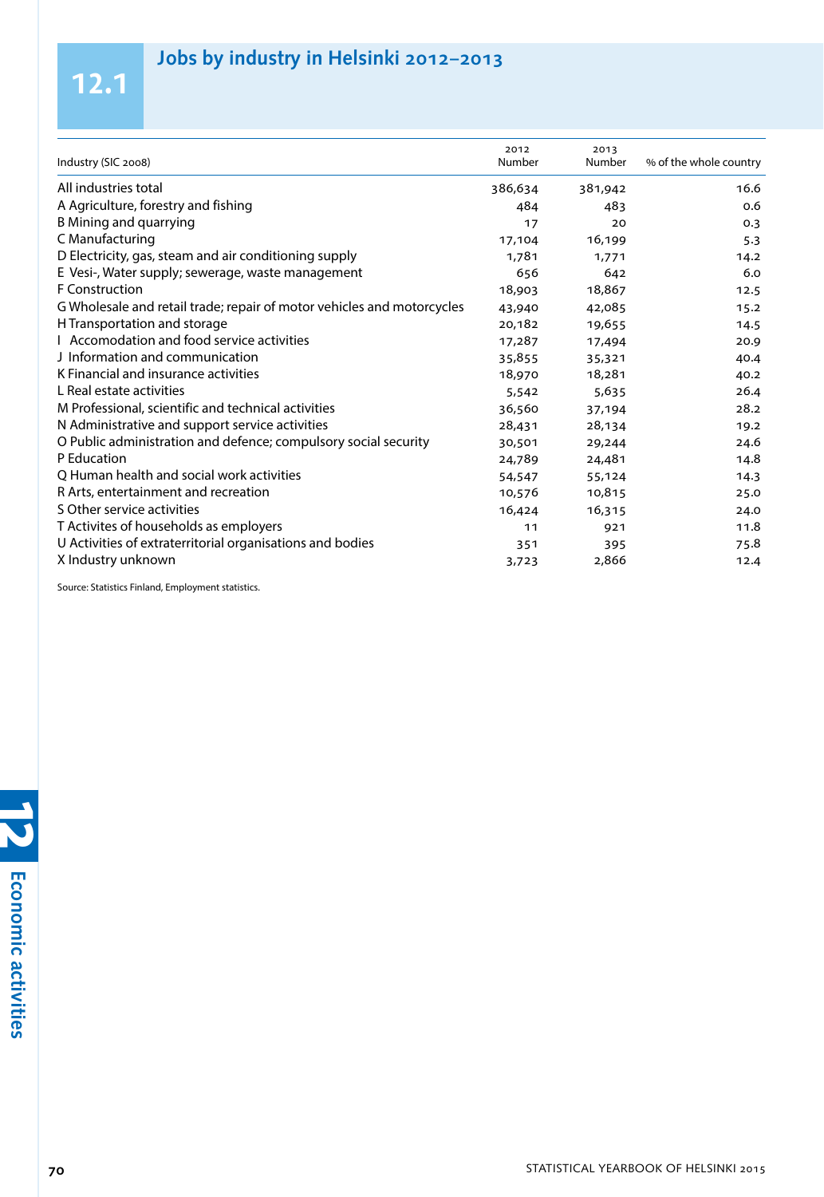## 12.1 Jobs by industry in Helsinki 2012–2013

| Industry (SIC 2008) | 2012 Number | 2013 Number | % of the whole country |
|---|---|---|---|
| All industries total | 386,634 | 381,942 | 16.6 |
| A Agriculture, forestry and fishing | 484 | 483 | 0.6 |
| B Mining and quarrying | 17 | 20 | 0.3 |
| C Manufacturing | 17,104 | 16,199 | 5.3 |
| D Electricity, gas, steam and air conditioning supply | 1,781 | 1,771 | 14.2 |
| E Vesi-, Water supply; sewerage, waste management | 656 | 642 | 6.0 |
| F Construction | 18,903 | 18,867 | 12.5 |
| G Wholesale and retail trade; repair of motor vehicles and motorcycles | 43,940 | 42,085 | 15.2 |
| H Transportation and storage | 20,182 | 19,655 | 14.5 |
| I Accomodation and food service activities | 17,287 | 17,494 | 20.9 |
| J Information and communication | 35,855 | 35,321 | 40.4 |
| K Financial and insurance activities | 18,970 | 18,281 | 40.2 |
| L Real estate activities | 5,542 | 5,635 | 26.4 |
| M Professional, scientific and technical activities | 36,560 | 37,194 | 28.2 |
| N Administrative and support service activities | 28,431 | 28,134 | 19.2 |
| O Public administration and defence; compulsory social security | 30,501 | 29,244 | 24.6 |
| P Education | 24,789 | 24,481 | 14.8 |
| Q Human health and social work activities | 54,547 | 55,124 | 14.3 |
| R Arts, entertainment and recreation | 10,576 | 10,815 | 25.0 |
| S Other service activities | 16,424 | 16,315 | 24.0 |
| T Activites of households as employers | 11 | 921 | 11.8 |
| U Activities of extraterritorial organisations and bodies | 351 | 395 | 75.8 |
| X Industry unknown | 3,723 | 2,866 | 12.4 |

Source: Statistics Finland, Employment statistics.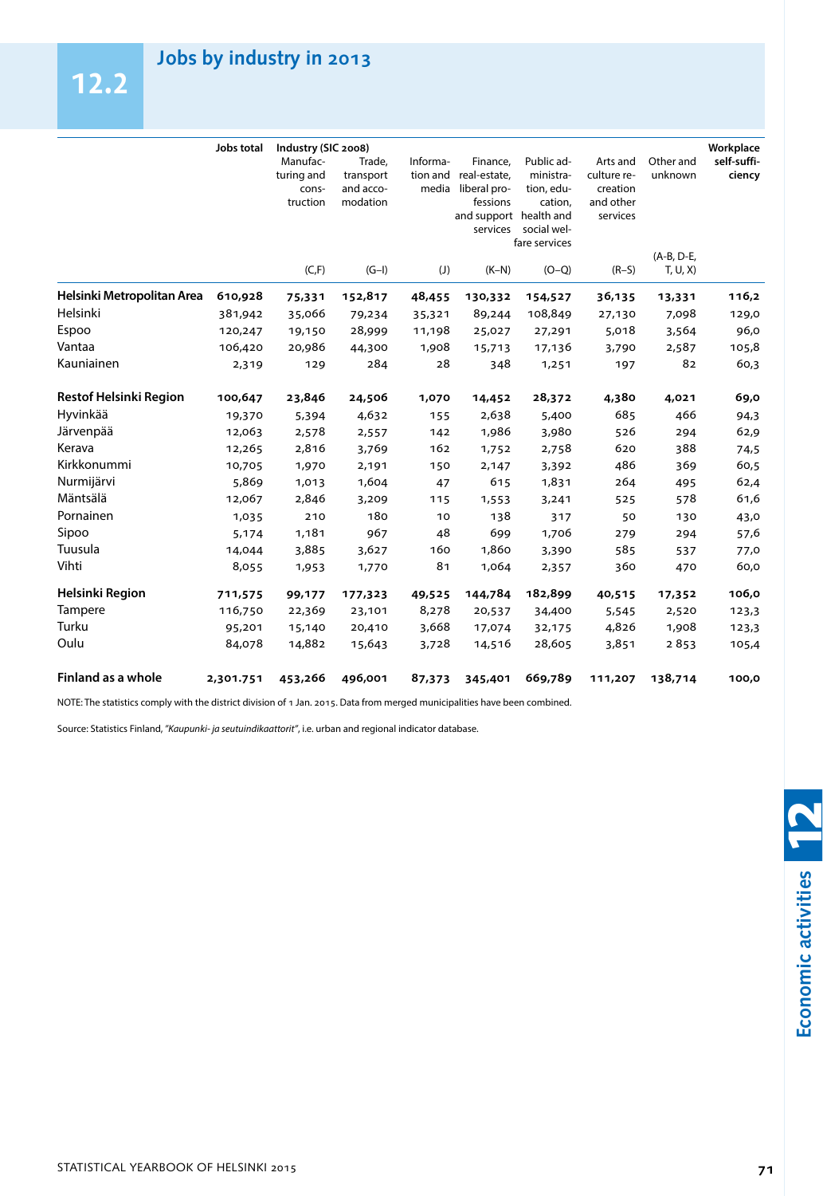## 12.2 Jobs by industry in 2013

| | Jobs total | Industry (SIC 2008) | | | | | | | Workplace self-sufficiency |
|---|---|---|---|---|---|---|---|---|---|
| | | Manufacturing and construction | Trade, transport and accomodation | Information and media | Finance, real-estate, liberal professions and support services | Public administration, education, health and social welfare services | Arts and culture recreation and other services | Other and unknown | |
| | | (C,F) | (G–I) | (J) | (K–N) | (O–Q) | (R–S) | (A-B, D-E, T, U, X) | |
| **Helsinki Metropolitan Area** | **610,928** | **75,331** | **152,817** | **48,455** | **130,332** | **154,527** | **36,135** | **13,331** | **116,2** |
| Helsinki | 381,942 | 35,066 | 79,234 | 35,321 | 89,244 | 108,849 | 27,130 | 7,098 | 129,0 |
| Espoo | 120,247 | 19,150 | 28,999 | 11,198 | 25,027 | 27,291 | 5,018 | 3,564 | 96,0 |
| Vantaa | 106,420 | 20,986 | 44,300 | 1,908 | 15,713 | 17,136 | 3,790 | 2,587 | 105,8 |
| Kauniainen | 2,319 | 129 | 284 | 28 | 348 | 1,251 | 197 | 82 | 60,3 |
| **Restof Helsinki Region** | **100,647** | **23,846** | **24,506** | **1,070** | **14,452** | **28,372** | **4,380** | **4,021** | **69,0** |
| Hyvinkää | 19,370 | 5,394 | 4,632 | 155 | 2,638 | 5,400 | 685 | 466 | 94,3 |
| Järvenpää | 12,063 | 2,578 | 2,557 | 142 | 1,986 | 3,980 | 526 | 294 | 62,9 |
| Kerava | 12,265 | 2,816 | 3,769 | 162 | 1,752 | 2,758 | 620 | 388 | 74,5 |
| Kirkkonummi | 10,705 | 1,970 | 2,191 | 150 | 2,147 | 3,392 | 486 | 369 | 60,5 |
| Nurmijärvi | 5,869 | 1,013 | 1,604 | 47 | 615 | 1,831 | 264 | 495 | 62,4 |
| Mäntsälä | 12,067 | 2,846 | 3,209 | 115 | 1,553 | 3,241 | 525 | 578 | 61,6 |
| Pornainen | 1,035 | 210 | 180 | 10 | 138 | 317 | 50 | 130 | 43,0 |
| Sipoo | 5,174 | 1,181 | 967 | 48 | 699 | 1,706 | 279 | 294 | 57,6 |
| Tuusula | 14,044 | 3,885 | 3,627 | 160 | 1,860 | 3,390 | 585 | 537 | 77,0 |
| Vihti | 8,055 | 1,953 | 1,770 | 81 | 1,064 | 2,357 | 360 | 470 | 60,0 |
| **Helsinki Region** | **711,575** | **99,177** | **177,323** | **49,525** | **144,784** | **182,899** | **40,515** | **17,352** | **106,0** |
| Tampere | 116,750 | 22,369 | 23,101 | 8,278 | 20,537 | 34,400 | 5,545 | 2,520 | 123,3 |
| Turku | 95,201 | 15,140 | 20,410 | 3,668 | 17,074 | 32,175 | 4,826 | 1,908 | 123,3 |
| Oulu | 84,078 | 14,882 | 15,643 | 3,728 | 14,516 | 28,605 | 3,851 | 2 853 | 105,4 |
| **Finland as a whole** | **2,301.751** | **453,266** | **496,001** | **87,373** | **345,401** | **669,789** | **111,207** | **138,714** | **100,0** |

NOTE: The statistics comply with the district division of 1 Jan. 2015. Data from merged municipalities have been combined.

Source: Statistics Finland, *"Kaupunki- ja seutuindikaattorit"*, i.e. urban and regional indicator database.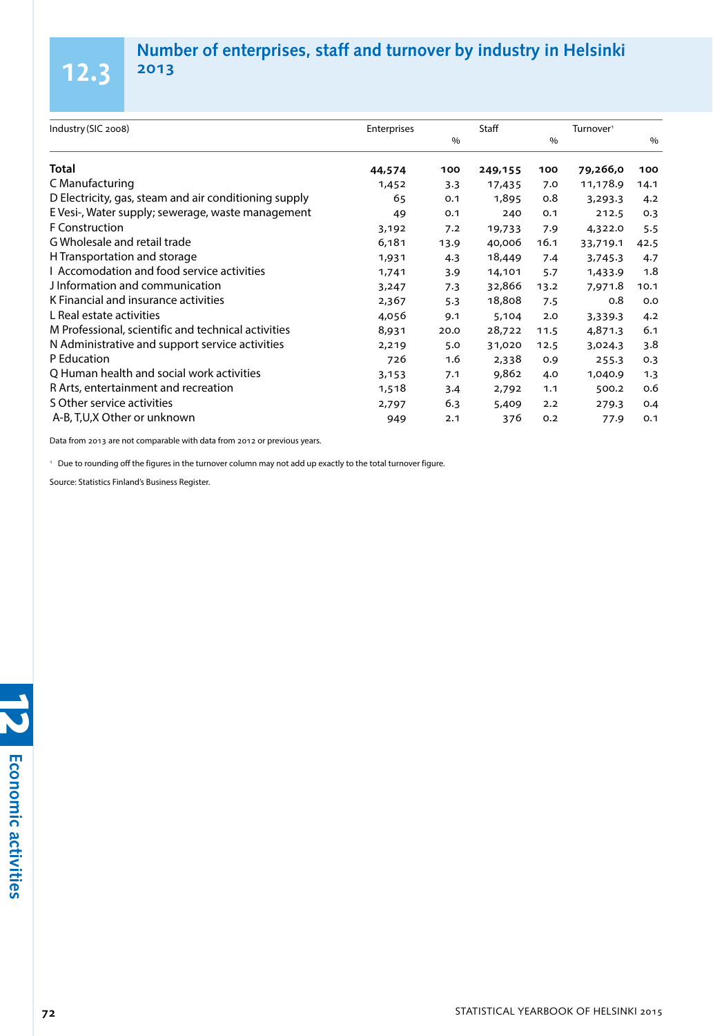## 12.3 Number of enterprises, staff and turnover by industry in Helsinki 2013

| Industry (SIC 2008) | Enterprises | % | Staff | % | Turnover[1] | % |
|---|---|---|---|---|---|---|
| **Total** | **44,574** | **100** | **249,155** | **100** | **79,266,0** | **100** |
| C Manufacturing | 1,452 | 3.3 | 17,435 | 7.0 | 11,178.9 | 14.1 |
| D Electricity, gas, steam and air conditioning supply | 65 | 0.1 | 1,895 | 0.8 | 3,293.3 | 4.2 |
| E Vesi-, Water supply; sewerage, waste management | 49 | 0.1 | 240 | 0.1 | 212.5 | 0.3 |
| F Construction | 3,192 | 7.2 | 19,733 | 7.9 | 4,322.0 | 5.5 |
| G Wholesale and retail trade | 6,181 | 13.9 | 40,006 | 16.1 | 33,719.1 | 42.5 |
| H Transportation and storage | 1,931 | 4.3 | 18,449 | 7.4 | 3,745.3 | 4.7 |
| I Accomodation and food service activities | 1,741 | 3.9 | 14,101 | 5.7 | 1,433.9 | 1.8 |
| J Information and communication | 3,247 | 7.3 | 32,866 | 13.2 | 7,971.8 | 10.1 |
| K Financial and insurance activities | 2,367 | 5.3 | 18,808 | 7.5 | 0.8 | 0.0 |
| L Real estate activities | 4,056 | 9.1 | 5,104 | 2.0 | 3,339.3 | 4.2 |
| M Professional, scientific and technical activities | 8,931 | 20.0 | 28,722 | 11.5 | 4,871.3 | 6.1 |
| N Administrative and support service activities | 2,219 | 5.0 | 31,020 | 12.5 | 3,024.3 | 3.8 |
| P Education | 726 | 1.6 | 2,338 | 0.9 | 255.3 | 0.3 |
| Q Human health and social work activities | 3,153 | 7.1 | 9,862 | 4.0 | 1,040.9 | 1.3 |
| R Arts, entertainment and recreation | 1,518 | 3.4 | 2,792 | 1.1 | 500.2 | 0.6 |
| S Other service activities | 2,797 | 6.3 | 5,409 | 2.2 | 279.3 | 0.4 |
| A-B, T,U,X Other or unknown | 949 | 2.1 | 376 | 0.2 | 77.9 | 0.1 |

Data from 2013 are not comparable with data from 2012 or previous years.

[1] Due to rounding off the figures in the turnover column may not add up exactly to the total turnover figure.

Source: Statistics Finland's Business Register.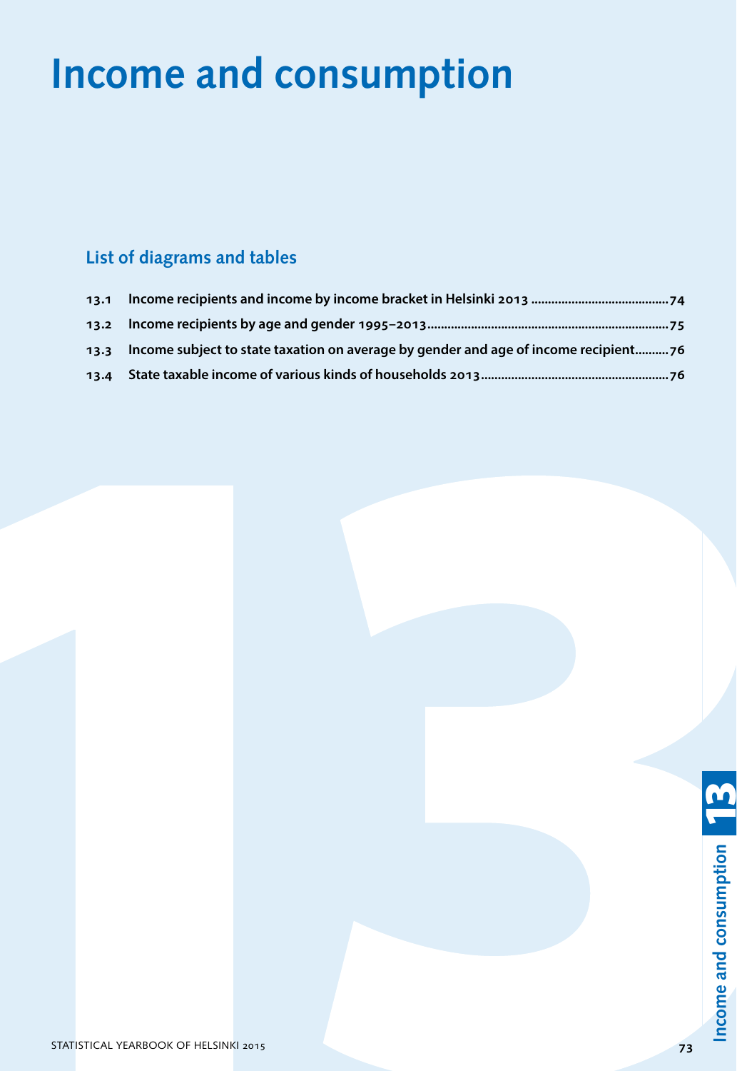# Income and consumption

## List of diagrams and tables

| | | |
|---|---|---|
| 13.1 | Income recipients and income by income bracket in Helsinki 2013 | 74 |
| 13.2 | Income recipients by age and gender 1995–2013 | 75 |
| 13.3 | Income subject to state taxation on average by gender and age of income recipient | 76 |
| 13.4 | State taxable income of various kinds of households 2013 | 76 |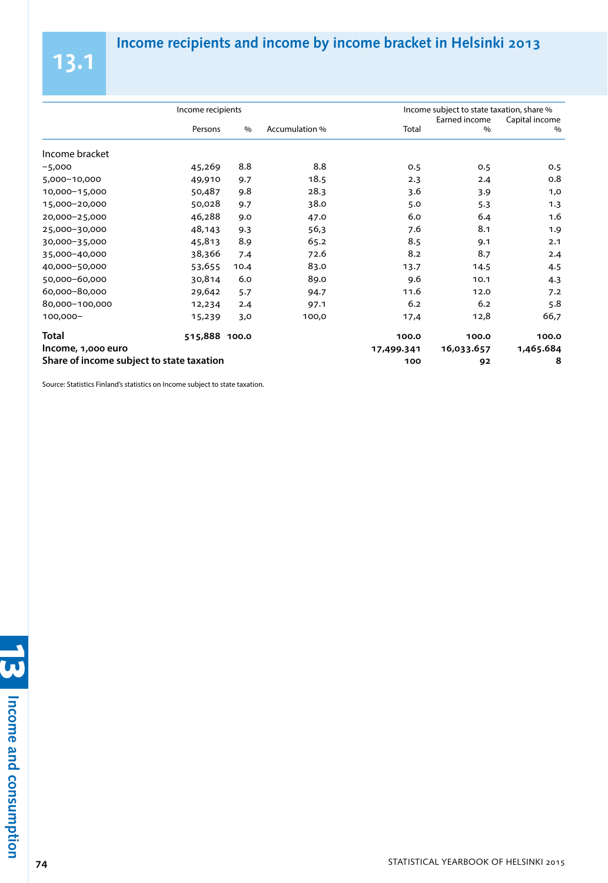# 13.1 Income recipients and income by income bracket in Helsinki 2013

| | Income recipients | | | Income subject to state taxation, share % | | |
|---|---|---|---|---|---|---|
| | Persons | % | Accumulation % | Total | Earned income % | Capital income % |
| **Income bracket** | | | | | | |
| –5,000 | 45,269 | 8.8 | 8.8 | 0.5 | 0.5 | 0.5 |
| 5,000–10,000 | 49,910 | 9.7 | 18.5 | 2.3 | 2.4 | 0.8 |
| 10,000–15,000 | 50,487 | 9.8 | 28.3 | 3.6 | 3.9 | 1,0 |
| 15,000–20,000 | 50,028 | 9.7 | 38.0 | 5.0 | 5.3 | 1.3 |
| 20,000–25,000 | 46,288 | 9.0 | 47.0 | 6.0 | 6.4 | 1.6 |
| 25,000–30,000 | 48,143 | 9.3 | 56,3 | 7.6 | 8.1 | 1.9 |
| 30,000–35,000 | 45,813 | 8.9 | 65.2 | 8.5 | 9.1 | 2.1 |
| 35,000–40,000 | 38,366 | 7.4 | 72.6 | 8.2 | 8.7 | 2.4 |
| 40,000–50,000 | 53,655 | 10.4 | 83.0 | 13.7 | 14.5 | 4.5 |
| 50,000–60,000 | 30,814 | 6.0 | 89.0 | 9.6 | 10.1 | 4.3 |
| 60,000–80,000 | 29,642 | 5.7 | 94.7 | 11.6 | 12.0 | 7.2 |
| 80,000–100,000 | 12,234 | 2.4 | 97.1 | 6.2 | 6.2 | 5.8 |
| 100,000– | 15,239 | 3,0 | 100,0 | 17,4 | 12,8 | 66,7 |
| **Total** | **515,888** | **100.0** | | **100.0** | **100.0** | **100.0** |
| **Income, 1,000 euro** | | | | **17,499.341** | **16,033.657** | **1,465.684** |
| **Share of income subject to state taxation** | | | | **100** | **92** | **8** |

Source: Statistics Finland's statistics on Income subject to state taxation.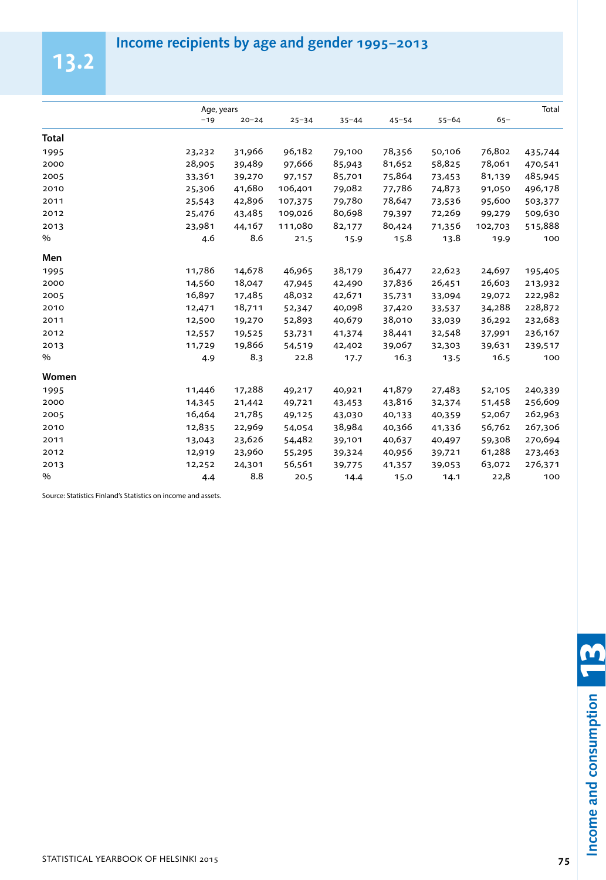## 13.2 Income recipients by age and gender 1995–2013

| | Age, years | | | | | | | Total |
|---|---|---|---|---|---|---|---|---|
| | –19 | 20–24 | 25–34 | 35–44 | 45–54 | 55–64 | 65– | |
| **Total** | | | | | | | | |
| 1995 | 23,232 | 31,966 | 96,182 | 79,100 | 78,356 | 50,106 | 76,802 | 435,744 |
| 2000 | 28,905 | 39,489 | 97,666 | 85,943 | 81,652 | 58,825 | 78,061 | 470,541 |
| 2005 | 33,361 | 39,270 | 97,157 | 85,701 | 75,864 | 73,453 | 81,139 | 485,945 |
| 2010 | 25,306 | 41,680 | 106,401 | 79,082 | 77,786 | 74,873 | 91,050 | 496,178 |
| 2011 | 25,543 | 42,896 | 107,375 | 79,780 | 78,647 | 73,536 | 95,600 | 503,377 |
| 2012 | 25,476 | 43,485 | 109,026 | 80,698 | 79,397 | 72,269 | 99,279 | 509,630 |
| 2013 | 23,981 | 44,167 | 111,080 | 82,177 | 80,424 | 71,356 | 102,703 | 515,888 |
| % | 4.6 | 8.6 | 21.5 | 15.9 | 15.8 | 13.8 | 19.9 | 100 |
| **Men** | | | | | | | | |
| 1995 | 11,786 | 14,678 | 46,965 | 38,179 | 36,477 | 22,623 | 24,697 | 195,405 |
| 2000 | 14,560 | 18,047 | 47,945 | 42,490 | 37,836 | 26,451 | 26,603 | 213,932 |
| 2005 | 16,897 | 17,485 | 48,032 | 42,671 | 35,731 | 33,094 | 29,072 | 222,982 |
| 2010 | 12,471 | 18,711 | 52,347 | 40,098 | 37,420 | 33,537 | 34,288 | 228,872 |
| 2011 | 12,500 | 19,270 | 52,893 | 40,679 | 38,010 | 33,039 | 36,292 | 232,683 |
| 2012 | 12,557 | 19,525 | 53,731 | 41,374 | 38,441 | 32,548 | 37,991 | 236,167 |
| 2013 | 11,729 | 19,866 | 54,519 | 42,402 | 39,067 | 32,303 | 39,631 | 239,517 |
| % | 4.9 | 8.3 | 22.8 | 17.7 | 16.3 | 13.5 | 16.5 | 100 |
| **Women** | | | | | | | | |
| 1995 | 11,446 | 17,288 | 49,217 | 40,921 | 41,879 | 27,483 | 52,105 | 240,339 |
| 2000 | 14,345 | 21,442 | 49,721 | 43,453 | 43,816 | 32,374 | 51,458 | 256,609 |
| 2005 | 16,464 | 21,785 | 49,125 | 43,030 | 40,133 | 40,359 | 52,067 | 262,963 |
| 2010 | 12,835 | 22,969 | 54,054 | 38,984 | 40,366 | 41,336 | 56,762 | 267,306 |
| 2011 | 13,043 | 23,626 | 54,482 | 39,101 | 40,637 | 40,497 | 59,308 | 270,694 |
| 2012 | 12,919 | 23,960 | 55,295 | 39,324 | 40,956 | 39,721 | 61,288 | 273,463 |
| 2013 | 12,252 | 24,301 | 56,561 | 39,775 | 41,357 | 39,053 | 63,072 | 276,371 |
| % | 4.4 | 8.8 | 20.5 | 14.4 | 15.0 | 14.1 | 22,8 | 100 |

Source: Statistics Finland's Statistics on income and assets.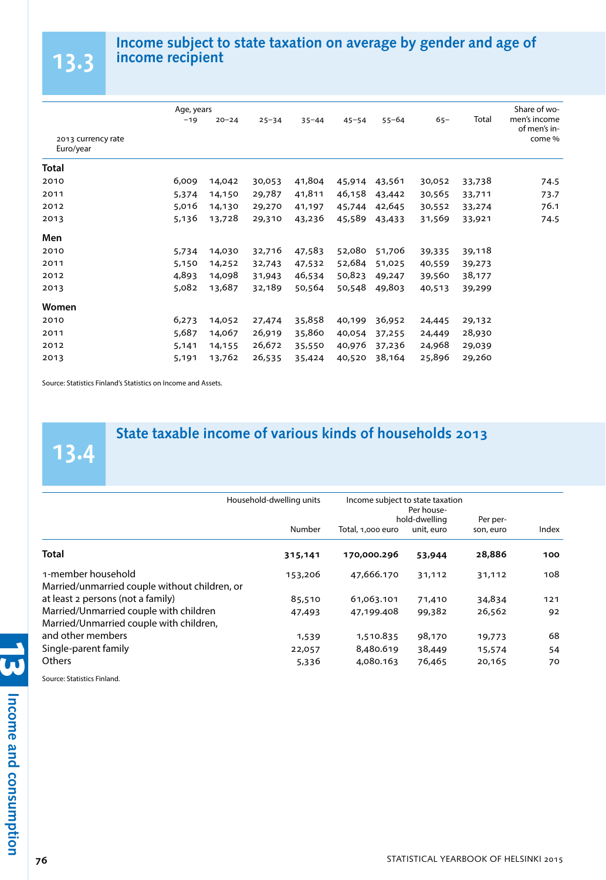## 13.3 Income subject to state taxation on average by gender and age of income recipient

| 2013 currency rate Euro/year | Age, years –19 | 20–24 | 25–34 | 35–44 | 45–54 | 55–64 | 65– | Total | Share of women's income of men's income % |
|---|---|---|---|---|---|---|---|---|---|
| **Total** | | | | | | | | | |
| 2010 | 6,009 | 14,042 | 30,053 | 41,804 | 45,914 | 43,561 | 30,052 | 33,738 | 74.5 |
| 2011 | 5,374 | 14,150 | 29,787 | 41,811 | 46,158 | 43,442 | 30,565 | 33,711 | 73.7 |
| 2012 | 5,016 | 14,130 | 29,270 | 41,197 | 45,744 | 42,645 | 30,552 | 33,274 | 76.1 |
| 2013 | 5,136 | 13,728 | 29,310 | 43,236 | 45,589 | 43,433 | 31,569 | 33,921 | 74.5 |
| **Men** | | | | | | | | | |
| 2010 | 5,734 | 14,030 | 32,716 | 47,583 | 52,080 | 51,706 | 39,335 | 39,118 | |
| 2011 | 5,150 | 14,252 | 32,743 | 47,532 | 52,684 | 51,025 | 40,559 | 39,273 | |
| 2012 | 4,893 | 14,098 | 31,943 | 46,534 | 50,823 | 49,247 | 39,560 | 38,177 | |
| 2013 | 5,082 | 13,687 | 32,189 | 50,564 | 50,548 | 49,803 | 40,513 | 39,299 | |
| **Women** | | | | | | | | | |
| 2010 | 6,273 | 14,052 | 27,474 | 35,858 | 40,199 | 36,952 | 24,445 | 29,132 | |
| 2011 | 5,687 | 14,067 | 26,919 | 35,860 | 40,054 | 37,255 | 24,449 | 28,930 | |
| 2012 | 5,141 | 14,155 | 26,672 | 35,550 | 40,976 | 37,236 | 24,968 | 29,039 | |
| 2013 | 5,191 | 13,762 | 26,535 | 35,424 | 40,520 | 38,164 | 25,896 | 29,260 | |

Source: Statistics Finland's Statistics on Income and Assets.

## 13.4 State taxable income of various kinds of households 2013

| | Household-dwelling units | Income subject to state taxation | | | |
|---|---|---|---|---|---|
| | Number | Total, 1,000 euro | Per household-dwelling unit, euro | Per person, euro | Index |
| **Total** | **315,141** | **170,000.296** | **53,944** | **28,886** | **100** |
| 1-member household | 153,206 | 47,666.170 | 31,112 | 31,112 | 108 |
| Married/unmarried couple without children, or at least 2 persons (not a family) | 85,510 | 61,063.101 | 71,410 | 34,834 | 121 |
| Married/Unmarried couple with children | 47,493 | 47,199.408 | 99,382 | 26,562 | 92 |
| Married/Unmarried couple with children, and other members | 1,539 | 1,510.835 | 98,170 | 19,773 | 68 |
| Single-parent family | 22,057 | 8,480.619 | 38,449 | 15,574 | 54 |
| Others | 5,336 | 4,080.163 | 76,465 | 20,165 | 70 |

Source: Statistics Finland.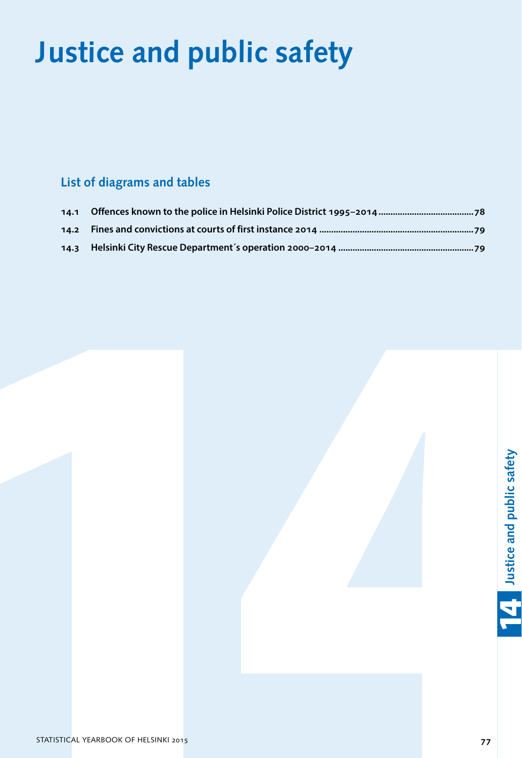# Justice and public safety

## List of diagrams and tables

14.1 Offences known to the police in Helsinki Police District 1995–2014 .......................................78

14.2 Fines and convictions at courts of first instance 2014 ................................................................79

14.3 Helsinki City Rescue Department´s operation 2000–2014 ........................................................79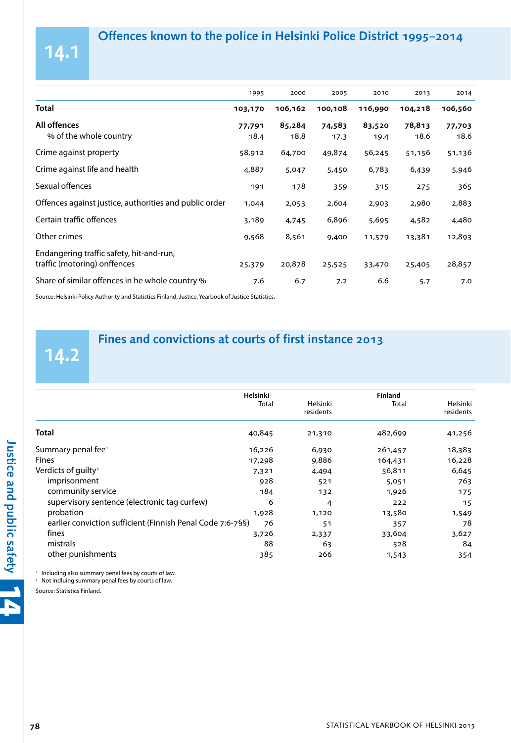## 14.1 Offences known to the police in Helsinki Police District 1995–2014

| | 1995 | 2000 | 2005 | 2010 | 2013 | 2014 |
|---|---|---|---|---|---|---|
| **Total** | **103,170** | **106,162** | **100,108** | **116,990** | **104,218** | **106,560** |
| **All offences** | **77,791** | **85,284** | **74,583** | **83,520** | **78,813** | **77,703** |
| % of the whole country | 18.4 | 18.8 | 17.3 | 19.4 | 18.6 | 18.6 |
| Crime against property | 58,912 | 64,700 | 49,874 | 56,245 | 51,156 | 51,136 |
| Crime against life and health | 4,887 | 5,047 | 5,450 | 6,783 | 6,439 | 5,946 |
| Sexual offences | 191 | 178 | 359 | 315 | 275 | 365 |
| Offences against justice, authorities and public order | 1,044 | 2,053 | 2,604 | 2,903 | 2,980 | 2,883 |
| Certain traffic offences | 3,189 | 4,745 | 6,896 | 5,695 | 4,582 | 4,480 |
| Other crimes | 9,568 | 8,561 | 9,400 | 11,579 | 13,381 | 12,893 |
| Endangering traffic safety, hit-and-run, traffic (motoring) onffences | 25,379 | 20,878 | 25,525 | 33,470 | 25,405 | 28,857 |
| Share of similar offences in he whole country % | 7.6 | 6.7 | 7.2 | 6.6 | 5.7 | 7.0 |

Source: Helsinki Policy Authority and Statistics Finland, Justice, Yearbook of Justice Statistics.

## 14.2 Fines and convictions at courts of first instance 2013

| | Helsinki | | Finland | |
|---|---|---|---|---|
| | Total | Helsinki residents | Total | Helsinki residents |
| **Total** | 40,845 | 21,310 | 482,699 | 41,256 |
| Summary penal fee[1] | 16,226 | 6,930 | 261,457 | 18,383 |
| Fines | 17,298 | 9,886 | 164,431 | 16,228 |
| Verdicts of guilty[2] | 7,321 | 4,494 | 56,811 | 6,645 |
| imprisonment | 928 | 521 | 5,051 | 763 |
| community service | 184 | 132 | 1,926 | 175 |
| supervisory sentence (electronic tag curfew) | 6 | 4 | 222 | 15 |
| probation | 1,928 | 1,120 | 13,580 | 1,549 |
| earlier conviction sufficient (Finnish Penal Code 7:6-7§§) | 76 | 51 | 357 | 78 |
| fines | 3,726 | 2,337 | 33,604 | 3,627 |
| mistrals | 88 | 63 | 528 | 84 |
| other punishments | 385 | 266 | 1,543 | 354 |

[1] Including also summary penal fees by courts of law.
[2] Not indluing summary penal fees by courts of law.

Source: Statistics Finland.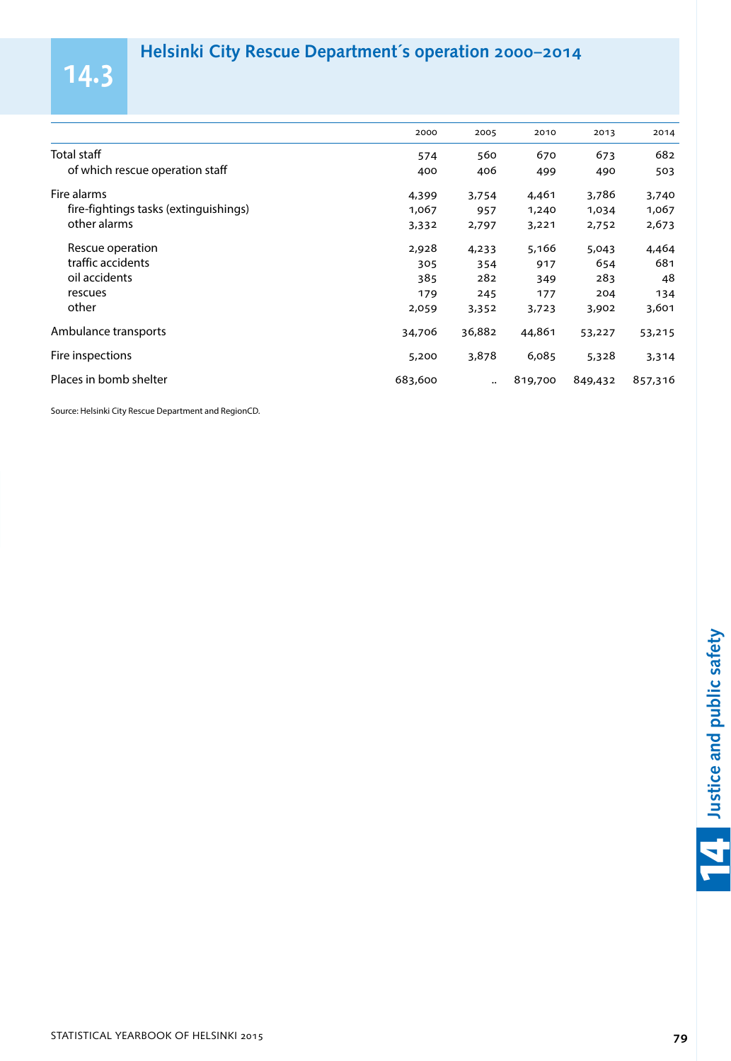# 14.3 Helsinki City Rescue Department´s operation 2000–2014

| | 2000 | 2005 | 2010 | 2013 | 2014 |
|---|---|---|---|---|---|
| Total staff | 574 | 560 | 670 | 673 | 682 |
| of which rescue operation staff | 400 | 406 | 499 | 490 | 503 |
| Fire alarms | 4,399 | 3,754 | 4,461 | 3,786 | 3,740 |
| fire-fightings tasks (extinguishings) | 1,067 | 957 | 1,240 | 1,034 | 1,067 |
| other alarms | 3,332 | 2,797 | 3,221 | 2,752 | 2,673 |
| Rescue operation | 2,928 | 4,233 | 5,166 | 5,043 | 4,464 |
| traffic accidents | 305 | 354 | 917 | 654 | 681 |
| oil accidents | 385 | 282 | 349 | 283 | 48 |
| rescues | 179 | 245 | 177 | 204 | 134 |
| other | 2,059 | 3,352 | 3,723 | 3,902 | 3,601 |
| Ambulance transports | 34,706 | 36,882 | 44,861 | 53,227 | 53,215 |
| Fire inspections | 5,200 | 3,878 | 6,085 | 5,328 | 3,314 |
| Places in bomb shelter | 683,600 | .. | 819,700 | 849,432 | 857,316 |

Source: Helsinki City Rescue Department and RegionCD.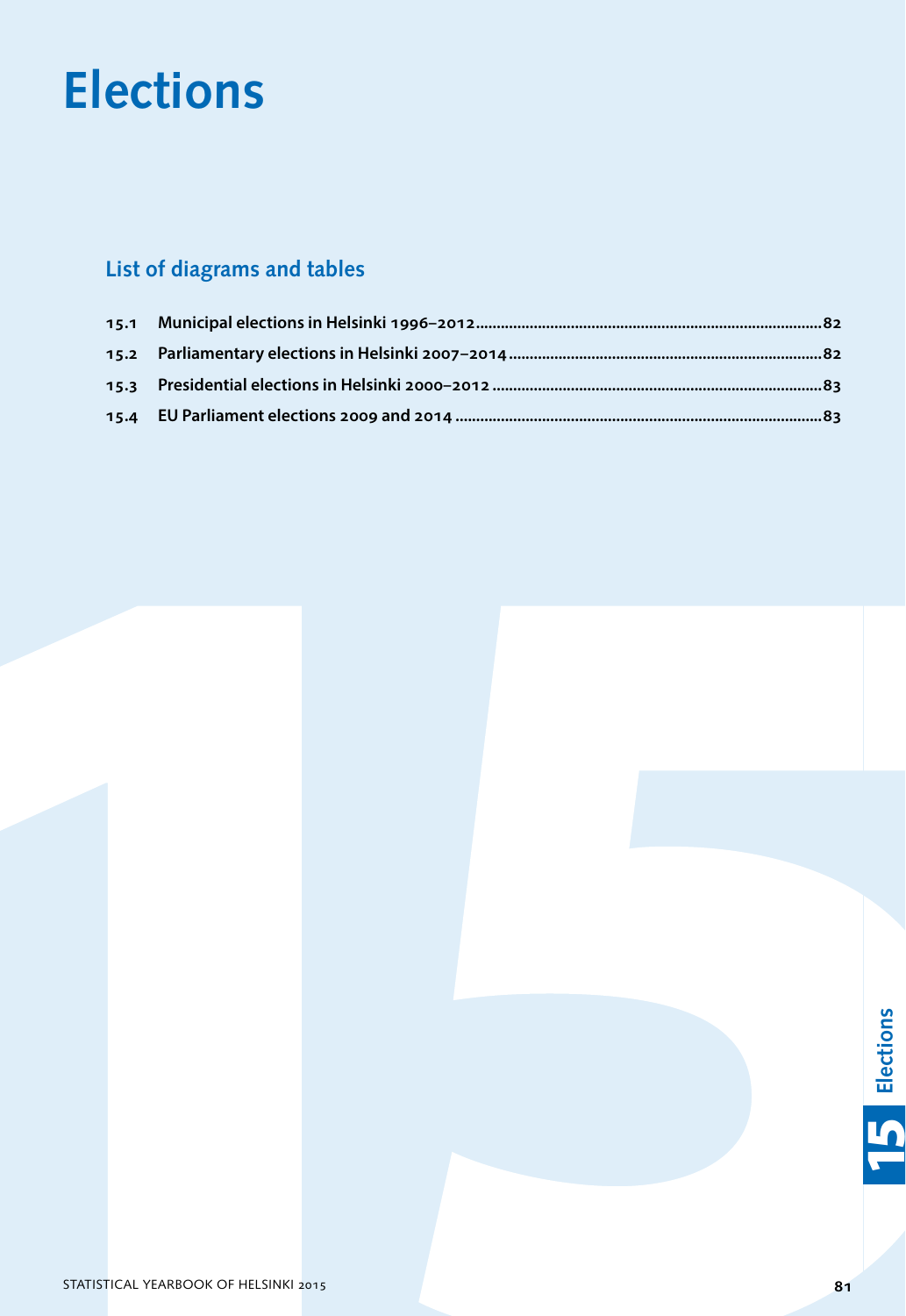# Elections

## List of diagrams and tables

15.1 Municipal elections in Helsinki 1996–2012 ....82
15.2 Parliamentary elections in Helsinki 2007–2014 ....82
15.3 Presidential elections in Helsinki 2000–2012 ....83
15.4 EU Parliament elections 2009 and 2014 ....83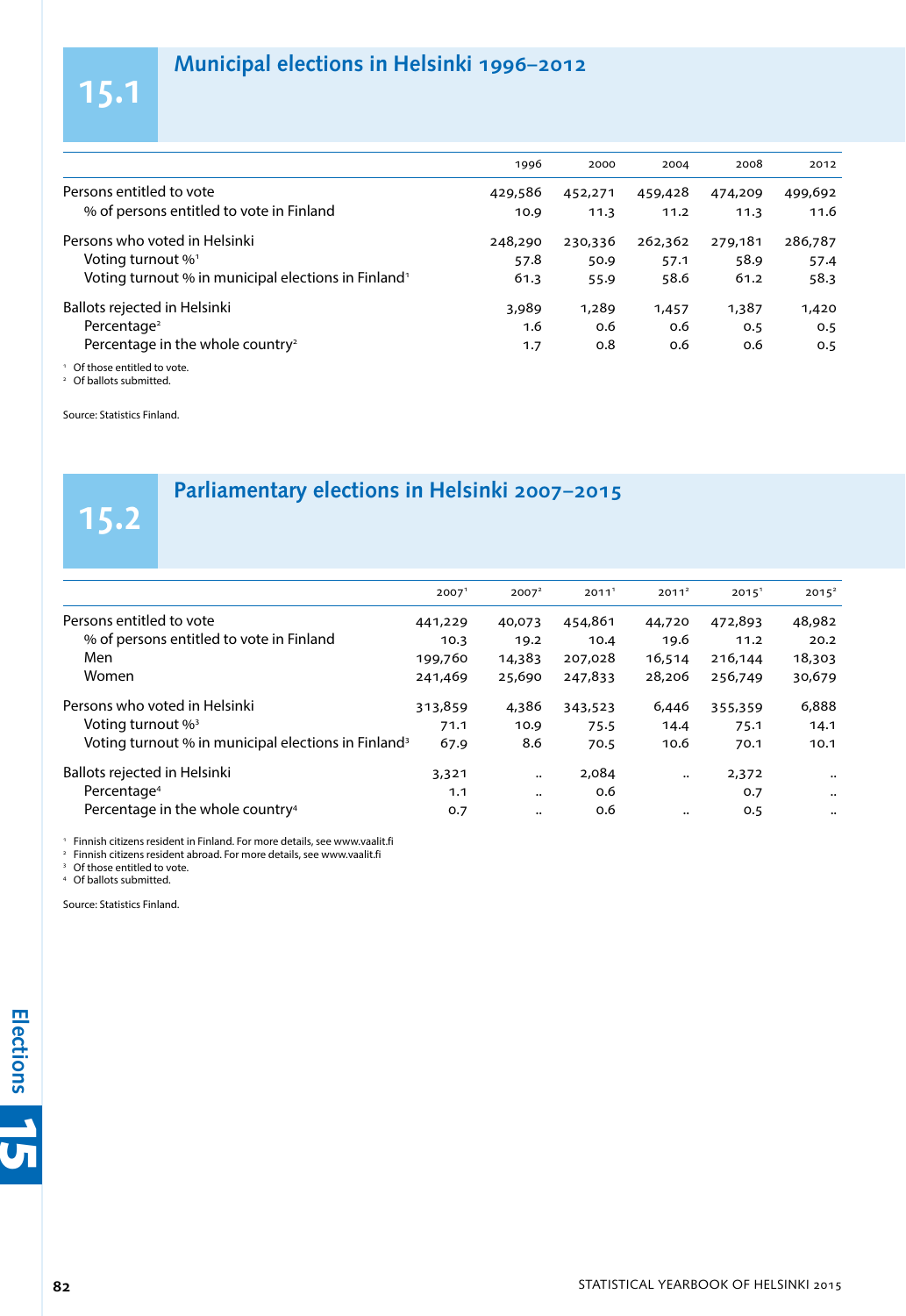# 15.1 Municipal elections in Helsinki 1996–2012

| | 1996 | 2000 | 2004 | 2008 | 2012 |
|---|---|---|---|---|---|
| Persons entitled to vote | 429,586 | 452,271 | 459,428 | 474,209 | 499,692 |
| % of persons entitled to vote in Finland | 10.9 | 11.3 | 11.2 | 11.3 | 11.6 |
| Persons who voted in Helsinki | 248,290 | 230,336 | 262,362 | 279,181 | 286,787 |
| Voting turnout %[1] | 57.8 | 50.9 | 57.1 | 58.9 | 57.4 |
| Voting turnout % in municipal elections in Finland[1] | 61.3 | 55.9 | 58.6 | 61.2 | 58.3 |
| Ballots rejected in Helsinki | 3,989 | 1,289 | 1,457 | 1,387 | 1,420 |
| Percentage[2] | 1.6 | 0.6 | 0.6 | 0.5 | 0.5 |
| Percentage in the whole country[2] | 1.7 | 0.8 | 0.6 | 0.6 | 0.5 |

[1] Of those entitled to vote.
[2] Of ballots submitted.

Source: Statistics Finland.

# 15.2 Parliamentary elections in Helsinki 2007–2015

| | 2007[1] | 2007[2] | 2011[1] | 2011[2] | 2015[1] | 2015[2] |
|---|---|---|---|---|---|---|
| Persons entitled to vote | 441,229 | 40,073 | 454,861 | 44,720 | 472,893 | 48,982 |
| % of persons entitled to vote in Finland | 10.3 | 19.2 | 10.4 | 19.6 | 11.2 | 20.2 |
| Men | 199,760 | 14,383 | 207,028 | 16,514 | 216,144 | 18,303 |
| Women | 241,469 | 25,690 | 247,833 | 28,206 | 256,749 | 30,679 |
| Persons who voted in Helsinki | 313,859 | 4,386 | 343,523 | 6,446 | 355,359 | 6,888 |
| Voting turnout %[3] | 71.1 | 10.9 | 75.5 | 14.4 | 75.1 | 14.1 |
| Voting turnout % in municipal elections in Finland[3] | 67.9 | 8.6 | 70.5 | 10.6 | 70.1 | 10.1 |
| Ballots rejected in Helsinki | 3,321 | .. | 2,084 | .. | 2,372 | .. |
| Percentage[4] | 1.1 | .. | 0.6 | | 0.7 | .. |
| Percentage in the whole country[4] | 0.7 | .. | 0.6 | .. | 0.5 | .. |

[1] Finnish citizens resident in Finland. For more details, see www.vaalit.fi
[2] Finnish citizens resident abroad. For more details, see www.vaalit.fi
[3] Of those entitled to vote.
[4] Of ballots submitted.

Source: Statistics Finland.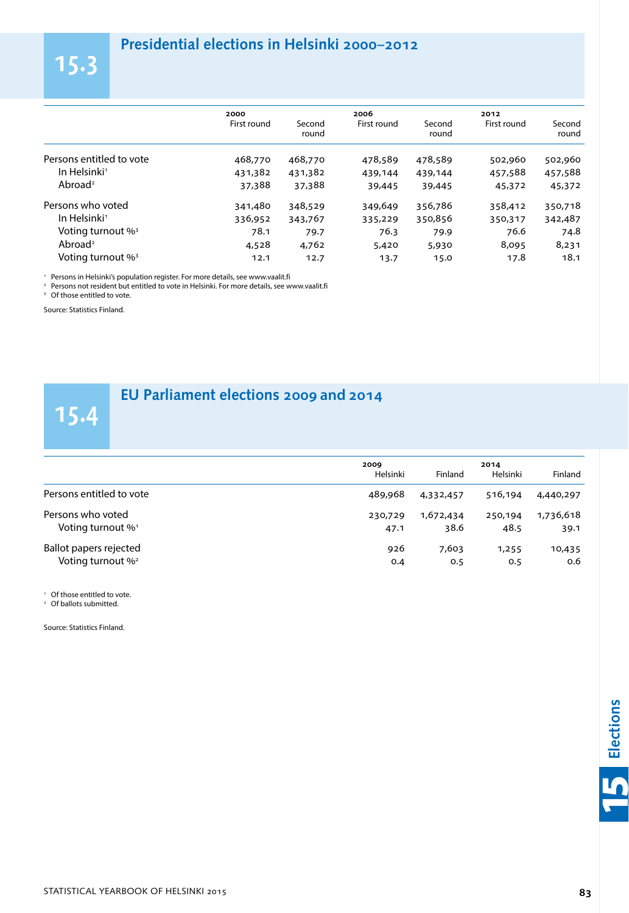## 15.3 Presidential elections in Helsinki 2000–2012

| | 2000 | | 2006 | | 2012 | |
|---|---|---|---|---|---|---|
| | First round | Second round | First round | Second round | First round | Second round |
| Persons entitled to vote | 468,770 | 468,770 | 478,589 | 478,589 | 502,960 | 502,960 |
| In Helsinki[1] | 431,382 | 431,382 | 439,144 | 439,144 | 457,588 | 457,588 |
| Abroad[2] | 37,388 | 37,388 | 39,445 | 39,445 | 45,372 | 45,372 |
| Persons who voted | 341,480 | 348,529 | 349,649 | 356,786 | 358,412 | 350,718 |
| In Helsinki[1] | 336,952 | 343,767 | 335,229 | 350,856 | 350,317 | 342,487 |
| Voting turnout %[3] | 78.1 | 79.7 | 76.3 | 79.9 | 76.6 | 74.8 |
| Abroad[2] | 4,528 | 4,762 | 5,420 | 5,930 | 8,095 | 8,231 |
| Voting turnout %[3] | 12.1 | 12.7 | 13.7 | 15.0 | 17.8 | 18.1 |

[1] Persons in Helsinki's population register. For more details, see www.vaalit.fi
[2] Persons not resident but entitled to vote in Helsinki. For more details, see www.vaalit.fi
[3] Of those entitled to vote.

Source: Statistics Finland.

## 15.4 EU Parliament elections 2009 and 2014

| | 2009 | | 2014 | |
|---|---|---|---|---|
| | Helsinki | Finland | Helsinki | Finland |
| Persons entitled to vote | 489,968 | 4,332,457 | 516,194 | 4,440,297 |
| Persons who voted | 230,729 | 1,672,434 | 250,194 | 1,736,618 |
| Voting turnout %[1] | 47.1 | 38.6 | 48.5 | 39.1 |
| Ballot papers rejected | 926 | 7,603 | 1,255 | 10,435 |
| Voting turnout %[2] | 0.4 | 0.5 | 0.5 | 0.6 |

[1] Of those entitled to vote.
[2] Of ballots submitted.

Source: Statistics Finland.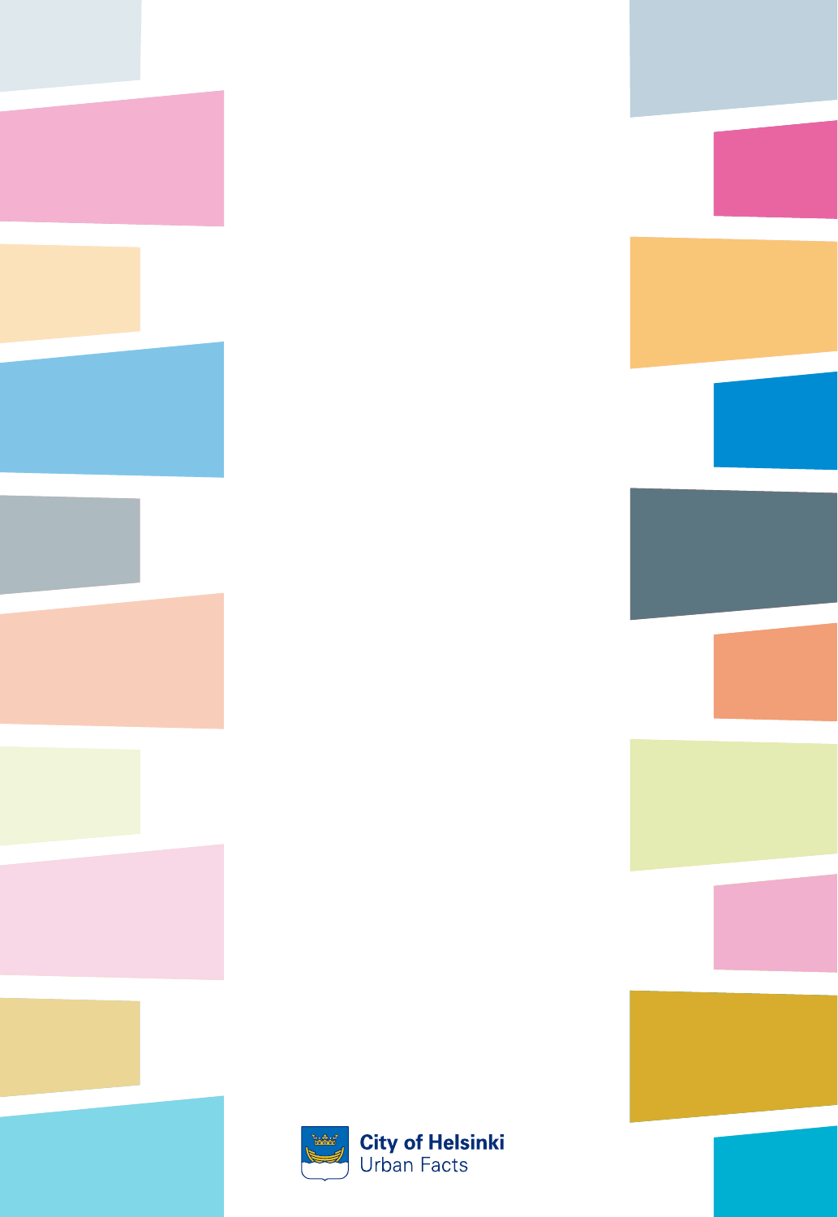City of Helsinki
Urban Facts